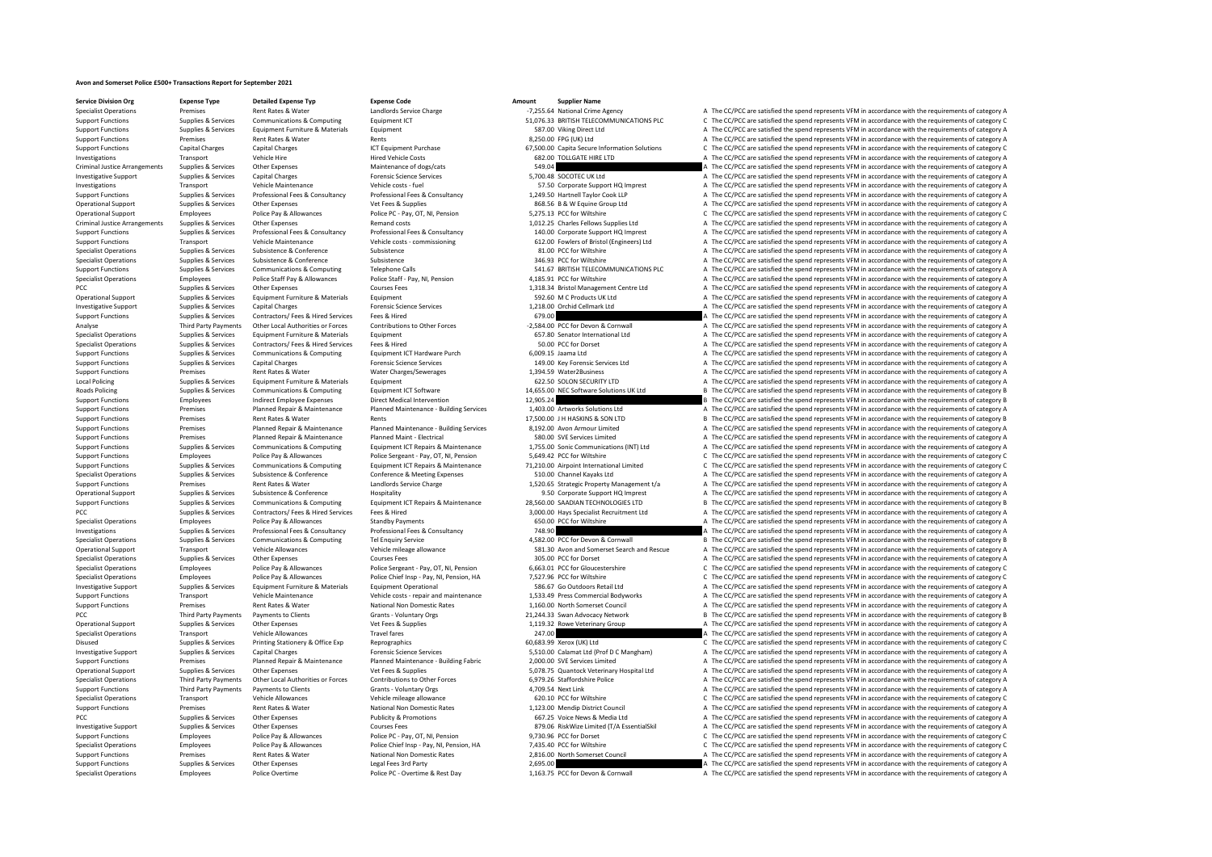# Avon and Somerset Police £500+ Transactions Report for September 2021

| Service Division Org | Expense Type | Detailed Expense Typ | Expense Code | Amount | Supplier Name | |
|---|---|---|---|---|---|---|
| Specialist Operations | Premises | Rent Rates & Water | Landlords Service Charge | -7,255.64 | National Crime Agency | A The CC/PCC are satisfied the spend represents VFM in accordance with the requirements of category A |
| Support Functions | Supplies & Services | Communications & Computing | Equipment ICT | 51,076.33 | BRITISH TELECOMMUNICATIONS PLC | C The CC/PCC are satisfied the spend represents VFM in accordance with the requirements of category C |
| Support Functions | Supplies & Services | Equipment Furniture & Materials | Equipment | 587.00 | Viking Direct Ltd | A The CC/PCC are satisfied the spend represents VFM in accordance with the requirements of category A |
| Support Functions | Premises | Rent Rates & Water | Rents | 8,250.00 | FPG (UK) Ltd | A The CC/PCC are satisfied the spend represents VFM in accordance with the requirements of category A |
| Support Functions | Capital Charges | Capital Charges | ICT Equipment Purchase | 67,500.00 | Capita Secure Information Solutions | C The CC/PCC are satisfied the spend represents VFM in accordance with the requirements of category C |
| Investigations | Transport | Vehicle Hire | Hired Vehicle Costs | 682.00 | TOLLGATE HIRE LTD | A The CC/PCC are satisfied the spend represents VFM in accordance with the requirements of category A |
| Criminal Justice Arrangements | Supplies & Services | Other Expenses | Maintenance of dogs/cats | 549.04 | | A The CC/PCC are satisfied the spend represents VFM in accordance with the requirements of category A |
| Investigative Support | Supplies & Services | Capital Charges | Forensic Science Services | 5,700.48 | SOCOTEC UK Ltd | A The CC/PCC are satisfied the spend represents VFM in accordance with the requirements of category A |
| Investigations | Transport | Vehicle Maintenance | Vehicle costs - fuel | 57.50 | Corporate Support HQ Imprest | A The CC/PCC are satisfied the spend represents VFM in accordance with the requirements of category A |
| Support Functions | Supplies & Services | Professional Fees & Consultancy | Professional Fees & Consultancy | 1,249.50 | Hartnell Taylor Cook LLP | A The CC/PCC are satisfied the spend represents VFM in accordance with the requirements of category A |
| Operational Support | Supplies & Services | Other Expenses | Vet Fees & Supplies | 868.56 | B & W Equine Group Ltd | A The CC/PCC are satisfied the spend represents VFM in accordance with the requirements of category A |
| Operational Support | Employees | Police Pay & Allowances | Police PC - Pay, OT, NI, Pension | 5,275.13 | PCC for Wiltshire | C The CC/PCC are satisfied the spend represents VFM in accordance with the requirements of category C |
| Criminal Justice Arrangements | Supplies & Services | Other Expenses | Remand costs | 1,012.25 | Charles Fellows Supplies Ltd | A The CC/PCC are satisfied the spend represents VFM in accordance with the requirements of category A |
| Support Functions | Supplies & Services | Professional Fees & Consultancy | Professional Fees & Consultancy | 140.00 | Corporate Support HQ Imprest | A The CC/PCC are satisfied the spend represents VFM in accordance with the requirements of category A |
| Support Functions | Transport | Vehicle Maintenance | Vehicle costs - commissioning | 612.00 | Fowlers of Bristol (Engineers) Ltd | A The CC/PCC are satisfied the spend represents VFM in accordance with the requirements of category A |
| Specialist Operations | Supplies & Services | Subsistence & Conference | Subsistence | 81.00 | PCC for Wiltshire | A The CC/PCC are satisfied the spend represents VFM in accordance with the requirements of category A |
| Specialist Operations | Supplies & Services | Subsistence & Conference | Subsistence | 346.93 | PCC for Wiltshire | A The CC/PCC are satisfied the spend represents VFM in accordance with the requirements of category A |
| Support Functions | Supplies & Services | Communications & Computing | Telephone Calls | 541.67 | BRITISH TELECOMMUNICATIONS PLC | A The CC/PCC are satisfied the spend represents VFM in accordance with the requirements of category A |
| Specialist Operations | Employees | Police Staff Pay & Allowances | Police Staff - Pay, NI, Pension | 4,185.91 | PCC for Wiltshire | A The CC/PCC are satisfied the spend represents VFM in accordance with the requirements of category A |
| PCC | Supplies & Services | Other Expenses | Courses Fees | 1,318.34 | Bristol Management Centre Ltd | A The CC/PCC are satisfied the spend represents VFM in accordance with the requirements of category A |
| Operational Support | Supplies & Services | Equipment Furniture & Materials | Equipment | 592.60 | M C Products UK Ltd | A The CC/PCC are satisfied the spend represents VFM in accordance with the requirements of category A |
| Investigative Support | Supplies & Services | Capital Charges | Forensic Science Services | 1,218.00 | Orchid Cellmark Ltd | A The CC/PCC are satisfied the spend represents VFM in accordance with the requirements of category A |
| Support Functions | Supplies & Services | Contractors/ Fees & Hired Services | Fees & Hired | 679.00 | | A The CC/PCC are satisfied the spend represents VFM in accordance with the requirements of category A |
| Analyse | Third Party Payments | Other Local Authorities or Forces | Contributions to Other Forces | -2,584.00 | PCC for Devon & Cornwall | A The CC/PCC are satisfied the spend represents VFM in accordance with the requirements of category A |
| Specialist Operations | Supplies & Services | Equipment Furniture & Materials | Equipment | 657.80 | Senator International Ltd | A The CC/PCC are satisfied the spend represents VFM in accordance with the requirements of category A |
| Specialist Operations | Supplies & Services | Contractors/ Fees & Hired Services | Fees & Hired | 50.00 | PCC for Dorset | A The CC/PCC are satisfied the spend represents VFM in accordance with the requirements of category A |
| Support Functions | Supplies & Services | Communications & Computing | Equipment ICT Hardware Purch | 6,009.15 | Jaama Ltd | A The CC/PCC are satisfied the spend represents VFM in accordance with the requirements of category A |
| Support Functions | Supplies & Services | Capital Charges | Forensic Science Services | 149.00 | Key Forensic Services Ltd | A The CC/PCC are satisfied the spend represents VFM in accordance with the requirements of category A |
| Support Functions | Premises | Rent Rates & Water | Water Charges/Sewerages | 1,394.59 | Water2Business | A The CC/PCC are satisfied the spend represents VFM in accordance with the requirements of category A |
| Local Policing | Supplies & Services | Equipment Furniture & Materials | Equipment | 622.50 | SOLON SECURITY LTD | A The CC/PCC are satisfied the spend represents VFM in accordance with the requirements of category A |
| Roads Policing | Supplies & Services | Communications & Computing | Equipment ICT Software | 14,655.00 | NEC Software Solutions UK Ltd | B The CC/PCC are satisfied the spend represents VFM in accordance with the requirements of category B |
| Support Functions | Employees | Indirect Employee Expenses | Direct Medical Intervention | 12,905.24 | | B The CC/PCC are satisfied the spend represents VFM in accordance with the requirements of category B |
| Support Functions | Premises | Planned Repair & Maintenance | Planned Maintenance - Building Services | 1,403.00 | Artworks Solutions Ltd | A The CC/PCC are satisfied the spend represents VFM in accordance with the requirements of category A |
| Support Functions | Premises | Rent Rates & Water | Rents | 17,500.00 | J H HASKINS & SON LTD | B The CC/PCC are satisfied the spend represents VFM in accordance with the requirements of category B |
| Support Functions | Premises | Planned Repair & Maintenance | Planned Maintenance - Building Services | 8,192.00 | Avon Armour Limited | A The CC/PCC are satisfied the spend represents VFM in accordance with the requirements of category A |
| Support Functions | Premises | Planned Repair & Maintenance | Planned Maint - Electrical | 580.00 | SVE Services Limited | A The CC/PCC are satisfied the spend represents VFM in accordance with the requirements of category A |
| Support Functions | Supplies & Services | Communications & Computing | Equipment ICT Repairs & Maintenance | 1,755.00 | Sonic Communications (INT) Ltd | A The CC/PCC are satisfied the spend represents VFM in accordance with the requirements of category A |
| Support Functions | Employees | Police Pay & Allowances | Police Sergeant - Pay, OT, NI, Pension | 5,649.42 | PCC for Wiltshire | C The CC/PCC are satisfied the spend represents VFM in accordance with the requirements of category C |
| Support Functions | Supplies & Services | Communications & Computing | Equipment ICT Repairs & Maintenance | 71,210.00 | Airpoint International Limited | C The CC/PCC are satisfied the spend represents VFM in accordance with the requirements of category C |
| Specialist Operations | Supplies & Services | Subsistence & Conference | Conference & Meeting Expenses | 510.00 | Channel Kayaks Ltd | A The CC/PCC are satisfied the spend represents VFM in accordance with the requirements of category A |
| Support Functions | Premises | Rent Rates & Water | Landlords Service Charge | 1,520.65 | Strategic Property Management t/a | A The CC/PCC are satisfied the spend represents VFM in accordance with the requirements of category A |
| Operational Support | Supplies & Services | Subsistence & Conference | Hospitality | 9.50 | Corporate Support HQ Imprest | A The CC/PCC are satisfied the spend represents VFM in accordance with the requirements of category A |
| Support Functions | Supplies & Services | Communications & Computing | Equipment ICT Repairs & Maintenance | 28,560.00 | SAADIAN TECHNOLOGIES LTD | B The CC/PCC are satisfied the spend represents VFM in accordance with the requirements of category B |
| PCC | Supplies & Services | Contractors/ Fees & Hired Services | Fees & Hired | 3,000.00 | Hays Specialist Recruitment Ltd | A The CC/PCC are satisfied the spend represents VFM in accordance with the requirements of category A |
| Specialist Operations | Employees | Police Pay & Allowances | Standby Payments | 650.00 | PCC for Wiltshire | A The CC/PCC are satisfied the spend represents VFM in accordance with the requirements of category A |
| Investigations | Supplies & Services | Professional Fees & Consultancy | Professional Fees & Consultancy | 748.90 | | A The CC/PCC are satisfied the spend represents VFM in accordance with the requirements of category A |
| Specialist Operations | Supplies & Services | Communications & Computing | Tel Enquiry Service | 4,582.00 | PCC for Devon & Cornwall | B The CC/PCC are satisfied the spend represents VFM in accordance with the requirements of category B |
| Operational Support | Transport | Vehicle Allowances | Vehicle mileage allowance | 581.30 | Avon and Somerset Search and Rescue | A The CC/PCC are satisfied the spend represents VFM in accordance with the requirements of category A |
| Specialist Operations | Supplies & Services | Other Expenses | Courses Fees | 305.00 | PCC for Dorset | A The CC/PCC are satisfied the spend represents VFM in accordance with the requirements of category A |
| Specialist Operations | Employees | Police Pay & Allowances | Police Sergeant - Pay, OT, NI, Pension | 6,663.01 | PCC for Gloucestershire | C The CC/PCC are satisfied the spend represents VFM in accordance with the requirements of category C |
| Specialist Operations | Employees | Police Pay & Allowances | Police Chief Insp - Pay, NI, Pension, HA | 7,527.96 | PCC for Wiltshire | C The CC/PCC are satisfied the spend represents VFM in accordance with the requirements of category C |
| Investigative Support | Supplies & Services | Equipment Furniture & Materials | Equipment Operational | 586.67 | Go Outdoors Retail Ltd | A The CC/PCC are satisfied the spend represents VFM in accordance with the requirements of category A |
| Support Functions | Transport | Vehicle Maintenance | Vehicle costs - repair and maintenance | 1,533.49 | Press Commercial Bodyworks | A The CC/PCC are satisfied the spend represents VFM in accordance with the requirements of category A |
| Support Functions | Premises | Rent Rates & Water | National Non Domestic Rates | 1,160.00 | North Somerset Council | A The CC/PCC are satisfied the spend represents VFM in accordance with the requirements of category A |
| PCC | Third Party Payments | Payments to Clients | Grants - Voluntary Orgs | 21,244.33 | Swan Advocacy Network | B The CC/PCC are satisfied the spend represents VFM in accordance with the requirements of category B |
| Operational Support | Supplies & Services | Other Expenses | Vet Fees & Supplies | 1,119.32 | Rowe Veterinary Group | A The CC/PCC are satisfied the spend represents VFM in accordance with the requirements of category A |
| Specialist Operations | Transport | Vehicle Allowances | Travel fares | 247.00 | | A The CC/PCC are satisfied the spend represents VFM in accordance with the requirements of category A |
| Disused | Supplies & Services | Printing Stationery & Office Exp | Reprographics | 60,683.99 | Xerox (UK) Ltd | C The CC/PCC are satisfied the spend represents VFM in accordance with the requirements of category C |
| Investigative Support | Supplies & Services | Capital Charges | Forensic Science Services | 5,510.00 | Calamat Ltd (Prof D C Mangham) | A The CC/PCC are satisfied the spend represents VFM in accordance with the requirements of category A |
| Support Functions | Premises | Planned Repair & Maintenance | Planned Maintenance - Building Fabric | 2,000.00 | SVE Services Limited | A The CC/PCC are satisfied the spend represents VFM in accordance with the requirements of category A |
| Operational Support | Supplies & Services | Other Expenses | Vet Fees & Supplies | 5,078.75 | Quantock Veterinary Hospital Ltd | A The CC/PCC are satisfied the spend represents VFM in accordance with the requirements of category A |
| Specialist Operations | Third Party Payments | Other Local Authorities or Forces | Contributions to Other Forces | 6,979.26 | Staffordshire Police | A The CC/PCC are satisfied the spend represents VFM in accordance with the requirements of category A |
| Support Functions | Third Party Payments | Payments to Clients | Grants - Voluntary Orgs | 4,709.54 | Next Link | A The CC/PCC are satisfied the spend represents VFM in accordance with the requirements of category A |
| Specialist Operations | Transport | Vehicle Allowances | Vehicle mileage allowance | 620.10 | PCC for Wiltshire | C The CC/PCC are satisfied the spend represents VFM in accordance with the requirements of category C |
| Support Functions | Premises | Rent Rates & Water | National Non Domestic Rates | 1,123.00 | Mendip District Council | A The CC/PCC are satisfied the spend represents VFM in accordance with the requirements of category A |
| PCC | Supplies & Services | Other Expenses | Publicity & Promotions | 667.25 | Voice News & Media Ltd | A The CC/PCC are satisfied the spend represents VFM in accordance with the requirements of category A |
| Investigative Support | Supplies & Services | Other Expenses | Courses Fees | 879.06 | RiskWize Limited (T/A EssentialSkil | A The CC/PCC are satisfied the spend represents VFM in accordance with the requirements of category A |
| Support Functions | Employees | Police Pay & Allowances | Police PC - Pay, OT, NI, Pension | 9,730.96 | PCC for Dorset | C The CC/PCC are satisfied the spend represents VFM in accordance with the requirements of category C |
| Specialist Operations | Employees | Police Pay & Allowances | Police Chief Insp - Pay, NI, Pension, HA | 7,435.40 | PCC for Wiltshire | C The CC/PCC are satisfied the spend represents VFM in accordance with the requirements of category C |
| Support Functions | Premises | Rent Rates & Water | National Non Domestic Rates | 2,816.00 | North Somerset Council | A The CC/PCC are satisfied the spend represents VFM in accordance with the requirements of category A |
| Support Functions | Supplies & Services | Other Expenses | Legal Fees 3rd Party | 2,695.00 | | A The CC/PCC are satisfied the spend represents VFM in accordance with the requirements of category A |
| Specialist Operations | Employees | Police Overtime | Police PC - Overtime & Rest Day | 1,163.75 | PCC for Devon & Cornwall | A The CC/PCC are satisfied the spend represents VFM in accordance with the requirements of category A |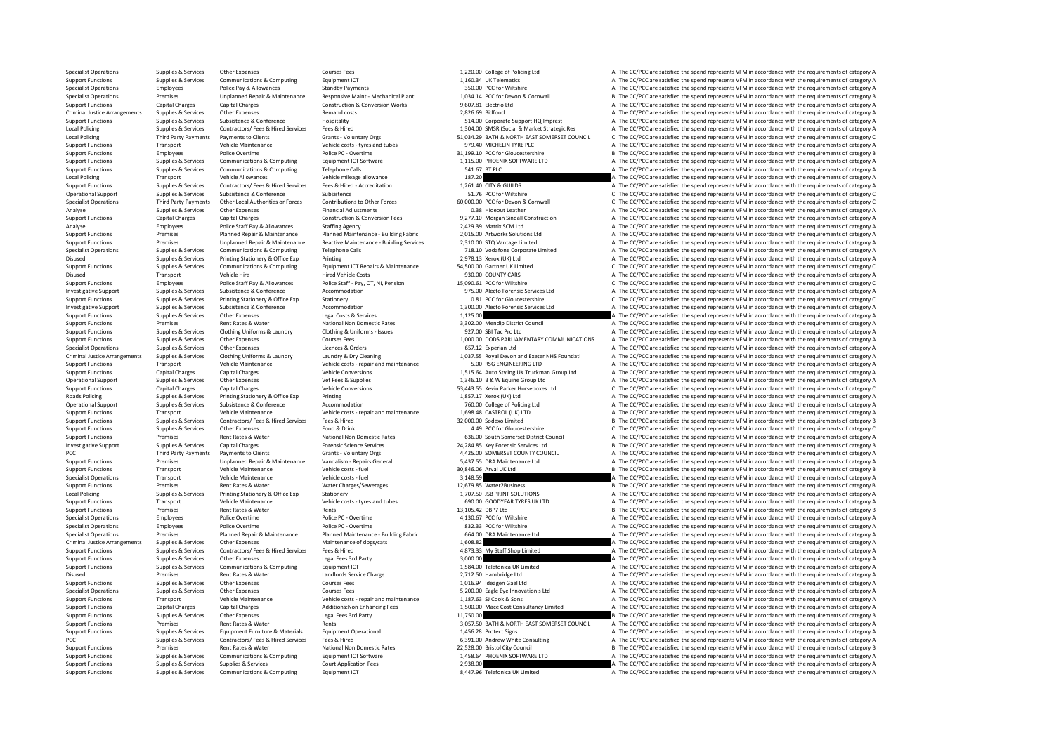| | | | | | | | |
|---|---|---|---|---|---|---|---|
| Specialist Operations | Supplies & Services | Other Expenses | Courses Fees | 1,220.00 | College of Policing Ltd | A | The CC/PCC are satisfied the spend represents VFM in accordance with the requirements of category A |
| Support Functions | Supplies & Services | Communications & Computing | Equipment ICT | 1,160.34 | UK Telematics | A | The CC/PCC are satisfied the spend represents VFM in accordance with the requirements of category A |
| Specialist Operations | Employees | Police Pay & Allowances | Standby Payments | 350.00 | PCC for Wiltshire | A | The CC/PCC are satisfied the spend represents VFM in accordance with the requirements of category A |
| Specialist Operations | Premises | Unplanned Repair & Maintenance | Responsive Maint - Mechanical Plant | 1,034.14 | PCC for Devon & Cornwall | B | The CC/PCC are satisfied the spend represents VFM in accordance with the requirements of category B |
| Support Functions | Capital Charges | Capital Charges | Construction & Conversion Works | 9,607.81 | Electrio Ltd | A | The CC/PCC are satisfied the spend represents VFM in accordance with the requirements of category A |
| Criminal Justice Arrangements | Supplies & Services | Other Expenses | Remand costs | 2,826.69 | Bidfood | A | The CC/PCC are satisfied the spend represents VFM in accordance with the requirements of category A |
| Support Functions | Supplies & Services | Subsistence & Conference | Hospitality | 514.00 | Corporate Support HQ Imprest | A | The CC/PCC are satisfied the spend represents VFM in accordance with the requirements of category A |
| Local Policing | Supplies & Services | Contractors/ Fees & Hired Services | Fees & Hired | 1,304.00 | SMSR (Social & Market Strategic Res | A | The CC/PCC are satisfied the spend represents VFM in accordance with the requirements of category A |
| Local Policing | Third Party Payments | Payments to Clients | Grants - Voluntary Orgs | 51,034.29 | BATH & NORTH EAST SOMERSET COUNCIL | C | The CC/PCC are satisfied the spend represents VFM in accordance with the requirements of category C |
| Support Functions | Transport | Vehicle Maintenance | Vehicle costs - tyres and tubes | 979.40 | MICHELIN TYRE PLC | A | The CC/PCC are satisfied the spend represents VFM in accordance with the requirements of category A |
| Support Functions | Employees | Police Overtime | Police PC - Overtime | 31,199.10 | PCC for Gloucestershire | B | The CC/PCC are satisfied the spend represents VFM in accordance with the requirements of category B |
| Support Functions | Supplies & Services | Communications & Computing | Equipment ICT Software | 1,115.00 | PHOENIX SOFTWARE LTD | A | The CC/PCC are satisfied the spend represents VFM in accordance with the requirements of category A |
| Support Functions | Supplies & Services | Communications & Computing | Telephone Calls | 541.67 | BT PLC | A | The CC/PCC are satisfied the spend represents VFM in accordance with the requirements of category A |
| Local Policing | Transport | Vehicle Allowances | Vehicle mileage allowance | 187.20 | | A | The CC/PCC are satisfied the spend represents VFM in accordance with the requirements of category A |
| Support Functions | Supplies & Services | Contractors/ Fees & Hired Services | Fees & Hired - Accreditation | 1,261.40 | CITY & GUILDS | A | The CC/PCC are satisfied the spend represents VFM in accordance with the requirements of category A |
| Operational Support | Supplies & Services | Subsistence & Conference | Subsistence | 51.76 | PCC for Wiltshire | C | The CC/PCC are satisfied the spend represents VFM in accordance with the requirements of category C |
| Specialist Operations | Third Party Payments | Other Local Authorities or Forces | Contributions to Other Forces | 60,000.00 | PCC for Devon & Cornwall | C | The CC/PCC are satisfied the spend represents VFM in accordance with the requirements of category C |
| Analyse | Supplies & Services | Other Expenses | Financial Adjustments | 0.38 | Hideout Leather | A | The CC/PCC are satisfied the spend represents VFM in accordance with the requirements of category A |
| Support Functions | Capital Charges | Capital Charges | Construction & Conversion Fees | 9,277.10 | Morgan Sindall Construction | A | The CC/PCC are satisfied the spend represents VFM in accordance with the requirements of category A |
| Analyse | Employees | Police Staff Pay & Allowances | Staffing Agency | 2,429.39 | Matrix SCM Ltd | A | The CC/PCC are satisfied the spend represents VFM in accordance with the requirements of category A |
| Support Functions | Premises | Planned Repair & Maintenance | Planned Maintenance - Building Fabric | 2,015.00 | Artworks Solutions Ltd | A | The CC/PCC are satisfied the spend represents VFM in accordance with the requirements of category A |
| Support Functions | Premises | Unplanned Repair & Maintenance | Reactive Maintenance - Building Services | 2,310.00 | STQ Vantage Limited | A | The CC/PCC are satisfied the spend represents VFM in accordance with the requirements of category A |
| Specialist Operations | Supplies & Services | Communications & Computing | Telephone Calls | 718.10 | Vodafone Corporate Limited | A | The CC/PCC are satisfied the spend represents VFM in accordance with the requirements of category A |
| Disused | Supplies & Services | Printing Stationery & Office Exp | Printing | 2,978.13 | Xerox (UK) Ltd | A | The CC/PCC are satisfied the spend represents VFM in accordance with the requirements of category A |
| Support Functions | Supplies & Services | Communications & Computing | Equipment ICT Repairs & Maintenance | 54,500.00 | Gartner UK Limited | C | The CC/PCC are satisfied the spend represents VFM in accordance with the requirements of category C |
| Disused | Transport | Vehicle Hire | Hired Vehicle Costs | 930.00 | COUNTY CARS | A | The CC/PCC are satisfied the spend represents VFM in accordance with the requirements of category A |
| Support Functions | Employees | Police Staff Pay & Allowances | Police Staff - Pay, OT, NI, Pension | 15,090.61 | PCC for Wiltshire | C | The CC/PCC are satisfied the spend represents VFM in accordance with the requirements of category C |
| Investigative Support | Supplies & Services | Subsistence & Conference | Accommodation | 975.00 | Alecto Forensic Services Ltd | A | The CC/PCC are satisfied the spend represents VFM in accordance with the requirements of category A |
| Support Functions | Supplies & Services | Printing Stationery & Office Exp | Stationery | 0.81 | PCC for Gloucestershire | C | The CC/PCC are satisfied the spend represents VFM in accordance with the requirements of category C |
| Investigative Support | Supplies & Services | Subsistence & Conference | Accommodation | 1,300.00 | Alecto Forensic Services Ltd | A | The CC/PCC are satisfied the spend represents VFM in accordance with the requirements of category A |
| Support Functions | Supplies & Services | Other Expenses | Legal Costs & Services | 1,125.00 | | A | The CC/PCC are satisfied the spend represents VFM in accordance with the requirements of category A |
| Support Functions | Premises | Rent Rates & Water | National Non Domestic Rates | 3,302.00 | Mendip District Council | A | The CC/PCC are satisfied the spend represents VFM in accordance with the requirements of category A |
| Support Functions | Supplies & Services | Clothing Uniforms & Laundry | Clothing & Uniforms - Issues | 927.00 | SBI Tac Pro Ltd | A | The CC/PCC are satisfied the spend represents VFM in accordance with the requirements of category A |
| Support Functions | Supplies & Services | Other Expenses | Courses Fees | 1,000.00 | DODS PARLIAMENTARY COMMUNICATIONS | A | The CC/PCC are satisfied the spend represents VFM in accordance with the requirements of category A |
| Specialist Operations | Supplies & Services | Other Expenses | Licences & Orders | 657.12 | Experian Ltd | A | The CC/PCC are satisfied the spend represents VFM in accordance with the requirements of category A |
| Criminal Justice Arrangements | Supplies & Services | Clothing Uniforms & Laundry | Laundry & Dry Cleaning | 1,037.55 | Royal Devon and Exeter NHS Foundati | A | The CC/PCC are satisfied the spend represents VFM in accordance with the requirements of category A |
| Support Functions | Transport | Vehicle Maintenance | Vehicle costs - repair and maintenance | 5.00 | RSG ENGINEERING LTD | A | The CC/PCC are satisfied the spend represents VFM in accordance with the requirements of category A |
| Support Functions | Capital Charges | Capital Charges | Vehicle Conversions | 1,515.64 | Auto Styling UK Truckman Group Ltd | A | The CC/PCC are satisfied the spend represents VFM in accordance with the requirements of category A |
| Operational Support | Supplies & Services | Other Expenses | Vet Fees & Supplies | 1,346.10 | B & W Equine Group Ltd | A | The CC/PCC are satisfied the spend represents VFM in accordance with the requirements of category A |
| Support Functions | Capital Charges | Capital Charges | Vehicle Conversions | 53,443.55 | Kevin Parker Horseboxes Ltd | C | The CC/PCC are satisfied the spend represents VFM in accordance with the requirements of category C |
| Roads Policing | Supplies & Services | Printing Stationery & Office Exp | Printing | 1,857.17 | Xerox (UK) Ltd | A | The CC/PCC are satisfied the spend represents VFM in accordance with the requirements of category A |
| Operational Support | Supplies & Services | Subsistence & Conference | Accommodation | 760.00 | College of Policing Ltd | A | The CC/PCC are satisfied the spend represents VFM in accordance with the requirements of category A |
| Support Functions | Transport | Vehicle Maintenance | Vehicle costs - repair and maintenance | 1,698.48 | CASTROL (UK) LTD | A | The CC/PCC are satisfied the spend represents VFM in accordance with the requirements of category A |
| Support Functions | Supplies & Services | Contractors/ Fees & Hired Services | Fees & Hired | 32,000.00 | Sodexo Limited | B | The CC/PCC are satisfied the spend represents VFM in accordance with the requirements of category B |
| Support Functions | Supplies & Services | Other Expenses | Food & Drink | 4.49 | PCC for Gloucestershire | C | The CC/PCC are satisfied the spend represents VFM in accordance with the requirements of category C |
| Support Functions | Premises | Rent Rates & Water | National Non Domestic Rates | 636.00 | South Somerset District Council | A | The CC/PCC are satisfied the spend represents VFM in accordance with the requirements of category A |
| Investigative Support | Supplies & Services | Capital Charges | Forensic Science Services | 24,284.85 | Key Forensic Services Ltd | B | The CC/PCC are satisfied the spend represents VFM in accordance with the requirements of category B |
| PCC | Third Party Payments | Payments to Clients | Grants - Voluntary Orgs | 4,425.00 | SOMERSET COUNTY COUNCIL | A | The CC/PCC are satisfied the spend represents VFM in accordance with the requirements of category A |
| Support Functions | Premises | Unplanned Repair & Maintenance | Vandalism - Repairs General | 5,437.55 | DRA Maintenance Ltd | A | The CC/PCC are satisfied the spend represents VFM in accordance with the requirements of category A |
| Support Functions | Transport | Vehicle Maintenance | Vehicle costs - fuel | 30,846.06 | Arval UK Ltd | B | The CC/PCC are satisfied the spend represents VFM in accordance with the requirements of category B |
| Specialist Operations | Transport | Vehicle Maintenance | Vehicle costs - fuel | 3,148.59 | | A | The CC/PCC are satisfied the spend represents VFM in accordance with the requirements of category A |
| Support Functions | Premises | Rent Rates & Water | Water Charges/Sewerages | 12,679.85 | Water2Business | B | The CC/PCC are satisfied the spend represents VFM in accordance with the requirements of category B |
| Local Policing | Supplies & Services | Printing Stationery & Office Exp | Stationery | 1,707.50 | JSB PRINT SOLUTIONS | A | The CC/PCC are satisfied the spend represents VFM in accordance with the requirements of category A |
| Support Functions | Transport | Vehicle Maintenance | Vehicle costs - tyres and tubes | 690.00 | GOODYEAR TYRES UK LTD | A | The CC/PCC are satisfied the spend represents VFM in accordance with the requirements of category A |
| Support Functions | Premises | Rent Rates & Water | Rents | 13,105.42 | DBP7 Ltd | B | The CC/PCC are satisfied the spend represents VFM in accordance with the requirements of category B |
| Specialist Operations | Employees | Police Overtime | Police PC - Overtime | 4,130.67 | PCC for Wiltshire | A | The CC/PCC are satisfied the spend represents VFM in accordance with the requirements of category A |
| Specialist Operations | Employees | Police Overtime | Police PC - Overtime | 832.33 | PCC for Wiltshire | A | The CC/PCC are satisfied the spend represents VFM in accordance with the requirements of category A |
| Specialist Operations | Premises | Planned Repair & Maintenance | Planned Maintenance - Building Fabric | 664.00 | DRA Maintenance Ltd | A | The CC/PCC are satisfied the spend represents VFM in accordance with the requirements of category A |
| Criminal Justice Arrangements | Supplies & Services | Other Expenses | Maintenance of dogs/cats | 1,608.82 | | A | The CC/PCC are satisfied the spend represents VFM in accordance with the requirements of category A |
| Support Functions | Supplies & Services | Contractors/ Fees & Hired Services | Fees & Hired | 4,873.33 | My Staff Shop Limited | A | The CC/PCC are satisfied the spend represents VFM in accordance with the requirements of category A |
| Support Functions | Supplies & Services | Other Expenses | Legal Fees 3rd Party | 3,000.00 | | A | The CC/PCC are satisfied the spend represents VFM in accordance with the requirements of category A |
| Support Functions | Supplies & Services | Communications & Computing | Equipment ICT | 1,584.00 | Telefonica UK Limited | A | The CC/PCC are satisfied the spend represents VFM in accordance with the requirements of category A |
| Disused | Premises | Rent Rates & Water | Landlords Service Charge | 2,712.50 | Hambridge Ltd | A | The CC/PCC are satisfied the spend represents VFM in accordance with the requirements of category A |
| Support Functions | Supplies & Services | Other Expenses | Courses Fees | 1,016.94 | Ideagen Gael Ltd | A | The CC/PCC are satisfied the spend represents VFM in accordance with the requirements of category A |
| Specialist Operations | Supplies & Services | Other Expenses | Courses Fees | 5,200.00 | Eagle Eye Innovation's Ltd | A | The CC/PCC are satisfied the spend represents VFM in accordance with the requirements of category A |
| Support Functions | Transport | Vehicle Maintenance | Vehicle costs - repair and maintenance | 1,187.63 | SJ Cook & Sons | A | The CC/PCC are satisfied the spend represents VFM in accordance with the requirements of category A |
| Support Functions | Capital Charges | Capital Charges | Additions:Non Enhancing Fees | 1,500.00 | Mace Cost Consultancy Limited | A | The CC/PCC are satisfied the spend represents VFM in accordance with the requirements of category A |
| Support Functions | Supplies & Services | Other Expenses | Legal Fees 3rd Party | 11,750.00 | | B | The CC/PCC are satisfied the spend represents VFM in accordance with the requirements of category B |
| Support Functions | Premises | Rent Rates & Water | Rents | 3,057.50 | BATH & NORTH EAST SOMERSET COUNCIL | A | The CC/PCC are satisfied the spend represents VFM in accordance with the requirements of category A |
| Support Functions | Supplies & Services | Equipment Furniture & Materials | Equipment Operational | 1,456.28 | Protect Signs | A | The CC/PCC are satisfied the spend represents VFM in accordance with the requirements of category A |
| PCC | Supplies & Services | Contractors/ Fees & Hired Services | Fees & Hired | 6,391.00 | Andrew White Consulting | A | The CC/PCC are satisfied the spend represents VFM in accordance with the requirements of category A |
| Support Functions | Premises | Rent Rates & Water | National Non Domestic Rates | 22,528.00 | Bristol City Council | B | The CC/PCC are satisfied the spend represents VFM in accordance with the requirements of category B |
| Support Functions | Supplies & Services | Communications & Computing | Equipment ICT Software | 1,458.64 | PHOENIX SOFTWARE LTD | A | The CC/PCC are satisfied the spend represents VFM in accordance with the requirements of category A |
| Support Functions | Supplies & Services | Supplies & Services | Court Application Fees | 2,938.00 | | A | The CC/PCC are satisfied the spend represents VFM in accordance with the requirements of category A |
| Support Functions | Supplies & Services | Communications & Computing | Equipment ICT | 8,447.96 | Telefonica UK Limited | A | The CC/PCC are satisfied the spend represents VFM in accordance with the requirements of category A |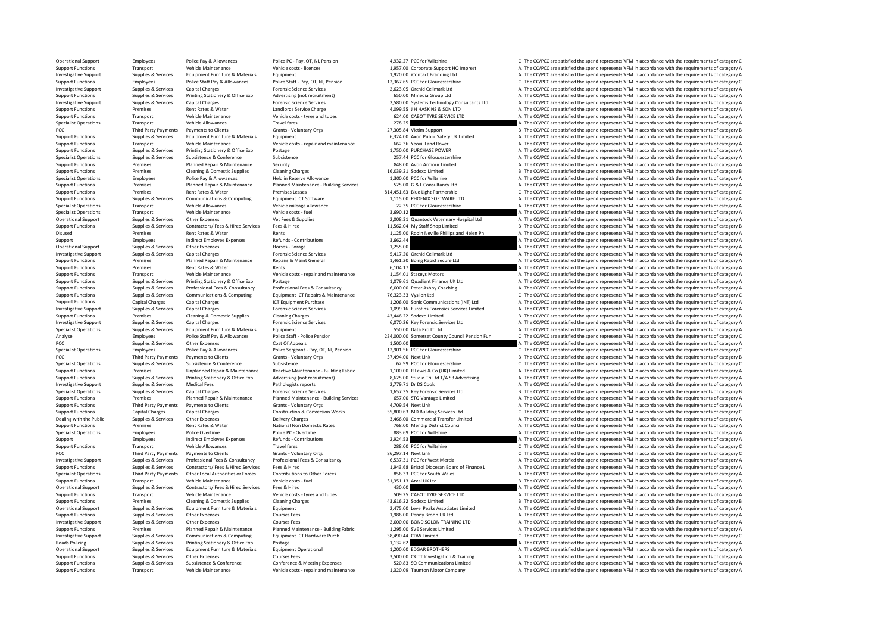| | | | | | | | |
|---|---|---|---|---|---|---|---|
| Operational Support | Employees | Police Pay & Allowances | Police PC - Pay, OT, NI, Pension | 4,932.27 | PCC for Wiltshire | C | The CC/PCC are satisfied the spend represents VFM in accordance with the requirements of category C |
| Support Functions | Transport | Vehicle Maintenance | Vehicle costs - licences | 1,957.00 | Corporate Support HQ Imprest | A | The CC/PCC are satisfied the spend represents VFM in accordance with the requirements of category A |
| Investigative Support | Supplies & Services | Equipment Furniture & Materials | Equipment | 1,920.00 | iContact Branding Ltd | A | The CC/PCC are satisfied the spend represents VFM in accordance with the requirements of category A |
| Support Functions | Employees | Police Staff Pay & Allowances | Police Staff - Pay, OT, NI, Pension | 12,367.65 | PCC for Gloucestershire | C | The CC/PCC are satisfied the spend represents VFM in accordance with the requirements of category C |
| Investigative Support | Supplies & Services | Capital Charges | Forensic Science Services | 2,623.05 | Orchid Cellmark Ltd | A | The CC/PCC are satisfied the spend represents VFM in accordance with the requirements of category A |
| Support Functions | Supplies & Services | Printing Stationery & Office Exp | Advertising (not recruitment) | 650.00 | Mmedia Group Ltd | A | The CC/PCC are satisfied the spend represents VFM in accordance with the requirements of category A |
| Investigative Support | Supplies & Services | Capital Charges | Forensic Science Services | 2,580.00 | Systems Technology Consultants Ltd | A | The CC/PCC are satisfied the spend represents VFM in accordance with the requirements of category A |
| Support Functions | Premises | Rent Rates & Water | Landlords Service Charge | 4,099.55 | J H HASKINS & SON LTD | A | The CC/PCC are satisfied the spend represents VFM in accordance with the requirements of category A |
| Support Functions | Transport | Vehicle Maintenance | Vehicle costs - tyres and tubes | 624.00 | CABOT TYRE SERVICE LTD | A | The CC/PCC are satisfied the spend represents VFM in accordance with the requirements of category A |
| Specialist Operations | Transport | Vehicle Allowances | Travel fares | 278.25 | | A | The CC/PCC are satisfied the spend represents VFM in accordance with the requirements of category A |
| PCC | Third Party Payments | Payments to Clients | Grants - Voluntary Orgs | 27,305.84 | Victim Support | B | The CC/PCC are satisfied the spend represents VFM in accordance with the requirements of category B |
| Support Functions | Supplies & Services | Equipment Furniture & Materials | Equipment | 6,324.00 | Axon Public Safety UK Limited | A | The CC/PCC are satisfied the spend represents VFM in accordance with the requirements of category A |
| Support Functions | Transport | Vehicle Maintenance | Vehicle costs - repair and maintenance | 662.36 | Yeovil Land Rover | A | The CC/PCC are satisfied the spend represents VFM in accordance with the requirements of category A |
| Support Functions | Supplies & Services | Printing Stationery & Office Exp | Postage | 1,750.00 | PURCHASE POWER | A | The CC/PCC are satisfied the spend represents VFM in accordance with the requirements of category A |
| Specialist Operations | Supplies & Services | Subsistence & Conference | Subsistence | 257.44 | PCC for Gloucestershire | A | The CC/PCC are satisfied the spend represents VFM in accordance with the requirements of category A |
| Support Functions | Premises | Planned Repair & Maintenance | Security | 848.00 | Avon Armour Limited | A | The CC/PCC are satisfied the spend represents VFM in accordance with the requirements of category A |
| Support Functions | Premises | Cleaning & Domestic Supplies | Cleaning Charges | 16,039.21 | Sodexo Limited | B | The CC/PCC are satisfied the spend represents VFM in accordance with the requirements of category B |
| Specialist Operations | Employees | Police Pay & Allowances | Held in Reserve Allowance | 1,300.00 | PCC for Wiltshire | A | The CC/PCC are satisfied the spend represents VFM in accordance with the requirements of category A |
| Support Functions | Premises | Planned Repair & Maintenance | Planned Maintenance - Building Services | 525.00 | G & L Consultancy Ltd | A | The CC/PCC are satisfied the spend represents VFM in accordance with the requirements of category A |
| Support Functions | Premises | Rent Rates & Water | Premises Leases | 814,451.63 | Blue Light Partnership | C | The CC/PCC are satisfied the spend represents VFM in accordance with the requirements of category C |
| Support Functions | Supplies & Services | Communications & Computing | Equipment ICT Software | 1,115.00 | PHOENIX SOFTWARE LTD | A | The CC/PCC are satisfied the spend represents VFM in accordance with the requirements of category A |
| Specialist Operations | Transport | Vehicle Allowances | Vehicle mileage allowance | 22.35 | PCC for Gloucestershire | A | The CC/PCC are satisfied the spend represents VFM in accordance with the requirements of category A |
| Specialist Operations | Transport | Vehicle Maintenance | Vehicle costs - fuel | 3,690.12 | | A | The CC/PCC are satisfied the spend represents VFM in accordance with the requirements of category A |
| Operational Support | Supplies & Services | Other Expenses | Vet Fees & Supplies | 2,008.31 | Quantock Veterinary Hospital Ltd | A | The CC/PCC are satisfied the spend represents VFM in accordance with the requirements of category A |
| Support Functions | Supplies & Services | Contractors/ Fees & Hired Services | Fees & Hired | 11,562.04 | My Staff Shop Limited | B | The CC/PCC are satisfied the spend represents VFM in accordance with the requirements of category B |
| Disused | Premises | Rent Rates & Water | Rents | 1,125.00 | Robin Neville Phillips and Helen Ph | A | The CC/PCC are satisfied the spend represents VFM in accordance with the requirements of category A |
| Support | Employees | Indirect Employee Expenses | Refunds - Contributions | 3,662.44 | | A | The CC/PCC are satisfied the spend represents VFM in accordance with the requirements of category A |
| Operational Support | Supplies & Services | Other Expenses | Horses - Forage | 1,255.00 | | A | The CC/PCC are satisfied the spend represents VFM in accordance with the requirements of category A |
| Investigative Support | Supplies & Services | Capital Charges | Forensic Science Services | 5,417.20 | Orchid Cellmark Ltd | A | The CC/PCC are satisfied the spend represents VFM in accordance with the requirements of category A |
| Support Functions | Premises | Planned Repair & Maintenance | Repairs & Maint General | 1,461.20 | Boing Rapid Secure Ltd | A | The CC/PCC are satisfied the spend represents VFM in accordance with the requirements of category A |
| Support Functions | Premises | Rent Rates & Water | Rents | 6,104.17 | | A | The CC/PCC are satisfied the spend represents VFM in accordance with the requirements of category A |
| Support Functions | Transport | Vehicle Maintenance | Vehicle costs - repair and maintenance | 1,154.01 | Staceys Motors | A | The CC/PCC are satisfied the spend represents VFM in accordance with the requirements of category A |
| Support Functions | Supplies & Services | Printing Stationery & Office Exp | Postage | 1,079.61 | Quadient Finance UK Ltd | A | The CC/PCC are satisfied the spend represents VFM in accordance with the requirements of category A |
| Support Functions | Supplies & Services | Professional Fees & Consultancy | Professional Fees & Consultancy | 6,000.00 | Peter Ashby Coaching | A | The CC/PCC are satisfied the spend represents VFM in accordance with the requirements of category A |
| Support Functions | Supplies & Services | Communications & Computing | Equipment ICT Repairs & Maintenance | 76,323.33 | Vysiion Ltd | C | The CC/PCC are satisfied the spend represents VFM in accordance with the requirements of category C |
| Support Functions | Capital Charges | Capital Charges | ICT Equipment Purchase | 1,206.00 | Sonic Communications (INT) Ltd | A | The CC/PCC are satisfied the spend represents VFM in accordance with the requirements of category A |
| Investigative Support | Supplies & Services | Capital Charges | Forensic Science Services | 1,099.16 | Eurofins Forensics Services Limited | A | The CC/PCC are satisfied the spend represents VFM in accordance with the requirements of category A |
| Support Functions | Premises | Cleaning & Domestic Supplies | Cleaning Charges | 43,446.22 | Sodexo Limited | B | The CC/PCC are satisfied the spend represents VFM in accordance with the requirements of category B |
| Investigative Support | Supplies & Services | Capital Charges | Forensic Science Services | 6,070.26 | Key Forensic Services Ltd | A | The CC/PCC are satisfied the spend represents VFM in accordance with the requirements of category A |
| Specialist Operations | Supplies & Services | Equipment Furniture & Materials | Equipment | 550.00 | Data Pro IT Ltd | A | The CC/PCC are satisfied the spend represents VFM in accordance with the requirements of category A |
| Analyse | Employees | Police Staff Pay & Allowances | Police Staff - Police Pension | 234,000.00 | Somerset County Council Pension Fun | C | The CC/PCC are satisfied the spend represents VFM in accordance with the requirements of category C |
| PCC | Supplies & Services | Other Expenses | Cost Of Appeals | 1,500.00 | | A | The CC/PCC are satisfied the spend represents VFM in accordance with the requirements of category A |
| Specialist Operations | Employees | Police Pay & Allowances | Police Sergeant - Pay, OT, NI, Pension | 12,901.56 | PCC for Gloucestershire | C | The CC/PCC are satisfied the spend represents VFM in accordance with the requirements of category C |
| PCC | Third Party Payments | Payments to Clients | Grants - Voluntary Orgs | 37,494.00 | Next Link | B | The CC/PCC are satisfied the spend represents VFM in accordance with the requirements of category B |
| Specialist Operations | Supplies & Services | Subsistence & Conference | Subsistence | 62.99 | PCC for Gloucestershire | C | The CC/PCC are satisfied the spend represents VFM in accordance with the requirements of category C |
| Support Functions | Premises | Unplanned Repair & Maintenance | Reactive Maintenance - Building Fabric | 1,100.00 | R Lewis & Co (UK) Limited | A | The CC/PCC are satisfied the spend represents VFM in accordance with the requirements of category A |
| Support Functions | Supplies & Services | Printing Stationery & Office Exp | Advertising (not recruitment) | 8,625.00 | Studio Tri Ltd T/A S3 Advertising | A | The CC/PCC are satisfied the spend represents VFM in accordance with the requirements of category A |
| Investigative Support | Supplies & Services | Medical Fees | Pathologists reports | 2,779.71 | Dr DS Cook | A | The CC/PCC are satisfied the spend represents VFM in accordance with the requirements of category A |
| Specialist Operations | Supplies & Services | Capital Charges | Forensic Science Services | 1,657.35 | Key Forensic Services Ltd | B | The CC/PCC are satisfied the spend represents VFM in accordance with the requirements of category B |
| Support Functions | Premises | Planned Repair & Maintenance | Planned Maintenance - Building Services | 657.00 | STQ Vantage Limited | A | The CC/PCC are satisfied the spend represents VFM in accordance with the requirements of category A |
| Support Functions | Third Party Payments | Payments to Clients | Grants - Voluntary Orgs | 4,709.54 | Next Link | A | The CC/PCC are satisfied the spend represents VFM in accordance with the requirements of category A |
| Support Functions | Capital Charges | Capital Charges | Construction & Conversion Works | 55,800.63 | MD Building Services Ltd | C | The CC/PCC are satisfied the spend represents VFM in accordance with the requirements of category C |
| Dealing with the Public | Supplies & Services | Other Expenses | Delivery Charges | 3,466.00 | Commercial Transfer Limited | A | The CC/PCC are satisfied the spend represents VFM in accordance with the requirements of category A |
| Support Functions | Premises | Rent Rates & Water | National Non Domestic Rates | 768.00 | Mendip District Council | A | The CC/PCC are satisfied the spend represents VFM in accordance with the requirements of category A |
| Specialist Operations | Employees | Police Overtime | Police PC - Overtime | 883.69 | PCC for Wiltshire | A | The CC/PCC are satisfied the spend represents VFM in accordance with the requirements of category A |
| Support | Employees | Indirect Employee Expenses | Refunds - Contributions | 2,924.53 | | A | The CC/PCC are satisfied the spend represents VFM in accordance with the requirements of category A |
| Support Functions | Transport | Vehicle Allowances | Travel fares | 288.00 | PCC for Wiltshire | C | The CC/PCC are satisfied the spend represents VFM in accordance with the requirements of category C |
| PCC | Third Party Payments | Payments to Clients | Grants - Voluntary Orgs | 86,297.14 | Next Link | C | The CC/PCC are satisfied the spend represents VFM in accordance with the requirements of category C |
| Investigative Support | Supplies & Services | Professional Fees & Consultancy | Professional Fees & Consultancy | 6,537.31 | PCC for West Mercia | A | The CC/PCC are satisfied the spend represents VFM in accordance with the requirements of category A |
| Support Functions | Supplies & Services | Contractors/ Fees & Hired Services | Fees & Hired | 1,943.68 | Bristol Diocesan Board of Finance L | A | The CC/PCC are satisfied the spend represents VFM in accordance with the requirements of category A |
| Specialist Operations | Third Party Payments | Other Local Authorities or Forces | Contributions to Other Forces | 856.33 | PCC for South Wales | A | The CC/PCC are satisfied the spend represents VFM in accordance with the requirements of category A |
| Support Functions | Transport | Vehicle Maintenance | Vehicle costs - fuel | 31,351.13 | Arval UK Ltd | B | The CC/PCC are satisfied the spend represents VFM in accordance with the requirements of category B |
| Operational Support | Supplies & Services | Contractors/ Fees & Hired Services | Fees & Hired | 430.00 | | A | The CC/PCC are satisfied the spend represents VFM in accordance with the requirements of category A |
| Support Functions | Transport | Vehicle Maintenance | Vehicle costs - tyres and tubes | 509.25 | CABOT TYRE SERVICE LTD | A | The CC/PCC are satisfied the spend represents VFM in accordance with the requirements of category A |
| Support Functions | Premises | Cleaning & Domestic Supplies | Cleaning Charges | 43,616.22 | Sodexo Limited | B | The CC/PCC are satisfied the spend represents VFM in accordance with the requirements of category B |
| Operational Support | Supplies & Services | Equipment Furniture & Materials | Equipment | 2,475.00 | Level Peaks Associates Limited | A | The CC/PCC are satisfied the spend represents VFM in accordance with the requirements of category A |
| Support Functions | Supplies & Services | Other Expenses | Courses Fees | 1,986.00 | Penny Brohn UK Ltd | A | The CC/PCC are satisfied the spend represents VFM in accordance with the requirements of category A |
| Investigative Support | Supplies & Services | Other Expenses | Courses Fees | 2,000.00 | BOND SOLON TRAINING LTD | A | The CC/PCC are satisfied the spend represents VFM in accordance with the requirements of category A |
| Support Functions | Premises | Planned Repair & Maintenance | Planned Maintenance - Building Fabric | 1,295.00 | SVE Services Limited | A | The CC/PCC are satisfied the spend represents VFM in accordance with the requirements of category A |
| Investigative Support | Supplies & Services | Communications & Computing | Equipment ICT Hardware Purch | 38,490.44 | CDW Limited | C | The CC/PCC are satisfied the spend represents VFM in accordance with the requirements of category C |
| Roads Policing | Supplies & Services | Printing Stationery & Office Exp | Postage | 1,132.62 | | A | The CC/PCC are satisfied the spend represents VFM in accordance with the requirements of category A |
| Operational Support | Supplies & Services | Equipment Furniture & Materials | Equipment Operational | 1,200.00 | EDGAR BROTHERS | A | The CC/PCC are satisfied the spend represents VFM in accordance with the requirements of category A |
| Support Functions | Supplies & Services | Other Expenses | Courses Fees | 3,500.00 | CKITT Investigation & Training | A | The CC/PCC are satisfied the spend represents VFM in accordance with the requirements of category A |
| Support Functions | Supplies & Services | Subsistence & Conference | Conference & Meeting Expenses | 520.83 | SQ Communications Limited | A | The CC/PCC are satisfied the spend represents VFM in accordance with the requirements of category A |
| Support Functions | Transport | Vehicle Maintenance | Vehicle costs - repair and maintenance | 1,320.09 | Taunton Motor Company | A | The CC/PCC are satisfied the spend represents VFM in accordance with the requirements of category A |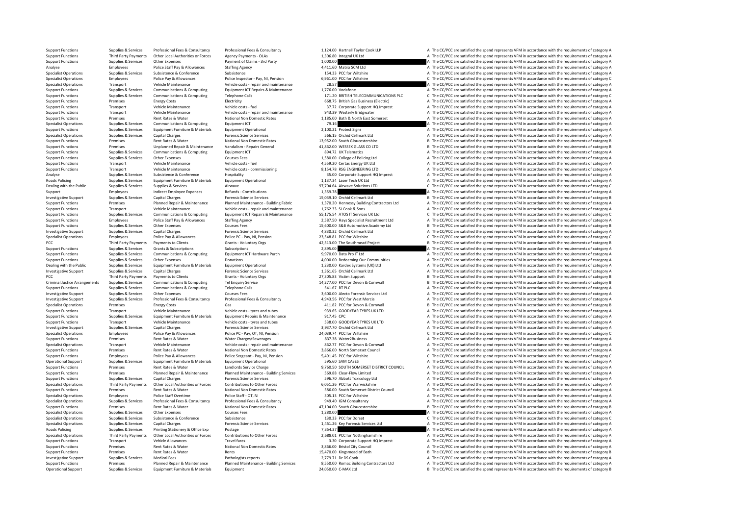| | | | | | | | |
|---|---|---|---|---|---|---|---|
| Support Functions | Supplies & Services | Professional Fees & Consultancy | Professional Fees & Consultancy | 1,124.00 | Hartnell Taylor Cook LLP | A | The CC/PCC are satisfied the spend represents VFM in accordance with the requirements of category A |
| Support Functions | Third Party Payments | Other Local Authorities or Forces | Agency Payments - OLAs | 1,306.80 | Integral UK Ltd | A | The CC/PCC are satisfied the spend represents VFM in accordance with the requirements of category A |
| Support Functions | Supplies & Services | Other Expenses | Payment of Claims - 3rd Party | 1,000.00 | | A | The CC/PCC are satisfied the spend represents VFM in accordance with the requirements of category A |
| Analyse | Employees | Police Staff Pay & Allowances | Staffing Agency | 4,411.60 | Matrix SCM Ltd | A | The CC/PCC are satisfied the spend represents VFM in accordance with the requirements of category A |
| Specialist Operations | Supplies & Services | Subsistence & Conference | Subsistence | 154.33 | PCC for Wiltshire | A | The CC/PCC are satisfied the spend represents VFM in accordance with the requirements of category A |
| Specialist Operations | Employees | Police Pay & Allowances | Police Inspector - Pay, NI, Pension | 6,961.00 | PCC for Wiltshire | C | The CC/PCC are satisfied the spend represents VFM in accordance with the requirements of category C |
| Specialist Operations | Transport | Vehicle Maintenance | Vehicle costs - repair and maintenance | 28.57 | | A | The CC/PCC are satisfied the spend represents VFM in accordance with the requirements of category A |
| Support Functions | Supplies & Services | Communications & Computing | Equipment ICT Repairs & Maintenance | 1,776.00 | Vodafone | A | The CC/PCC are satisfied the spend represents VFM in accordance with the requirements of category A |
| Support Functions | Supplies & Services | Communications & Computing | Telephone Calls | 171.20 | BRITISH TELECOMMUNICATIONS PLC | C | The CC/PCC are satisfied the spend represents VFM in accordance with the requirements of category C |
| Support Functions | Premises | Energy Costs | Electricity | 668.75 | British Gas Business (Electric) | A | The CC/PCC are satisfied the spend represents VFM in accordance with the requirements of category A |
| Support Functions | Transport | Vehicle Maintenance | Vehicle costs - fuel | 37.72 | Corporate Support HQ Imprest | A | The CC/PCC are satisfied the spend represents VFM in accordance with the requirements of category A |
| Support Functions | Transport | Vehicle Maintenance | Vehicle costs - repair and maintenance | 943.39 | Westerly Bridgwater | A | The CC/PCC are satisfied the spend represents VFM in accordance with the requirements of category A |
| Support Functions | Premises | Rent Rates & Water | National Non Domestic Rates | 1,185.00 | Bath & North East Somerset | A | The CC/PCC are satisfied the spend represents VFM in accordance with the requirements of category A |
| Specialist Operations | Supplies & Services | Communications & Computing | Equipment ICT | 79.16 | | A | The CC/PCC are satisfied the spend represents VFM in accordance with the requirements of category A |
| Support Functions | Supplies & Services | Equipment Furniture & Materials | Equipment Operational | 2,100.21 | Protect Signs | A | The CC/PCC are satisfied the spend represents VFM in accordance with the requirements of category A |
| Specialist Operations | Supplies & Services | Capital Charges | Forensic Science Services | 566.15 | Orchid Cellmark Ltd | A | The CC/PCC are satisfied the spend represents VFM in accordance with the requirements of category A |
| Support Functions | Premises | Rent Rates & Water | National Non Domestic Rates | 13,952.00 | South Gloucestershire | B | The CC/PCC are satisfied the spend represents VFM in accordance with the requirements of category B |
| Support Functions | Premises | Unplanned Repair & Maintenance | Vandalism - Repairs General | 41,862.00 | WESSEX GLASS CO LTD | B | The CC/PCC are satisfied the spend represents VFM in accordance with the requirements of category B |
| Support Functions | Supplies & Services | Communications & Computing | Equipment ICT | 894.72 | UK Telematics | A | The CC/PCC are satisfied the spend represents VFM in accordance with the requirements of category A |
| Support Functions | Supplies & Services | Other Expenses | Courses Fees | 1,580.00 | College of Policing Ltd | A | The CC/PCC are satisfied the spend represents VFM in accordance with the requirements of category A |
| Support Functions | Transport | Vehicle Maintenance | Vehicle costs - fuel | 4,559.20 | Certas Energy UK Ltd | A | The CC/PCC are satisfied the spend represents VFM in accordance with the requirements of category A |
| Support Functions | Transport | Vehicle Maintenance | Vehicle costs - commissioning | 8,154.78 | RSG ENGINEERING LTD | A | The CC/PCC are satisfied the spend represents VFM in accordance with the requirements of category A |
| Analyse | Supplies & Services | Subsistence & Conference | Hospitality | 35.00 | Corporate Support HQ Imprest | A | The CC/PCC are satisfied the spend represents VFM in accordance with the requirements of category A |
| Roads Policing | Supplies & Services | Equipment Furniture & Materials | Equipment Operational | 1,137.34 | Laser Tech UK Ltd | A | The CC/PCC are satisfied the spend represents VFM in accordance with the requirements of category A |
| Dealing with the Public | Supplies & Services | Supplies & Services | Airwave | 97,704.64 | Airwave Solutions LTD | C | The CC/PCC are satisfied the spend represents VFM in accordance with the requirements of category C |
| Support | Employees | Indirect Employee Expenses | Refunds - Contributions | 1,359.78 | | A | The CC/PCC are satisfied the spend represents VFM in accordance with the requirements of category A |
| Investigative Support | Supplies & Services | Capital Charges | Forensic Science Services | 15,039.10 | Orchid Cellmark Ltd | B | The CC/PCC are satisfied the spend represents VFM in accordance with the requirements of category B |
| Support Functions | Premises | Planned Repair & Maintenance | Planned Maintenance - Building Fabric | 1,370.20 | Hennessy Building Contractors Ltd | A | The CC/PCC are satisfied the spend represents VFM in accordance with the requirements of category A |
| Support Functions | Transport | Vehicle Maintenance | Vehicle costs - repair and maintenance | 1,762.33 | SJ Cook & Sons | A | The CC/PCC are satisfied the spend represents VFM in accordance with the requirements of category A |
| Support Functions | Supplies & Services | Communications & Computing | Equipment ICT Repairs & Maintenance | 55,175.54 | ATOS IT Services UK Ltd | C | The CC/PCC are satisfied the spend represents VFM in accordance with the requirements of category C |
| Support Functions | Employees | Police Staff Pay & Allowances | Staffing Agency | 2,587.50 | Hays Specialist Recruitment Ltd | A | The CC/PCC are satisfied the spend represents VFM in accordance with the requirements of category A |
| Support Functions | Supplies & Services | Other Expenses | Courses Fees | 15,600.00 | S&B Automotive Academy Ltd | B | The CC/PCC are satisfied the spend represents VFM in accordance with the requirements of category B |
| Investigative Support | Supplies & Services | Capital Charges | Forensic Science Services | 4,830.32 | Orchid Cellmark Ltd | A | The CC/PCC are satisfied the spend represents VFM in accordance with the requirements of category A |
| Specialist Operations | Employees | Police Pay & Allowances | Police PC - Pay, NI, Pension | 23,548.81 | PCC for Wiltshire | C | The CC/PCC are satisfied the spend represents VFM in accordance with the requirements of category C |
| PCC | Third Party Payments | Payments to Clients | Grants - Voluntary Orgs | 42,513.00 | The Southmead Project | B | The CC/PCC are satisfied the spend represents VFM in accordance with the requirements of category B |
| Support Functions | Supplies & Services | Grants & Subscriptions | Subscriptions | 2,895.00 | | A | The CC/PCC are satisfied the spend represents VFM in accordance with the requirements of category A |
| Support Functions | Supplies & Services | Communications & Computing | Equipment ICT Hardware Purch | 9,970.00 | Data Pro IT Ltd | A | The CC/PCC are satisfied the spend represents VFM in accordance with the requirements of category A |
| Support Functions | Supplies & Services | Other Expenses | Donations | 4,000.00 | Redeeming Our Communities | A | The CC/PCC are satisfied the spend represents VFM in accordance with the requirements of category A |
| Dealing with the Public | Supplies & Services | Equipment Furniture & Materials | Equipment Operational | 1,230.00 | Kardex Systems (UK) Ltd | A | The CC/PCC are satisfied the spend represents VFM in accordance with the requirements of category A |
| Investigative Support | Supplies & Services | Capital Charges | Forensic Science Services | 1,361.65 | Orchid Cellmark Ltd | A | The CC/PCC are satisfied the spend represents VFM in accordance with the requirements of category A |
| PCC | Third Party Payments | Payments to Clients | Grants - Voluntary Orgs | 27,305.83 | Victim Support | B | The CC/PCC are satisfied the spend represents VFM in accordance with the requirements of category B |
| Criminal Justice Arrangements | Supplies & Services | Communications & Computing | Tel Enquiry Service | 14,277.00 | PCC for Devon & Cornwall | B | The CC/PCC are satisfied the spend represents VFM in accordance with the requirements of category B |
| Support Functions | Supplies & Services | Communications & Computing | Telephone Calls | 541.67 | BT PLC | A | The CC/PCC are satisfied the spend represents VFM in accordance with the requirements of category A |
| Investigative Support | Supplies & Services | Other Expenses | Courses Fees | 3,600.00 | Alecto Forensic Services Ltd | A | The CC/PCC are satisfied the spend represents VFM in accordance with the requirements of category A |
| Investigative Support | Supplies & Services | Professional Fees & Consultancy | Professional Fees & Consultancy | 4,943.56 | PCC for West Mercia | A | The CC/PCC are satisfied the spend represents VFM in accordance with the requirements of category A |
| Specialist Operations | Premises | Energy Costs | Gas | 411.82 | PCC for Devon & Cornwall | B | The CC/PCC are satisfied the spend represents VFM in accordance with the requirements of category B |
| Support Functions | Transport | Vehicle Maintenance | Vehicle costs - tyres and tubes | 939.65 | GOODYEAR TYRES UK LTD | A | The CC/PCC are satisfied the spend represents VFM in accordance with the requirements of category A |
| Support Functions | Supplies & Services | Equipment Furniture & Materials | Equipment Repairs & Maintenance | 917.45 | CPC | A | The CC/PCC are satisfied the spend represents VFM in accordance with the requirements of category A |
| Support Functions | Transport | Vehicle Maintenance | Vehicle costs - tyres and tubes | 538.00 | GOODYEAR TYRES UK LTD | A | The CC/PCC are satisfied the spend represents VFM in accordance with the requirements of category A |
| Investigative Support | Supplies & Services | Capital Charges | Forensic Science Services | 3,937.70 | Orchid Cellmark Ltd | A | The CC/PCC are satisfied the spend represents VFM in accordance with the requirements of category A |
| Specialist Operations | Employees | Police Pay & Allowances | Police PC - Pay, OT, NI, Pension | 24,039.74 | PCC for Wiltshire | C | The CC/PCC are satisfied the spend represents VFM in accordance with the requirements of category C |
| Support Functions | Premises | Rent Rates & Water | Water Charges/Sewerages | 837.38 | Water2Business | A | The CC/PCC are satisfied the spend represents VFM in accordance with the requirements of category A |
| Specialist Operations | Transport | Vehicle Maintenance | Vehicle costs - repair and maintenance | 862.77 | PCC for Devon & Cornwall | A | The CC/PCC are satisfied the spend represents VFM in accordance with the requirements of category A |
| Support Functions | Premises | Rent Rates & Water | National Non Domestic Rates | 3,866.00 | North Somerset Council | A | The CC/PCC are satisfied the spend represents VFM in accordance with the requirements of category A |
| Support Functions | Employees | Police Pay & Allowances | Police Sergeant - Pay, NI, Pension | 5,491.45 | PCC for Wiltshire | C | The CC/PCC are satisfied the spend represents VFM in accordance with the requirements of category C |
| Operational Support | Supplies & Services | Equipment Furniture & Materials | Equipment Operational | 595.60 | SAM CASES | A | The CC/PCC are satisfied the spend represents VFM in accordance with the requirements of category A |
| Support Functions | Premises | Rent Rates & Water | Landlords Service Charge | 9,760.50 | SOUTH SOMERSET DISTRICT COUNCIL | A | The CC/PCC are satisfied the spend represents VFM in accordance with the requirements of category A |
| Support Functions | Premises | Planned Repair & Maintenance | Planned Maintenance - Building Services | 569.88 | Clear-Flow Limited | A | The CC/PCC are satisfied the spend represents VFM in accordance with the requirements of category A |
| Support Functions | Supplies & Services | Capital Charges | Forensic Science Services | 596.70 | Abbott Toxicology Ltd | A | The CC/PCC are satisfied the spend represents VFM in accordance with the requirements of category A |
| Specialist Operations | Third Party Payments | Other Local Authorities or Forces | Contributions to Other Forces | 6,051.26 | PCC for Warwickshire | A | The CC/PCC are satisfied the spend represents VFM in accordance with the requirements of category A |
| Support Functions | Premises | Rent Rates & Water | National Non Domestic Rates | 586.00 | South Somerset District Council | A | The CC/PCC are satisfied the spend represents VFM in accordance with the requirements of category A |
| Specialist Operations | Employees | Police Staff Overtime | Police Staff - OT, NI | 305.13 | PCC for Wiltshire | A | The CC/PCC are satisfied the spend represents VFM in accordance with the requirements of category A |
| Specialist Operations | Supplies & Services | Professional Fees & Consultancy | Professional Fees & Consultancy | 949.40 | IGM Consultancy | A | The CC/PCC are satisfied the spend represents VFM in accordance with the requirements of category A |
| Support Functions | Premises | Rent Rates & Water | National Non Domestic Rates | 47,104.00 | South Gloucestershire | B | The CC/PCC are satisfied the spend represents VFM in accordance with the requirements of category B |
| Specialist Operations | Supplies & Services | Other Expenses | Courses Fees | 1,280.00 | | A | The CC/PCC are satisfied the spend represents VFM in accordance with the requirements of category A |
| Specialist Operations | Supplies & Services | Subsistence & Conference | Subsistence | 130.33 | PCC for Dorset | C | The CC/PCC are satisfied the spend represents VFM in accordance with the requirements of category C |
| Specialist Operations | Supplies & Services | Capital Charges | Forensic Science Services | 1,451.26 | Key Forensic Services Ltd | A | The CC/PCC are satisfied the spend represents VFM in accordance with the requirements of category A |
| Roads Policing | Supplies & Services | Printing Stationery & Office Exp | Postage | 7,354.37 | | A | The CC/PCC are satisfied the spend represents VFM in accordance with the requirements of category A |
| Specialist Operations | Third Party Payments | Other Local Authorities or Forces | Contributions to Other Forces | 2,688.01 | PCC for Nottinghamshire | A | The CC/PCC are satisfied the spend represents VFM in accordance with the requirements of category A |
| Support Functions | Transport | Vehicle Allowances | Travel fares | 3.30 | Corporate Support HQ Imprest | A | The CC/PCC are satisfied the spend represents VFM in accordance with the requirements of category A |
| Support Functions | Premises | Rent Rates & Water | National Non Domestic Rates | 3,866.00 | Bristol City Council | A | The CC/PCC are satisfied the spend represents VFM in accordance with the requirements of category A |
| Support Functions | Premises | Rent Rates & Water | Rents | 15,470.00 | Kingsmead of Bath | B | The CC/PCC are satisfied the spend represents VFM in accordance with the requirements of category B |
| Investigative Support | Supplies & Services | Medical Fees | Pathologists reports | 2,779.71 | Dr DS Cook | A | The CC/PCC are satisfied the spend represents VFM in accordance with the requirements of category A |
| Support Functions | Premises | Planned Repair & Maintenance | Planned Maintenance - Building Services | 8,550.00 | Romac Building Contractors Ltd | A | The CC/PCC are satisfied the spend represents VFM in accordance with the requirements of category A |
| Operational Support | Supplies & Services | Equipment Furniture & Materials | Equipment | 24,050.00 | C-MAX Ltd | B | The CC/PCC are satisfied the spend represents VFM in accordance with the requirements of category B |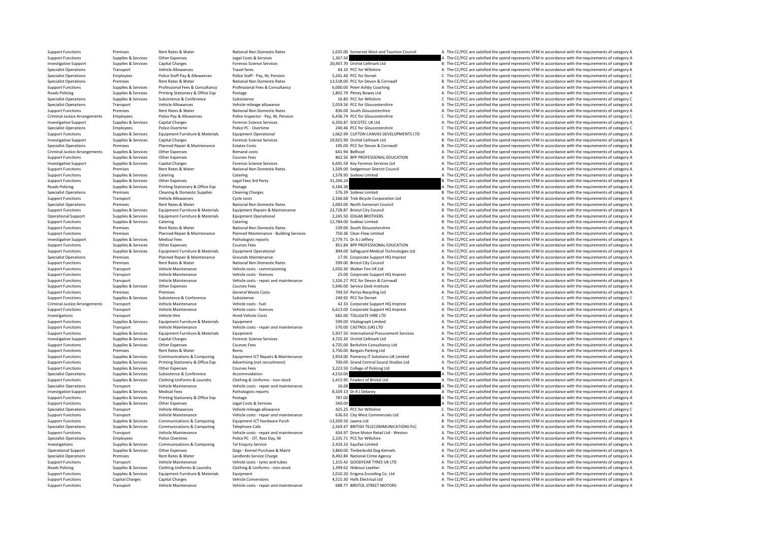| | | | | | | | |
|---|---|---|---|---|---|---|---|
| Support Functions | Premises | Rent Rates & Water | National Non Domestic Rates | 2,035.00 | Somerset West and Taunton Council | A | The CC/PCC are satisfied the spend represents VFM in accordance with the requirements of category A |
| Support Functions | Supplies & Services | Other Expenses | Legal Costs & Services | 1,367.50 | | A | The CC/PCC are satisfied the spend represents VFM in accordance with the requirements of category A |
| Investigative Support | Supplies & Services | Capital Charges | Forensic Science Services | 20,407.70 | Orchid Cellmark Ltd | B | The CC/PCC are satisfied the spend represents VFM in accordance with the requirements of category B |
| Specialist Operations | Transport | Vehicle Allowances | Travel fares | 44.10 | PCC for Wiltshire | A | The CC/PCC are satisfied the spend represents VFM in accordance with the requirements of category A |
| Specialist Operations | Employees | Police Staff Pay & Allowances | Police Staff - Pay, NI, Pension | 5,241.40 | PCC for Dorset | C | The CC/PCC are satisfied the spend represents VFM in accordance with the requirements of category C |
| Specialist Operations | Premises | Rent Rates & Water | National Non Domestic Rates | 13,518.00 | PCC for Devon & Cornwall | B | The CC/PCC are satisfied the spend represents VFM in accordance with the requirements of category B |
| Support Functions | Supplies & Services | Professional Fees & Consultancy | Professional Fees & Consultancy | 6,000.00 | Peter Ashby Coaching | A | The CC/PCC are satisfied the spend represents VFM in accordance with the requirements of category A |
| Roads Policing | Supplies & Services | Printing Stationery & Office Exp | Postage | 1,802.79 | Pitney Bowes Ltd | A | The CC/PCC are satisfied the spend represents VFM in accordance with the requirements of category A |
| Specialist Operations | Supplies & Services | Subsistence & Conference | Subsistence | 16.80 | PCC for Wiltshire | C | The CC/PCC are satisfied the spend represents VFM in accordance with the requirements of category C |
| Specialist Operations | Transport | Vehicle Allowances | Vehicle mileage allowance | 2,059.56 | PCC for Gloucestershire | A | The CC/PCC are satisfied the spend represents VFM in accordance with the requirements of category A |
| Support Functions | Premises | Rent Rates & Water | National Non Domestic Rates | 836.00 | South Gloucestershire | A | The CC/PCC are satisfied the spend represents VFM in accordance with the requirements of category A |
| Criminal Justice Arrangements | Employees | Police Pay & Allowances | Police Inspector - Pay, NI, Pension | 6,436.74 | PCC for Gloucestershire | C | The CC/PCC are satisfied the spend represents VFM in accordance with the requirements of category C |
| Investigative Support | Supplies & Services | Capital Charges | Forensic Science Services | 6,350.87 | SOCOTEC UK Ltd | A | The CC/PCC are satisfied the spend represents VFM in accordance with the requirements of category A |
| Specialist Operations | Employees | Police Overtime | Police PC - Overtime | 240.46 | PCC for Gloucestershire | C | The CC/PCC are satisfied the spend represents VFM in accordance with the requirements of category C |
| Support Functions | Supplies & Services | Equipment Furniture & Materials | Equipment Operational | 1,062.99 | CLIFTON CANVAS DEVELOPMENTS LTD | A | The CC/PCC are satisfied the spend represents VFM in accordance with the requirements of category A |
| Investigative Support | Supplies & Services | Capital Charges | Forensic Science Services | 19,925.90 | Orchid Cellmark Ltd | B | The CC/PCC are satisfied the spend represents VFM in accordance with the requirements of category B |
| Specialist Operations | Premises | Planned Repair & Maintenance | Estates Costs | 195.00 | PCC for Devon & Cornwall | B | The CC/PCC are satisfied the spend represents VFM in accordance with the requirements of category B |
| Criminal Justice Arrangements | Supplies & Services | Other Expenses | Remand costs | 641.94 | Bidfood | A | The CC/PCC are satisfied the spend represents VFM in accordance with the requirements of category A |
| Support Functions | Supplies & Services | Other Expenses | Courses Fees | 862.50 | BPP PROFESSIONAL EDUCATION | A | The CC/PCC are satisfied the spend represents VFM in accordance with the requirements of category A |
| Investigative Support | Supplies & Services | Capital Charges | Forensic Science Services | 6,691.59 | Key Forensic Services Ltd | A | The CC/PCC are satisfied the spend represents VFM in accordance with the requirements of category A |
| Support Functions | Premises | Rent Rates & Water | National Non Domestic Rates | 1,509.00 | Sedgemoor District Council | A | The CC/PCC are satisfied the spend represents VFM in accordance with the requirements of category A |
| Support Functions | Supplies & Services | Catering | Catering | 1,578.93 | Sodexo Limited | A | The CC/PCC are satisfied the spend represents VFM in accordance with the requirements of category A |
| Support Functions | Supplies & Services | Other Expenses | Legal Fees 3rd Party | 31,206.24 | | B | The CC/PCC are satisfied the spend represents VFM in accordance with the requirements of category B |
| Roads Policing | Supplies & Services | Printing Stationery & Office Exp | Postage | 6,184.38 | | A | The CC/PCC are satisfied the spend represents VFM in accordance with the requirements of category A |
| Specialist Operations | Premises | Cleaning & Domestic Supplies | Cleaning Charges | 576.39 | Sodexo Limited | B | The CC/PCC are satisfied the spend represents VFM in accordance with the requirements of category B |
| Support Functions | Transport | Vehicle Allowances | Cycle costs | 2,166.68 | Trek Bicycle Corporation Ltd | A | The CC/PCC are satisfied the spend represents VFM in accordance with the requirements of category A |
| Specialist Operations | Premises | Rent Rates & Water | National Non Domestic Rates | 2,083.00 | North Somerset Council | A | The CC/PCC are satisfied the spend represents VFM in accordance with the requirements of category A |
| Support Functions | Supplies & Services | Equipment Furniture & Materials | Equipment Repairs & Maintenance | 22,728.87 | Bristol City Council | B | The CC/PCC are satisfied the spend represents VFM in accordance with the requirements of category B |
| Operational Support | Supplies & Services | Equipment Furniture & Materials | Equipment Operational | 2,245.50 | EDGAR BROTHERS | A | The CC/PCC are satisfied the spend represents VFM in accordance with the requirements of category A |
| Support Functions | Supplies & Services | Catering | Catering | 12,784.00 | Sodexo Limited | B | The CC/PCC are satisfied the spend represents VFM in accordance with the requirements of category B |
| Support Functions | Premises | Rent Rates & Water | National Non Domestic Rates | 539.00 | South Gloucestershire | A | The CC/PCC are satisfied the spend represents VFM in accordance with the requirements of category A |
| Support Functions | Premises | Planned Repair & Maintenance | Planned Maintenance - Building Services | 750.36 | Clear-Flow Limited | A | The CC/PCC are satisfied the spend represents VFM in accordance with the requirements of category A |
| Investigative Support | Supplies & Services | Medical Fees | Pathologists reports | 2,779.71 | Dr A J Jeffery | A | The CC/PCC are satisfied the spend represents VFM in accordance with the requirements of category A |
| Support Functions | Supplies & Services | Other Expenses | Courses Fees | 851.84 | BPP PROFESSIONAL EDUCATION | A | The CC/PCC are satisfied the spend represents VFM in accordance with the requirements of category A |
| Support Functions | Supplies & Services | Equipment Furniture & Materials | Equipment Operational | 894.00 | Safeguard Medical Technologies Ltd | A | The CC/PCC are satisfied the spend represents VFM in accordance with the requirements of category A |
| Specialist Operations | Premises | Planned Repair & Maintenance | Grounds Maintenance | 17.91 | Corporate Support HQ Imprest | A | The CC/PCC are satisfied the spend represents VFM in accordance with the requirements of category A |
| Support Functions | Premises | Rent Rates & Water | National Non Domestic Rates | 599.00 | Bristol City Council | A | The CC/PCC are satisfied the spend represents VFM in accordance with the requirements of category A |
| Support Functions | Transport | Vehicle Maintenance | Vehicle costs - commissioning | 1,050.30 | Walker Fire UK Ltd | A | The CC/PCC are satisfied the spend represents VFM in accordance with the requirements of category A |
| Support Functions | Transport | Vehicle Maintenance | Vehicle costs - licences | 25.00 | Corporate Support HQ Imprest | A | The CC/PCC are satisfied the spend represents VFM in accordance with the requirements of category A |
| Support Functions | Transport | Vehicle Maintenance | Vehicle costs - repair and maintenance | 1,326.27 | PCC for Devon & Cornwall | A | The CC/PCC are satisfied the spend represents VFM in accordance with the requirements of category A |
| Support Functions | Supplies & Services | Other Expenses | Courses Fees | 5,940.00 | Service Desk Institute | A | The CC/PCC are satisfied the spend represents VFM in accordance with the requirements of category A |
| Support Functions | Premises | Premises | General Waste Costs | 704.50 | Perrys Recycling Ltd | A | The CC/PCC are satisfied the spend represents VFM in accordance with the requirements of category A |
| Support Functions | Supplies & Services | Subsistence & Conference | Subsistence | 249.92 | PCC for Dorset | C | The CC/PCC are satisfied the spend represents VFM in accordance with the requirements of category C |
| Criminal Justice Arrangements | Transport | Vehicle Maintenance | Vehicle costs - fuel | 42.33 | Corporate Support HQ Imprest | A | The CC/PCC are satisfied the spend represents VFM in accordance with the requirements of category A |
| Support Functions | Transport | Vehicle Maintenance | Vehicle costs - licences | 6,613.00 | Corporate Support HQ Imprest | A | The CC/PCC are satisfied the spend represents VFM in accordance with the requirements of category A |
| Investigations | Transport | Vehicle Hire | Hired Vehicle Costs | 682.00 | TOLLGATE HIRE LTD | A | The CC/PCC are satisfied the spend represents VFM in accordance with the requirements of category A |
| Support Functions | Supplies & Services | Equipment Furniture & Materials | Equipment | 599.00 | Vitalograph Limited | A | The CC/PCC are satisfied the spend represents VFM in accordance with the requirements of category A |
| Support Functions | Transport | Vehicle Maintenance | Vehicle costs - repair and maintenance | 570.00 | CASTROL (UK) LTD | A | The CC/PCC are satisfied the spend represents VFM in accordance with the requirements of category A |
| Support Functions | Supplies & Services | Equipment Furniture & Materials | Equipment | 5,937.50 | International Procurement Services | A | The CC/PCC are satisfied the spend represents VFM in accordance with the requirements of category A |
| Investigative Support | Supplies & Services | Capital Charges | Forensic Science Services | 4,725.30 | Orchid Cellmark Ltd | A | The CC/PCC are satisfied the spend represents VFM in accordance with the requirements of category A |
| Support Functions | Supplies & Services | Other Expenses | Courses Fees | 4,725.00 | Berkshire Consultancy Ltd | A | The CC/PCC are satisfied the spend represents VFM in accordance with the requirements of category A |
| Support Functions | Premises | Rent Rates & Water | Rents | 3,750.00 | Bargain Parking Ltd | A | The CC/PCC are satisfied the spend represents VFM in accordance with the requirements of category A |
| Support Functions | Supplies & Services | Communications & Computing | Equipment ICT Repairs & Maintenance | 3,954.00 | Pomeroy IT Solutions UK Limited | A | The CC/PCC are satisfied the spend represents VFM in accordance with the requirements of category A |
| Support Functions | Supplies & Services | Printing Stationery & Office Exp | Advertising (not recruitment) | 700.00 | Grand Central Sound Studios Ltd | A | The CC/PCC are satisfied the spend represents VFM in accordance with the requirements of category A |
| Support Functions | Supplies & Services | Other Expenses | Courses Fees | 3,223.50 | College of Policing Ltd | A | The CC/PCC are satisfied the spend represents VFM in accordance with the requirements of category A |
| Specialist Operations | Supplies & Services | Subsistence & Conference | Accommodation | 4,510.00 | | A | The CC/PCC are satisfied the spend represents VFM in accordance with the requirements of category A |
| Support Functions | Supplies & Services | Clothing Uniforms & Laundry | Clothing & Uniforms - non-stock | 2,415.95 | Fowlers of Bristol Ltd | A | The CC/PCC are satisfied the spend represents VFM in accordance with the requirements of category A |
| Specialist Operations | Transport | Vehicle Maintenance | Vehicle costs - repair and maintenance | 16.68 | | A | The CC/PCC are satisfied the spend represents VFM in accordance with the requirements of category A |
| Investigative Support | Supplies & Services | Medical Fees | Pathologists reports | 8,339.13 | Dr R J Delaney | A | The CC/PCC are satisfied the spend represents VFM in accordance with the requirements of category A |
| Support Functions | Supplies & Services | Printing Stationery & Office Exp | Postage | 787.00 | | A | The CC/PCC are satisfied the spend represents VFM in accordance with the requirements of category A |
| Support Functions | Supplies & Services | Other Expenses | Legal Costs & Services | 560.00 | | A | The CC/PCC are satisfied the spend represents VFM in accordance with the requirements of category A |
| Specialist Operations | Transport | Vehicle Allowances | Vehicle mileage allowance | 425.25 | PCC for Wiltshire | C | The CC/PCC are satisfied the spend represents VFM in accordance with the requirements of category C |
| Support Functions | Transport | Vehicle Maintenance | Vehicle costs - repair and maintenance | 636.63 | City West Commercials Ltd | A | The CC/PCC are satisfied the spend represents VFM in accordance with the requirements of category A |
| Support Functions | Supplies & Services | Communications & Computing | Equipment ICT Hardware Purch | -13,509.50 | Jaama Ltd | B | The CC/PCC are satisfied the spend represents VFM in accordance with the requirements of category B |
| Specialist Operations | Supplies & Services | Communications & Computing | Telephone Calls | 2,569.47 | BRITISH TELECOMMUNICATIONS PLC | A | The CC/PCC are satisfied the spend represents VFM in accordance with the requirements of category A |
| Support Functions | Transport | Vehicle Maintenance | Vehicle costs - repair and maintenance | 634.97 | Drive Motor Retail Ltd - Weston | A | The CC/PCC are satisfied the spend represents VFM in accordance with the requirements of category A |
| Specialist Operations | Employees | Police Overtime | Police PC - OT, Rest Day, NI | 2,235.71 | PCC for Wiltshire | A | The CC/PCC are satisfied the spend represents VFM in accordance with the requirements of category A |
| Investigations | Supplies & Services | Communications & Computing | Tel Enquiry Service | 2,433.33 | Equifax Limited | A | The CC/PCC are satisfied the spend represents VFM in accordance with the requirements of category A |
| Operational Support | Supplies & Services | Other Expenses | Dogs - Kennel Purchase & Maint | 3,860.00 | Timberbuild Dog Kennels | A | The CC/PCC are satisfied the spend represents VFM in accordance with the requirements of category A |
| Specialist Operations | Premises | Rent Rates & Water | Landlords Service Charge | 8,492.84 | National Crime Agency | A | The CC/PCC are satisfied the spend represents VFM in accordance with the requirements of category A |
| Support Functions | Transport | Vehicle Maintenance | Vehicle costs - tyres and tubes | 1,315.42 | GOODYEAR TYRES UK LTD | A | The CC/PCC are satisfied the spend represents VFM in accordance with the requirements of category A |
| Roads Policing | Supplies & Services | Clothing Uniforms & Laundry | Clothing & Uniforms - non-stock | 1,399.62 | Hideout Leather | A | The CC/PCC are satisfied the spend represents VFM in accordance with the requirements of category A |
| Support Functions | Supplies & Services | Equipment Furniture & Materials | Equipment | 2,010.20 | Enigma Encoding Co. Ltd | A | The CC/PCC are satisfied the spend represents VFM in accordance with the requirements of category A |
| Support Functions | Capital Charges | Capital Charges | Vehicle Conversions | 4,515.30 | Halls Electrical Ltd | A | The CC/PCC are satisfied the spend represents VFM in accordance with the requirements of category A |
| Support Functions | Transport | Vehicle Maintenance | Vehicle costs - repair and maintenance | 688.77 | BRISTOL STREET MOTORS | A | The CC/PCC are satisfied the spend represents VFM in accordance with the requirements of category A |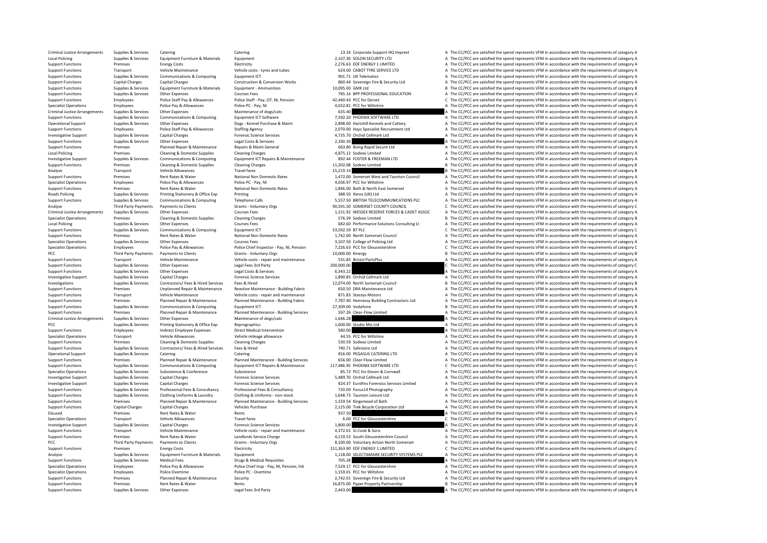| | | | | | | | |
|---|---|---|---|---|---|---|---|
| Criminal Justice Arrangements | Supplies & Services | Catering | Catering | 13.14 | Corporate Support HQ Imprest | A | The CC/PCC are satisfied the spend represents VFM in accordance with the requirements of category A |
| Local Policing | Supplies & Services | Equipment Furniture & Materials | Equipment | 2,107.30 | SOLON SECURITY LTD | A | The CC/PCC are satisfied the spend represents VFM in accordance with the requirements of category A |
| Support Functions | Premises | Energy Costs | Electricity | 2,276.63 | EDF ENERGY 1 LIMITED | A | The CC/PCC are satisfied the spend represents VFM in accordance with the requirements of category A |
| Support Functions | Transport | Vehicle Maintenance | Vehicle costs - tyres and tubes | 624.00 | CABOT TYRE SERVICE LTD | A | The CC/PCC are satisfied the spend represents VFM in accordance with the requirements of category A |
| Support Functions | Supplies & Services | Communications & Computing | Equipment ICT | 901.71 | UK Telematics | A | The CC/PCC are satisfied the spend represents VFM in accordance with the requirements of category A |
| Support Functions | Capital Charges | Capital Charges | Construction & Conversion Works | 860.44 | Sovereign Fire & Security Ltd | A | The CC/PCC are satisfied the spend represents VFM in accordance with the requirements of category A |
| Support Functions | Supplies & Services | Equipment Furniture & Materials | Equipment - Ammunition | 10,095.00 | GMK Ltd | B | The CC/PCC are satisfied the spend represents VFM in accordance with the requirements of category B |
| Support Functions | Supplies & Services | Other Expenses | Courses Fees | 785.16 | BPP PROFESSIONAL EDUCATION | A | The CC/PCC are satisfied the spend represents VFM in accordance with the requirements of category A |
| Support Functions | Employees | Police Staff Pay & Allowances | Police Staff - Pay, OT, NI, Pension | 42,440.43 | PCC for Dorset | C | The CC/PCC are satisfied the spend represents VFM in accordance with the requirements of category C |
| Specialist Operations | Employees | Police Pay & Allowances | Police PC - Pay, NI | 4,032.81 | PCC for Wiltshire | A | The CC/PCC are satisfied the spend represents VFM in accordance with the requirements of category A |
| Criminal Justice Arrangements | Supplies & Services | Other Expenses | Maintenance of dogs/cats | 635.40 | | A | The CC/PCC are satisfied the spend represents VFM in accordance with the requirements of category A |
| Support Functions | Supplies & Services | Communications & Computing | Equipment ICT Software | 7,592.20 | PHOENIX SOFTWARE LTD | A | The CC/PCC are satisfied the spend represents VFM in accordance with the requirements of category A |
| Operational Support | Supplies & Services | Other Expenses | Dogs - Kennel Purchase & Maint | 2,898.00 | Hartshill Kennels and Cattery | A | The CC/PCC are satisfied the spend represents VFM in accordance with the requirements of category A |
| Support Functions | Employees | Police Staff Pay & Allowances | Staffing Agency | 2,070.00 | Hays Specialist Recruitment Ltd | A | The CC/PCC are satisfied the spend represents VFM in accordance with the requirements of category A |
| Investigative Support | Supplies & Services | Capital Charges | Forensic Science Services | 4,735.70 | Orchid Cellmark Ltd | A | The CC/PCC are satisfied the spend represents VFM in accordance with the requirements of category A |
| Support Functions | Supplies & Services | Other Expenses | Legal Costs & Services | 2,330.30 | | A | The CC/PCC are satisfied the spend represents VFM in accordance with the requirements of category A |
| Support Functions | Premises | Planned Repair & Maintenance | Repairs & Maint General | 663.80 | Boing Rapid Secure Ltd | A | The CC/PCC are satisfied the spend represents VFM in accordance with the requirements of category A |
| Local Policing | Premises | Cleaning & Domestic Supplies | Cleaning Charges | 4,875.12 | Sodexo Limited | A | The CC/PCC are satisfied the spend represents VFM in accordance with the requirements of category A |
| Investigative Support | Supplies & Services | Communications & Computing | Equipment ICT Repairs & Maintenance | 892.44 | FOSTER & FREEMAN LTD | A | The CC/PCC are satisfied the spend represents VFM in accordance with the requirements of category A |
| Support Functions | Premises | Cleaning & Domestic Supplies | Cleaning Charges | 11,202.08 | Sodexo Limited | B | The CC/PCC are satisfied the spend represents VFM in accordance with the requirements of category B |
| Analyse | Transport | Vehicle Allowances | Travel fares | 15,219.14 | | B | The CC/PCC are satisfied the spend represents VFM in accordance with the requirements of category B |
| Support Functions | Premises | Rent Rates & Water | National Non Domestic Rates | 1,472.00 | Somerset West and Taunton Council | A | The CC/PCC are satisfied the spend represents VFM in accordance with the requirements of category A |
| Specialist Operations | Employees | Police Pay & Allowances | Police PC - Pay, NI | 4,036.97 | PCC for Wiltshire | A | The CC/PCC are satisfied the spend represents VFM in accordance with the requirements of category A |
| Support Functions | Premises | Rent Rates & Water | National Non Domestic Rates | 1,846.00 | Bath & North East Somerset | A | The CC/PCC are satisfied the spend represents VFM in accordance with the requirements of category A |
| Roads Policing | Supplies & Services | Printing Stationery & Office Exp | Printing | 388.50 | Xerox (UK) Ltd | A | The CC/PCC are satisfied the spend represents VFM in accordance with the requirements of category A |
| Support Functions | Supplies & Services | Communications & Computing | Telephone Calls | 5,557.50 | BRITISH TELECOMMUNICATIONS PLC | A | The CC/PCC are satisfied the spend represents VFM in accordance with the requirements of category A |
| Analyse | Third Party Payments | Payments to Clients | Grants - Voluntary Orgs | 90,591.50 | SOMERSET COUNTY COUNCIL | C | The CC/PCC are satisfied the spend represents VFM in accordance with the requirements of category C |
| Criminal Justice Arrangements | Supplies & Services | Other Expenses | Courses Fees | 1,151.92 | WESSEX RESERVE FORCES & CADET ASSOC | A | The CC/PCC are satisfied the spend represents VFM in accordance with the requirements of category A |
| Specialist Operations | Premises | Cleaning & Domestic Supplies | Cleaning Charges | 576.39 | Sodexo Limited | B | The CC/PCC are satisfied the spend represents VFM in accordance with the requirements of category B |
| Local Policing | Supplies & Services | Other Expenses | Courses Fees | 682.60 | Performance Solutions Consulting Lt | A | The CC/PCC are satisfied the spend represents VFM in accordance with the requirements of category A |
| Support Functions | Supplies & Services | Communications & Computing | Equipment ICT | 53,592.59 | BT PLC | C | The CC/PCC are satisfied the spend represents VFM in accordance with the requirements of category C |
| Support Functions | Premises | Rent Rates & Water | National Non Domestic Rates | 1,742.00 | North Somerset Council | A | The CC/PCC are satisfied the spend represents VFM in accordance with the requirements of category A |
| Specialist Operations | Supplies & Services | Other Expenses | Courses Fees | 3,107.50 | College of Policing Ltd | A | The CC/PCC are satisfied the spend represents VFM in accordance with the requirements of category A |
| Specialist Operations | Employees | Police Pay & Allowances | Police Chief Inspector - Pay, NI, Pension | 7,226.63 | PCC for Gloucestershire | C | The CC/PCC are satisfied the spend represents VFM in accordance with the requirements of category C |
| PCC | Third Party Payments | Payments to Clients | Grants - Voluntary Orgs | 10,000.00 | Kinergy | B | The CC/PCC are satisfied the spend represents VFM in accordance with the requirements of category B |
| Support Functions | Transport | Vehicle Maintenance | Vehicle costs - repair and maintenance | 531.83 | Bristol PartsPlus | A | The CC/PCC are satisfied the spend represents VFM in accordance with the requirements of category A |
| Support Functions | Supplies & Services | Other Expenses | Legal Fees 3rd Party | 200,000.00 | | C | The CC/PCC are satisfied the spend represents VFM in accordance with the requirements of category C |
| Support Functions | Supplies & Services | Other Expenses | Legal Costs & Services | 6,343.22 | | A | The CC/PCC are satisfied the spend represents VFM in accordance with the requirements of category A |
| Investigative Support | Supplies & Services | Capital Charges | Forensic Science Services | 1,890.85 | Orchid Cellmark Ltd | A | The CC/PCC are satisfied the spend represents VFM in accordance with the requirements of category A |
| Investigations | Supplies & Services | Contractors/ Fees & Hired Services | Fees & Hired | 12,074.00 | North Somerset Council | B | The CC/PCC are satisfied the spend represents VFM in accordance with the requirements of category B |
| Support Functions | Premises | Unplanned Repair & Maintenance | Reactive Maintenance - Building Fabric | 650.50 | DRA Maintenance Ltd | A | The CC/PCC are satisfied the spend represents VFM in accordance with the requirements of category A |
| Support Functions | Transport | Vehicle Maintenance | Vehicle costs - repair and maintenance | 871.83 | Staceys Motors | A | The CC/PCC are satisfied the spend represents VFM in accordance with the requirements of category A |
| Support Functions | Premises | Planned Repair & Maintenance | Planned Maintenance - Building Fabric | 7,787.40 | Hennessy Building Contractors Ltd | A | The CC/PCC are satisfied the spend represents VFM in accordance with the requirements of category A |
| Support Functions | Supplies & Services | Communications & Computing | Equipment ICT | 27,309.00 | Vodafone | B | The CC/PCC are satisfied the spend represents VFM in accordance with the requirements of category B |
| Support Functions | Premises | Planned Repair & Maintenance | Planned Maintenance - Building Services | 597.26 | Clear-Flow Limited | A | The CC/PCC are satisfied the spend represents VFM in accordance with the requirements of category A |
| Criminal Justice Arrangements | Supplies & Services | Other Expenses | Maintenance of dogs/cats | 1,646.28 | | A | The CC/PCC are satisfied the spend represents VFM in accordance with the requirements of category A |
| PCC | Supplies & Services | Printing Stationery & Office Exp | Reprographics | 1,600.00 | Studio Mix Ltd | A | The CC/PCC are satisfied the spend represents VFM in accordance with the requirements of category A |
| Support Functions | Employees | Indirect Employee Expenses | Direct Medical Intervention | 580.00 | | A | The CC/PCC are satisfied the spend represents VFM in accordance with the requirements of category A |
| Specialist Operations | Transport | Vehicle Allowances | Vehicle mileage allowance | 44.55 | PCC for Wiltshire | A | The CC/PCC are satisfied the spend represents VFM in accordance with the requirements of category A |
| Support Functions | Premises | Cleaning & Domestic Supplies | Cleaning Charges | 530.59 | Sodexo Limited | A | The CC/PCC are satisfied the spend represents VFM in accordance with the requirements of category A |
| Support Functions | Supplies & Services | Contractors/ Fees & Hired Services | Fees & Hired | 740.71 | Safestore Ltd | A | The CC/PCC are satisfied the spend represents VFM in accordance with the requirements of category A |
| Operational Support | Supplies & Services | Catering | Catering | 816.00 | PEGASUS CATERING LTD | A | The CC/PCC are satisfied the spend represents VFM in accordance with the requirements of category A |
| Support Functions | Premises | Planned Repair & Maintenance | Planned Maintenance - Building Services | 656.00 | Clear-Flow Limited | A | The CC/PCC are satisfied the spend represents VFM in accordance with the requirements of category A |
| Support Functions | Supplies & Services | Communications & Computing | Equipment ICT Repairs & Maintenance | 117,486.95 | PHOENIX SOFTWARE LTD | C | The CC/PCC are satisfied the spend represents VFM in accordance with the requirements of category C |
| Specialist Operations | Supplies & Services | Subsistence & Conference | Subsistence | 85.72 | PCC for Devon & Cornwall | A | The CC/PCC are satisfied the spend represents VFM in accordance with the requirements of category A |
| Investigative Support | Supplies & Services | Capital Charges | Forensic Science Services | 5,489.70 | Orchid Cellmark Ltd | A | The CC/PCC are satisfied the spend represents VFM in accordance with the requirements of category A |
| Investigative Support | Supplies & Services | Capital Charges | Forensic Science Services | 824.37 | Eurofins Forensics Services Limited | A | The CC/PCC are satisfied the spend represents VFM in accordance with the requirements of category A |
| Support Functions | Supplies & Services | Professional Fees & Consultancy | Professional Fees & Consultancy | 720.00 | Focus14 Photography | A | The CC/PCC are satisfied the spend represents VFM in accordance with the requirements of category A |
| Support Functions | Supplies & Services | Clothing Uniforms & Laundry | Clothing & Uniforms - non-stock | 1,648.73 | Taunton Leisure Ltd | A | The CC/PCC are satisfied the spend represents VFM in accordance with the requirements of category A |
| Support Functions | Premises | Planned Repair & Maintenance | Planned Maintenance - Building Services | 1,159.54 | Kingsmead of Bath | A | The CC/PCC are satisfied the spend represents VFM in accordance with the requirements of category A |
| Support Functions | Capital Charges | Capital Charges | Vehicles Purchase | 2,125.00 | Trek Bicycle Corporation Ltd | A | The CC/PCC are satisfied the spend represents VFM in accordance with the requirements of category A |
| Disused | Premises | Rent Rates & Water | Rents | 937.50 | | A | The CC/PCC are satisfied the spend represents VFM in accordance with the requirements of category A |
| Specialist Operations | Transport | Vehicle Allowances | Travel fares | 6.00 | PCC for Gloucestershire | C | The CC/PCC are satisfied the spend represents VFM in accordance with the requirements of category C |
| Investigative Support | Supplies & Services | Capital Charges | Forensic Science Services | 1,800.00 | | A | The CC/PCC are satisfied the spend represents VFM in accordance with the requirements of category A |
| Support Functions | Transport | Vehicle Maintenance | Vehicle costs - repair and maintenance | 4,372.01 | SJ Cook & Sons | A | The CC/PCC are satisfied the spend represents VFM in accordance with the requirements of category A |
| Support Functions | Premises | Rent Rates & Water | Landlords Service Charge | 4,119.53 | South Gloucestershire Council | A | The CC/PCC are satisfied the spend represents VFM in accordance with the requirements of category A |
| PCC | Third Party Payments | Payments to Clients | Grants - Voluntary Orgs | 8,100.00 | Voluntary Action North Somerset | A | The CC/PCC are satisfied the spend represents VFM in accordance with the requirements of category A |
| Support Functions | Premises | Energy Costs | Electricity | 151,363.90 | EDF ENERGY 1 LIMITED | C | The CC/PCC are satisfied the spend represents VFM in accordance with the requirements of category C |
| Analyse | Supplies & Services | Equipment Furniture & Materials | Equipment | 1,118.00 | SELECTAMARK SECURITY SYSTEMS PLC | A | The CC/PCC are satisfied the spend represents VFM in accordance with the requirements of category A |
| Support Functions | Supplies & Services | Medical Fees | Drugs & Medical Requisites | 705.28 | | A | The CC/PCC are satisfied the spend represents VFM in accordance with the requirements of category A |
| Specialist Operations | Employees | Police Pay & Allowances | Police Chief Insp - Pay, NI, Pension, HA | 7,529.17 | PCC for Gloucestershire | A | The CC/PCC are satisfied the spend represents VFM in accordance with the requirements of category A |
| Specialist Operations | Employees | Police Overtime | Police PC - Overtime | 1,159.01 | PCC for Wiltshire | A | The CC/PCC are satisfied the spend represents VFM in accordance with the requirements of category A |
| Support Functions | Premises | Planned Repair & Maintenance | Security | 2,742.01 | Sovereign Fire & Security Ltd | A | The CC/PCC are satisfied the spend represents VFM in accordance with the requirements of category A |
| Support Functions | Premises | Rent Rates & Water | Rents | 16,875.00 | Pyper Property Partnership | B | The CC/PCC are satisfied the spend represents VFM in accordance with the requirements of category B |
| Support Functions | Supplies & Services | Other Expenses | Legal Fees 3rd Party | 2,443.00 | | A | The CC/PCC are satisfied the spend represents VFM in accordance with the requirements of category A |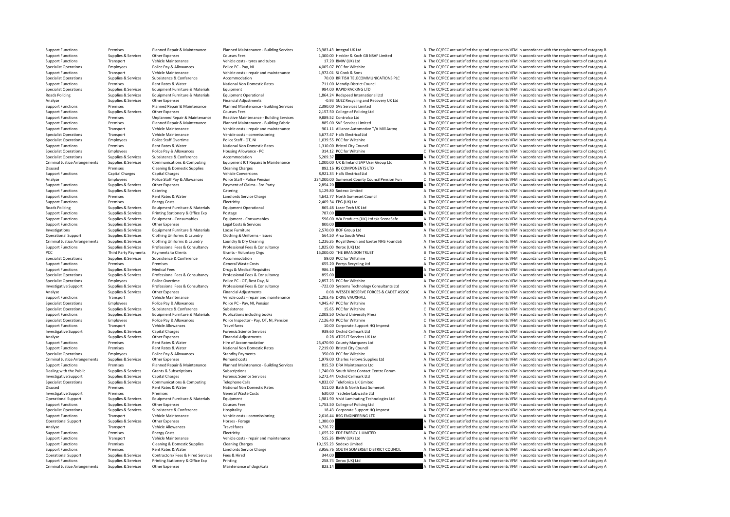| | | | | | | | |
|---|---|---|---|---|---|---|---|
| Support Functions | Premises | Planned Repair & Maintenance | Planned Maintenance - Building Services | 23,983.43 | Integral UK Ltd | B | The CC/PCC are satisfied the spend represents VFM in accordance with the requirements of category B |
| Support Functions | Supplies & Services | Other Expenses | Courses Fees | 1,300.00 | Heckler & Koch GB NSAF Limited | A | The CC/PCC are satisfied the spend represents VFM in accordance with the requirements of category A |
| Support Functions | Transport | Vehicle Maintenance | Vehicle costs - tyres and tubes | 17.20 | BMW (UK) Ltd | A | The CC/PCC are satisfied the spend represents VFM in accordance with the requirements of category A |
| Specialist Operations | Employees | Police Pay & Allowances | Police PC - Pay, NI | 4,005.07 | PCC for Wiltshire | A | The CC/PCC are satisfied the spend represents VFM in accordance with the requirements of category A |
| Support Functions | Transport | Vehicle Maintenance | Vehicle costs - repair and maintenance | 1,972.01 | SJ Cook & Sons | A | The CC/PCC are satisfied the spend represents VFM in accordance with the requirements of category A |
| Specialist Operations | Supplies & Services | Subsistence & Conference | Accommodation | 70.00 | BRITISH TELECOMMUNICATIONS PLC | A | The CC/PCC are satisfied the spend represents VFM in accordance with the requirements of category A |
| Support Functions | Premises | Rent Rates & Water | National Non Domestic Rates | 711.00 | Mendip District Council | A | The CC/PCC are satisfied the spend represents VFM in accordance with the requirements of category A |
| Specialist Operations | Supplies & Services | Equipment Furniture & Materials | Equipment | 984.00 | RAPID RACKING LTD | A | The CC/PCC are satisfied the spend represents VFM in accordance with the requirements of category A |
| Roads Policing | Supplies & Services | Equipment Furniture & Materials | Equipment Operational | 1,864.24 | Redspeed International Ltd | A | The CC/PCC are satisfied the spend represents VFM in accordance with the requirements of category A |
| Analyse | Supplies & Services | Other Expenses | Financial Adjustments | -0.93 | SUEZ Recycling and Recovery UK Ltd | A | The CC/PCC are satisfied the spend represents VFM in accordance with the requirements of category A |
| Support Functions | Premises | Planned Repair & Maintenance | Planned Maintenance - Building Services | 2,390.00 | SVE Services Limited | A | The CC/PCC are satisfied the spend represents VFM in accordance with the requirements of category A |
| Support Functions | Supplies & Services | Other Expenses | Courses Fees | 2,157.50 | College of Policing Ltd | A | The CC/PCC are satisfied the spend represents VFM in accordance with the requirements of category A |
| Support Functions | Premises | Unplanned Repair & Maintenance | Reactive Maintenance - Building Services | 9,889.52 | Controlco Ltd | A | The CC/PCC are satisfied the spend represents VFM in accordance with the requirements of category A |
| Support Functions | Premises | Planned Repair & Maintenance | Planned Maintenance - Building Fabric | 885.00 | SVE Services Limited | A | The CC/PCC are satisfied the spend represents VFM in accordance with the requirements of category A |
| Support Functions | Transport | Vehicle Maintenance | Vehicle costs - repair and maintenance | 901.11 | Alliance Automotive T/A Mill Autoq | A | The CC/PCC are satisfied the spend represents VFM in accordance with the requirements of category A |
| Specialist Operations | Transport | Vehicle Maintenance | Vehicle costs - commissioning | 5,677.47 | Halls Electrical Ltd | A | The CC/PCC are satisfied the spend represents VFM in accordance with the requirements of category A |
| Specialist Operations | Employees | Police Staff Overtime | Police Staff - OT, NI | 1,039.55 | PCC for Wiltshire | A | The CC/PCC are satisfied the spend represents VFM in accordance with the requirements of category A |
| Support Functions | Premises | Rent Rates & Water | National Non Domestic Rates | 1,310.00 | Bristol City Council | A | The CC/PCC are satisfied the spend represents VFM in accordance with the requirements of category A |
| Specialist Operations | Employees | Police Pay & Allowances | Housing Allowance - PC | 314.12 | PCC for Wiltshire | C | The CC/PCC are satisfied the spend represents VFM in accordance with the requirements of category C |
| Specialist Operations | Supplies & Services | Subsistence & Conference | Accommodation | 5,209.37 | | A | The CC/PCC are satisfied the spend represents VFM in accordance with the requirements of category A |
| Criminal Justice Arrangements | Supplies & Services | Communications & Computing | Equipment ICT Repairs & Maintenance | 1,000.00 | UK & Ireland SAP User Group Ltd | A | The CC/PCC are satisfied the spend represents VFM in accordance with the requirements of category A |
| Disused | Premises | Cleaning & Domestic Supplies | Cleaning Charges | 892.16 | RS COMPONENTS LTD | A | The CC/PCC are satisfied the spend represents VFM in accordance with the requirements of category A |
| Support Functions | Capital Charges | Capital Charges | Vehicle Conversions | 8,921.34 | Halls Electrical Ltd | A | The CC/PCC are satisfied the spend represents VFM in accordance with the requirements of category A |
| Analyse | Employees | Police Staff Pay & Allowances | Police Staff - Police Pension | 234,000.00 | Somerset County Council Pension Fun | C | The CC/PCC are satisfied the spend represents VFM in accordance with the requirements of category C |
| Support Functions | Supplies & Services | Other Expenses | Payment of Claims - 3rd Party | 2,854.20 | | A | The CC/PCC are satisfied the spend represents VFM in accordance with the requirements of category A |
| Support Functions | Supplies & Services | Catering | Catering | 3,129.80 | Sodexo Limited | A | The CC/PCC are satisfied the spend represents VFM in accordance with the requirements of category A |
| Support Functions | Premises | Rent Rates & Water | Landlords Service Charge | 4,642.77 | North Somerset Council | A | The CC/PCC are satisfied the spend represents VFM in accordance with the requirements of category A |
| Support Functions | Premises | Energy Costs | Electricity | 2,409.34 | FPG (UK) Ltd | A | The CC/PCC are satisfied the spend represents VFM in accordance with the requirements of category A |
| Roads Policing | Supplies & Services | Equipment Furniture & Materials | Equipment Operational | 865.48 | Laser Tech UK Ltd | A | The CC/PCC are satisfied the spend represents VFM in accordance with the requirements of category A |
| Support Functions | Supplies & Services | Printing Stationery & Office Exp | Postage | 787.00 | | A | The CC/PCC are satisfied the spend represents VFM in accordance with the requirements of category A |
| Support Functions | Supplies & Services | Equipment - Consumables | Equipment - Consumables | 596.00 | WA Products (UK) Ltd t/a SceneSafe | A | The CC/PCC are satisfied the spend represents VFM in accordance with the requirements of category A |
| Support Functions | Supplies & Services | Other Expenses | Legal Costs & Services | 800.00 | | A | The CC/PCC are satisfied the spend represents VFM in accordance with the requirements of category A |
| Investigations | Supplies & Services | Equipment Furniture & Materials | Loose Furniture | 2,570.00 | BOF Group Ltd | A | The CC/PCC are satisfied the spend represents VFM in accordance with the requirements of category A |
| Operational Support | Supplies & Services | Clothing Uniforms & Laundry | Clothing & Uniforms - Issues | 564.50 | Arco South West | A | The CC/PCC are satisfied the spend represents VFM in accordance with the requirements of category A |
| Criminal Justice Arrangements | Supplies & Services | Clothing Uniforms & Laundry | Laundry & Dry Cleaning | 1,226.35 | Royal Devon and Exeter NHS Foundati | A | The CC/PCC are satisfied the spend represents VFM in accordance with the requirements of category A |
| Support Functions | Supplies & Services | Professional Fees & Consultancy | Professional Fees & Consultancy | 1,825.00 | Xerox (UK) Ltd | A | The CC/PCC are satisfied the spend represents VFM in accordance with the requirements of category A |
| PCC | Third Party Payments | Payments to Clients | Grants - Voluntary Orgs | 15,000.00 | THE BRANDON TRUST | B | The CC/PCC are satisfied the spend represents VFM in accordance with the requirements of category B |
| Specialist Operations | Supplies & Services | Subsistence & Conference | Accommodation | 89.00 | PCC for Wiltshire | C | The CC/PCC are satisfied the spend represents VFM in accordance with the requirements of category C |
| Support Functions | Premises | Premises | General Waste Costs | 655.20 | Perrys Recycling Ltd | A | The CC/PCC are satisfied the spend represents VFM in accordance with the requirements of category A |
| Support Functions | Supplies & Services | Medical Fees | Drugs & Medical Requisites | 986.18 | | A | The CC/PCC are satisfied the spend represents VFM in accordance with the requirements of category A |
| Specialist Operations | Supplies & Services | Professional Fees & Consultancy | Professional Fees & Consultancy | 855.00 | | A | The CC/PCC are satisfied the spend represents VFM in accordance with the requirements of category A |
| Specialist Operations | Employees | Police Overtime | Police PC - OT, Rest Day, NI | 2,857.23 | PCC for Wiltshire | A | The CC/PCC are satisfied the spend represents VFM in accordance with the requirements of category A |
| Investigative Support | Supplies & Services | Professional Fees & Consultancy | Professional Fees & Consultancy | -722.00 | Systems Technology Consultants Ltd | A | The CC/PCC are satisfied the spend represents VFM in accordance with the requirements of category A |
| Analyse | Supplies & Services | Other Expenses | Financial Adjustments | 0.08 | WESSEX RESERVE FORCES & CADET ASSOC | A | The CC/PCC are satisfied the spend represents VFM in accordance with the requirements of category A |
| Support Functions | Transport | Vehicle Maintenance | Vehicle costs - repair and maintenance | 1,203.46 | DRIVE VAUXHALL | A | The CC/PCC are satisfied the spend represents VFM in accordance with the requirements of category A |
| Specialist Operations | Employees | Police Pay & Allowances | Police PC - Pay, NI, Pension | 4,945.47 | PCC for Wiltshire | A | The CC/PCC are satisfied the spend represents VFM in accordance with the requirements of category A |
| Specialist Operations | Supplies & Services | Subsistence & Conference | Subsistence | 15.65 | PCC for Wiltshire | C | The CC/PCC are satisfied the spend represents VFM in accordance with the requirements of category C |
| Support Functions | Supplies & Services | Equipment Furniture & Materials | Publications including books | 2,008.50 | Oxford University Press | A | The CC/PCC are satisfied the spend represents VFM in accordance with the requirements of category A |
| Specialist Operations | Employees | Police Pay & Allowances | Police Inspector - Pay, OT, NI, Pension | 7,126.40 | PCC for Wiltshire | C | The CC/PCC are satisfied the spend represents VFM in accordance with the requirements of category C |
| Support Functions | Transport | Vehicle Allowances | Travel fares | 10.00 | Corporate Support HQ Imprest | A | The CC/PCC are satisfied the spend represents VFM in accordance with the requirements of category A |
| Investigative Support | Supplies & Services | Capital Charges | Forensic Science Services | 939.60 | Orchid Cellmark Ltd | A | The CC/PCC are satisfied the spend represents VFM in accordance with the requirements of category A |
| Analyse | Supplies & Services | Other Expenses | Financial Adjustments | 0.28 | ATOS IT Services UK Ltd | C | The CC/PCC are satisfied the spend represents VFM in accordance with the requirements of category C |
| Support Functions | Premises | Rent Rates & Water | Hire of Accommodation | 25,470.90 | County Marquees Ltd | B | The CC/PCC are satisfied the spend represents VFM in accordance with the requirements of category B |
| Support Functions | Premises | Rent Rates & Water | National Non Domestic Rates | 7,219.00 | Bristol City Council | A | The CC/PCC are satisfied the spend represents VFM in accordance with the requirements of category A |
| Specialist Operations | Employees | Police Pay & Allowances | Standby Payments | 350.00 | PCC for Wiltshire | A | The CC/PCC are satisfied the spend represents VFM in accordance with the requirements of category A |
| Criminal Justice Arrangements | Supplies & Services | Other Expenses | Remand costs | 1,979.00 | Charles Fellows Supplies Ltd | A | The CC/PCC are satisfied the spend represents VFM in accordance with the requirements of category A |
| Support Functions | Premises | Planned Repair & Maintenance | Planned Maintenance - Building Services | 815.50 | DRA Maintenance Ltd | A | The CC/PCC are satisfied the spend represents VFM in accordance with the requirements of category A |
| Dealing with the Public | Supplies & Services | Grants & Subscriptions | Subscriptions | 1,740.00 | South West Contact Centre Forum | A | The CC/PCC are satisfied the spend represents VFM in accordance with the requirements of category A |
| Investigative Support | Supplies & Services | Capital Charges | Forensic Science Services | 5,272.44 | Orchid Cellmark Ltd | A | The CC/PCC are satisfied the spend represents VFM in accordance with the requirements of category A |
| Specialist Operations | Supplies & Services | Communications & Computing | Telephone Calls | 4,832.07 | Telefonica UK Limited | A | The CC/PCC are satisfied the spend represents VFM in accordance with the requirements of category A |
| Disused | Premises | Rent Rates & Water | National Non Domestic Rates | 511.00 | Bath & North East Somerset | A | The CC/PCC are satisfied the spend represents VFM in accordance with the requirements of category A |
| Investigative Support | Premises | Premises | General Waste Costs | 630.00 | Tradebe Labwaste Ltd | A | The CC/PCC are satisfied the spend represents VFM in accordance with the requirements of category A |
| Operational Support | Supplies & Services | Equipment Furniture & Materials | Equipment | 1,981.90 | Vivid Laminating Technologies Ltd | A | The CC/PCC are satisfied the spend represents VFM in accordance with the requirements of category A |
| Support Functions | Supplies & Services | Other Expenses | Courses Fees | 1,753.50 | College of Policing Ltd | A | The CC/PCC are satisfied the spend represents VFM in accordance with the requirements of category A |
| Specialist Operations | Supplies & Services | Subsistence & Conference | Hospitality | 18.43 | Corporate Support HQ Imprest | A | The CC/PCC are satisfied the spend represents VFM in accordance with the requirements of category A |
| Support Functions | Transport | Vehicle Maintenance | Vehicle costs - commissioning | 2,616.44 | RSG ENGINEERING LTD | A | The CC/PCC are satisfied the spend represents VFM in accordance with the requirements of category A |
| Operational Support | Supplies & Services | Other Expenses | Horses - Forage | 1,380.00 | | A | The CC/PCC are satisfied the spend represents VFM in accordance with the requirements of category A |
| Analyse | Transport | Vehicle Allowances | Travel fares | 4,726.72 | | A | The CC/PCC are satisfied the spend represents VFM in accordance with the requirements of category A |
| Support Functions | Premises | Energy Costs | Electricity | 1,055.22 | EDF ENERGY 1 LIMITED | A | The CC/PCC are satisfied the spend represents VFM in accordance with the requirements of category A |
| Support Functions | Transport | Vehicle Maintenance | Vehicle costs - repair and maintenance | 515.26 | BMW (UK) Ltd | A | The CC/PCC are satisfied the spend represents VFM in accordance with the requirements of category A |
| Support Functions | Premises | Cleaning & Domestic Supplies | Cleaning Charges | 19,155.23 | Sodexo Limited | B | The CC/PCC are satisfied the spend represents VFM in accordance with the requirements of category B |
| Support Functions | Premises | Rent Rates & Water | Landlords Service Charge | 3,956.76 | SOUTH SOMERSET DISTRICT COUNCIL | A | The CC/PCC are satisfied the spend represents VFM in accordance with the requirements of category A |
| Operational Support | Supplies & Services | Contractors/ Fees & Hired Services | Fees & Hired | 344.00 | | A | The CC/PCC are satisfied the spend represents VFM in accordance with the requirements of category A |
| Support Functions | Supplies & Services | Printing Stationery & Office Exp | Printing | 258.74 | Xerox (UK) Ltd | A | The CC/PCC are satisfied the spend represents VFM in accordance with the requirements of category A |
| Criminal Justice Arrangements | Supplies & Services | Other Expenses | Maintenance of dogs/cats | 823.14 | | A | The CC/PCC are satisfied the spend represents VFM in accordance with the requirements of category A |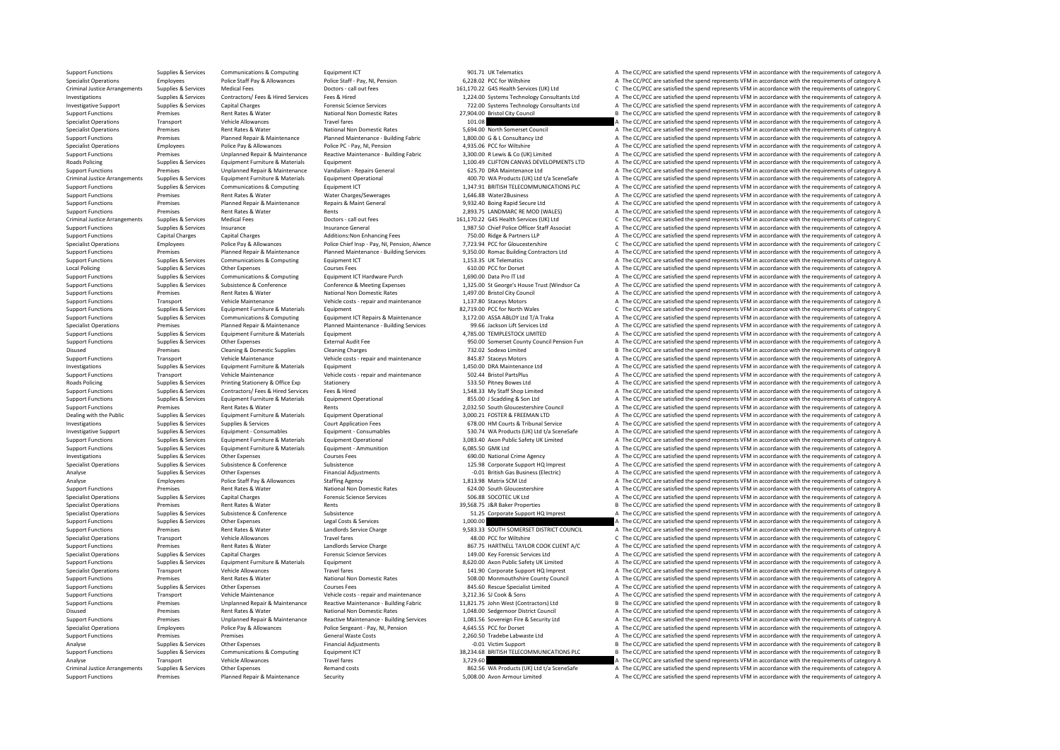| | | | | | | | |
|---|---|---|---|---|---|---|---|
| Support Functions | Supplies & Services | Communications & Computing | Equipment ICT | 901.71 | UK Telematics | A | The CC/PCC are satisfied the spend represents VFM in accordance with the requirements of category A |
| Specialist Operations | Employees | Police Staff Pay & Allowances | Police Staff - Pay, NI, Pension | 6,228.02 | PCC for Wiltshire | A | The CC/PCC are satisfied the spend represents VFM in accordance with the requirements of category A |
| Criminal Justice Arrangements | Supplies & Services | Medical Fees | Doctors - call out fees | 161,170.22 | G4S Health Services (UK) Ltd | C | The CC/PCC are satisfied the spend represents VFM in accordance with the requirements of category C |
| Investigations | Supplies & Services | Contractors/ Fees & Hired Services | Fees & Hired | 1,224.00 | Systems Technology Consultants Ltd | A | The CC/PCC are satisfied the spend represents VFM in accordance with the requirements of category A |
| Investigative Support | Supplies & Services | Capital Charges | Forensic Science Services | 722.00 | Systems Technology Consultants Ltd | A | The CC/PCC are satisfied the spend represents VFM in accordance with the requirements of category A |
| Support Functions | Premises | Rent Rates & Water | National Non Domestic Rates | 27,904.00 | Bristol City Council | B | The CC/PCC are satisfied the spend represents VFM in accordance with the requirements of category B |
| Specialist Operations | Transport | Vehicle Allowances | Travel fares | 101.08 | | A | The CC/PCC are satisfied the spend represents VFM in accordance with the requirements of category A |
| Specialist Operations | Premises | Rent Rates & Water | National Non Domestic Rates | 5,694.00 | North Somerset Council | A | The CC/PCC are satisfied the spend represents VFM in accordance with the requirements of category A |
| Support Functions | Premises | Planned Repair & Maintenance | Planned Maintenance - Building Fabric | 1,800.00 | G & L Consultancy Ltd | A | The CC/PCC are satisfied the spend represents VFM in accordance with the requirements of category A |
| Specialist Operations | Employees | Police Pay & Allowances | Police PC - Pay, NI, Pension | 4,935.06 | PCC for Wiltshire | A | The CC/PCC are satisfied the spend represents VFM in accordance with the requirements of category A |
| Support Functions | Premises | Unplanned Repair & Maintenance | Reactive Maintenance - Building Fabric | 3,300.00 | R Lewis & Co (UK) Limited | A | The CC/PCC are satisfied the spend represents VFM in accordance with the requirements of category A |
| Roads Policing | Supplies & Services | Equipment Furniture & Materials | Equipment | 1,100.49 | CLIFTON CANVAS DEVELOPMENTS LTD | A | The CC/PCC are satisfied the spend represents VFM in accordance with the requirements of category A |
| Support Functions | Premises | Unplanned Repair & Maintenance | Vandalism - Repairs General | 625.70 | DRA Maintenance Ltd | A | The CC/PCC are satisfied the spend represents VFM in accordance with the requirements of category A |
| Criminal Justice Arrangements | Supplies & Services | Equipment Furniture & Materials | Equipment Operational | 400.70 | WA Products (UK) Ltd t/a SceneSafe | A | The CC/PCC are satisfied the spend represents VFM in accordance with the requirements of category A |
| Support Functions | Supplies & Services | Communications & Computing | Equipment ICT | 1,347.91 | BRITISH TELECOMMUNICATIONS PLC | A | The CC/PCC are satisfied the spend represents VFM in accordance with the requirements of category A |
| Support Functions | Premises | Rent Rates & Water | Water Charges/Sewerages | 1,646.88 | Water2Business | A | The CC/PCC are satisfied the spend represents VFM in accordance with the requirements of category A |
| Support Functions | Premises | Planned Repair & Maintenance | Repairs & Maint General | 9,932.40 | Boing Rapid Secure Ltd | A | The CC/PCC are satisfied the spend represents VFM in accordance with the requirements of category A |
| Support Functions | Premises | Rent Rates & Water | Rents | 2,893.75 | LANDMARC RE MOD (WALES) | A | The CC/PCC are satisfied the spend represents VFM in accordance with the requirements of category A |
| Criminal Justice Arrangements | Supplies & Services | Medical Fees | Doctors - call out fees | 161,170.22 | G4S Health Services (UK) Ltd | C | The CC/PCC are satisfied the spend represents VFM in accordance with the requirements of category C |
| Support Functions | Supplies & Services | Insurance | Insurance General | 1,987.50 | Chief Police Officer Staff Associat | A | The CC/PCC are satisfied the spend represents VFM in accordance with the requirements of category A |
| Support Functions | Capital Charges | Capital Charges | Additions:Non Enhancing Fees | 750.00 | Ridge & Partners LLP | A | The CC/PCC are satisfied the spend represents VFM in accordance with the requirements of category A |
| Specialist Operations | Employees | Police Pay & Allowances | Police Chief Insp - Pay, NI, Pension, Alwnce | 7,723.94 | PCC for Gloucestershire | C | The CC/PCC are satisfied the spend represents VFM in accordance with the requirements of category C |
| Support Functions | Premises | Planned Repair & Maintenance | Planned Maintenance - Building Services | 9,350.00 | Romac Building Contractors Ltd | A | The CC/PCC are satisfied the spend represents VFM in accordance with the requirements of category A |
| Support Functions | Supplies & Services | Communications & Computing | Equipment ICT | 1,153.35 | UK Telematics | A | The CC/PCC are satisfied the spend represents VFM in accordance with the requirements of category A |
| Local Policing | Supplies & Services | Other Expenses | Courses Fees | 610.00 | PCC for Dorset | A | The CC/PCC are satisfied the spend represents VFM in accordance with the requirements of category A |
| Support Functions | Supplies & Services | Communications & Computing | Equipment ICT Hardware Purch | 1,690.00 | Data Pro IT Ltd | A | The CC/PCC are satisfied the spend represents VFM in accordance with the requirements of category A |
| Support Functions | Supplies & Services | Subsistence & Conference | Conference & Meeting Expenses | 1,325.00 | St George's House Trust (Windsor Ca | A | The CC/PCC are satisfied the spend represents VFM in accordance with the requirements of category A |
| Support Functions | Premises | Rent Rates & Water | National Non Domestic Rates | 1,497.00 | Bristol City Council | A | The CC/PCC are satisfied the spend represents VFM in accordance with the requirements of category A |
| Support Functions | Transport | Vehicle Maintenance | Vehicle costs - repair and maintenance | 1,137.80 | Staceys Motors | A | The CC/PCC are satisfied the spend represents VFM in accordance with the requirements of category A |
| Support Functions | Supplies & Services | Equipment Furniture & Materials | Equipment | 82,719.00 | PCC for North Wales | C | The CC/PCC are satisfied the spend represents VFM in accordance with the requirements of category C |
| Support Functions | Supplies & Services | Communications & Computing | Equipment ICT Repairs & Maintenance | 3,172.00 | ASSA ABLOY Ltd T/A Traka | A | The CC/PCC are satisfied the spend represents VFM in accordance with the requirements of category A |
| Specialist Operations | Premises | Planned Repair & Maintenance | Planned Maintenance - Building Services | 99.66 | Jackson Lift Services Ltd | A | The CC/PCC are satisfied the spend represents VFM in accordance with the requirements of category A |
| Support Functions | Supplies & Services | Equipment Furniture & Materials | Equipment | 4,785.00 | TEMPLESTOCK LIMITED | A | The CC/PCC are satisfied the spend represents VFM in accordance with the requirements of category A |
| Support Functions | Supplies & Services | Other Expenses | External Audit Fee | 950.00 | Somerset County Council Pension Fun | A | The CC/PCC are satisfied the spend represents VFM in accordance with the requirements of category A |
| Disused | Premises | Cleaning & Domestic Supplies | Cleaning Charges | 732.02 | Sodexo Limited | B | The CC/PCC are satisfied the spend represents VFM in accordance with the requirements of category B |
| Support Functions | Transport | Vehicle Maintenance | Vehicle costs - repair and maintenance | 845.87 | Staceys Motors | A | The CC/PCC are satisfied the spend represents VFM in accordance with the requirements of category A |
| Investigations | Supplies & Services | Equipment Furniture & Materials | Equipment | 1,450.00 | DRA Maintenance Ltd | A | The CC/PCC are satisfied the spend represents VFM in accordance with the requirements of category A |
| Support Functions | Transport | Vehicle Maintenance | Vehicle costs - repair and maintenance | 502.44 | Bristol PartsPlus | A | The CC/PCC are satisfied the spend represents VFM in accordance with the requirements of category A |
| Roads Policing | Supplies & Services | Printing Stationery & Office Exp | Stationery | 533.50 | Pitney Bowes Ltd | A | The CC/PCC are satisfied the spend represents VFM in accordance with the requirements of category A |
| Support Functions | Supplies & Services | Contractors/ Fees & Hired Services | Fees & Hired | 1,548.33 | My Staff Shop Limited | A | The CC/PCC are satisfied the spend represents VFM in accordance with the requirements of category A |
| Support Functions | Supplies & Services | Equipment Furniture & Materials | Equipment Operational | 855.00 | J Scadding & Son Ltd | A | The CC/PCC are satisfied the spend represents VFM in accordance with the requirements of category A |
| Support Functions | Premises | Rent Rates & Water | Rents | 2,032.50 | South Gloucestershire Council | A | The CC/PCC are satisfied the spend represents VFM in accordance with the requirements of category A |
| Dealing with the Public | Supplies & Services | Equipment Furniture & Materials | Equipment Operational | 3,000.21 | FOSTER & FREEMAN LTD | A | The CC/PCC are satisfied the spend represents VFM in accordance with the requirements of category A |
| Investigations | Supplies & Services | Supplies & Services | Court Application Fees | 678.00 | HM Courts & Tribunal Service | A | The CC/PCC are satisfied the spend represents VFM in accordance with the requirements of category A |
| Investigative Support | Supplies & Services | Equipment - Consumables | Equipment - Consumables | 530.74 | WA Products (UK) Ltd t/a SceneSafe | A | The CC/PCC are satisfied the spend represents VFM in accordance with the requirements of category A |
| Support Functions | Supplies & Services | Equipment Furniture & Materials | Equipment Operational | 3,083.40 | Axon Public Safety UK Limited | A | The CC/PCC are satisfied the spend represents VFM in accordance with the requirements of category A |
| Support Functions | Supplies & Services | Equipment Furniture & Materials | Equipment - Ammunition | 6,085.50 | GMK Ltd | A | The CC/PCC are satisfied the spend represents VFM in accordance with the requirements of category A |
| Investigations | Supplies & Services | Other Expenses | Courses Fees | 690.00 | National Crime Agency | A | The CC/PCC are satisfied the spend represents VFM in accordance with the requirements of category A |
| Specialist Operations | Supplies & Services | Subsistence & Conference | Subsistence | 125.98 | Corporate Support HQ Imprest | A | The CC/PCC are satisfied the spend represents VFM in accordance with the requirements of category A |
| Analyse | Supplies & Services | Other Expenses | Financial Adjustments | -0.01 | British Gas Business (Electric) | A | The CC/PCC are satisfied the spend represents VFM in accordance with the requirements of category A |
| Analyse | Employees | Police Staff Pay & Allowances | Staffing Agency | 1,813.98 | Matrix SCM Ltd | A | The CC/PCC are satisfied the spend represents VFM in accordance with the requirements of category A |
| Support Functions | Premises | Rent Rates & Water | National Non Domestic Rates | 624.00 | South Gloucestershire | A | The CC/PCC are satisfied the spend represents VFM in accordance with the requirements of category A |
| Specialist Operations | Supplies & Services | Capital Charges | Forensic Science Services | 506.88 | SOCOTEC UK Ltd | A | The CC/PCC are satisfied the spend represents VFM in accordance with the requirements of category A |
| Specialist Operations | Premises | Rent Rates & Water | Rents | 39,568.75 | J&R Baker Properties | B | The CC/PCC are satisfied the spend represents VFM in accordance with the requirements of category B |
| Specialist Operations | Supplies & Services | Subsistence & Conference | Subsistence | 51.25 | Corporate Support HQ Imprest | A | The CC/PCC are satisfied the spend represents VFM in accordance with the requirements of category A |
| Support Functions | Supplies & Services | Other Expenses | Legal Costs & Services | 1,000.00 | | A | The CC/PCC are satisfied the spend represents VFM in accordance with the requirements of category A |
| Support Functions | Premises | Rent Rates & Water | Landlords Service Charge | 9,583.33 | SOUTH SOMERSET DISTRICT COUNCIL | A | The CC/PCC are satisfied the spend represents VFM in accordance with the requirements of category A |
| Specialist Operations | Transport | Vehicle Allowances | Travel fares | 48.00 | PCC for Wiltshire | C | The CC/PCC are satisfied the spend represents VFM in accordance with the requirements of category C |
| Support Functions | Premises | Rent Rates & Water | Landlords Service Charge | 867.75 | HARTNELL TAYLOR COOK CLIENT A/C | A | The CC/PCC are satisfied the spend represents VFM in accordance with the requirements of category A |
| Specialist Operations | Supplies & Services | Capital Charges | Forensic Science Services | 149.00 | Key Forensic Services Ltd | A | The CC/PCC are satisfied the spend represents VFM in accordance with the requirements of category A |
| Support Functions | Supplies & Services | Equipment Furniture & Materials | Equipment | 8,620.00 | Axon Public Safety UK Limited | A | The CC/PCC are satisfied the spend represents VFM in accordance with the requirements of category A |
| Specialist Operations | Transport | Vehicle Allowances | Travel fares | 141.90 | Corporate Support HQ Imprest | A | The CC/PCC are satisfied the spend represents VFM in accordance with the requirements of category A |
| Support Functions | Premises | Rent Rates & Water | National Non Domestic Rates | 508.00 | Monmouthshire County Council | A | The CC/PCC are satisfied the spend represents VFM in accordance with the requirements of category A |
| Support Functions | Supplies & Services | Other Expenses | Courses Fees | 845.60 | Rescue Specialist Limited | A | The CC/PCC are satisfied the spend represents VFM in accordance with the requirements of category A |
| Support Functions | Transport | Vehicle Maintenance | Vehicle costs - repair and maintenance | 3,212.36 | SJ Cook & Sons | A | The CC/PCC are satisfied the spend represents VFM in accordance with the requirements of category A |
| Support Functions | Premises | Unplanned Repair & Maintenance | Reactive Maintenance - Building Fabric | 11,821.75 | John West (Contractors) Ltd | B | The CC/PCC are satisfied the spend represents VFM in accordance with the requirements of category B |
| Disused | Premises | Rent Rates & Water | National Non Domestic Rates | 1,048.00 | Sedgemoor District Council | A | The CC/PCC are satisfied the spend represents VFM in accordance with the requirements of category A |
| Support Functions | Premises | Unplanned Repair & Maintenance | Reactive Maintenance - Building Services | 1,081.56 | Sovereign Fire & Security Ltd | A | The CC/PCC are satisfied the spend represents VFM in accordance with the requirements of category A |
| Specialist Operations | Employees | Police Pay & Allowances | Police Sergeant - Pay, NI, Pension | 4,645.55 | PCC for Dorset | A | The CC/PCC are satisfied the spend represents VFM in accordance with the requirements of category A |
| Support Functions | Premises | Premises | General Waste Costs | 2,260.50 | Tradebe Labwaste Ltd | A | The CC/PCC are satisfied the spend represents VFM in accordance with the requirements of category A |
| Analyse | Supplies & Services | Other Expenses | Financial Adjustments | -0.01 | Victim Support | B | The CC/PCC are satisfied the spend represents VFM in accordance with the requirements of category B |
| Support Functions | Supplies & Services | Communications & Computing | Equipment ICT | 38,234.68 | BRITISH TELECOMMUNICATIONS PLC | B | The CC/PCC are satisfied the spend represents VFM in accordance with the requirements of category B |
| Analyse | Transport | Vehicle Allowances | Travel fares | 3,729.60 | | A | The CC/PCC are satisfied the spend represents VFM in accordance with the requirements of category A |
| Criminal Justice Arrangements | Supplies & Services | Other Expenses | Remand costs | 862.56 | WA Products (UK) Ltd t/a SceneSafe | A | The CC/PCC are satisfied the spend represents VFM in accordance with the requirements of category A |
| Support Functions | Premises | Planned Repair & Maintenance | Security | 5,008.00 | Avon Armour Limited | A | The CC/PCC are satisfied the spend represents VFM in accordance with the requirements of category A |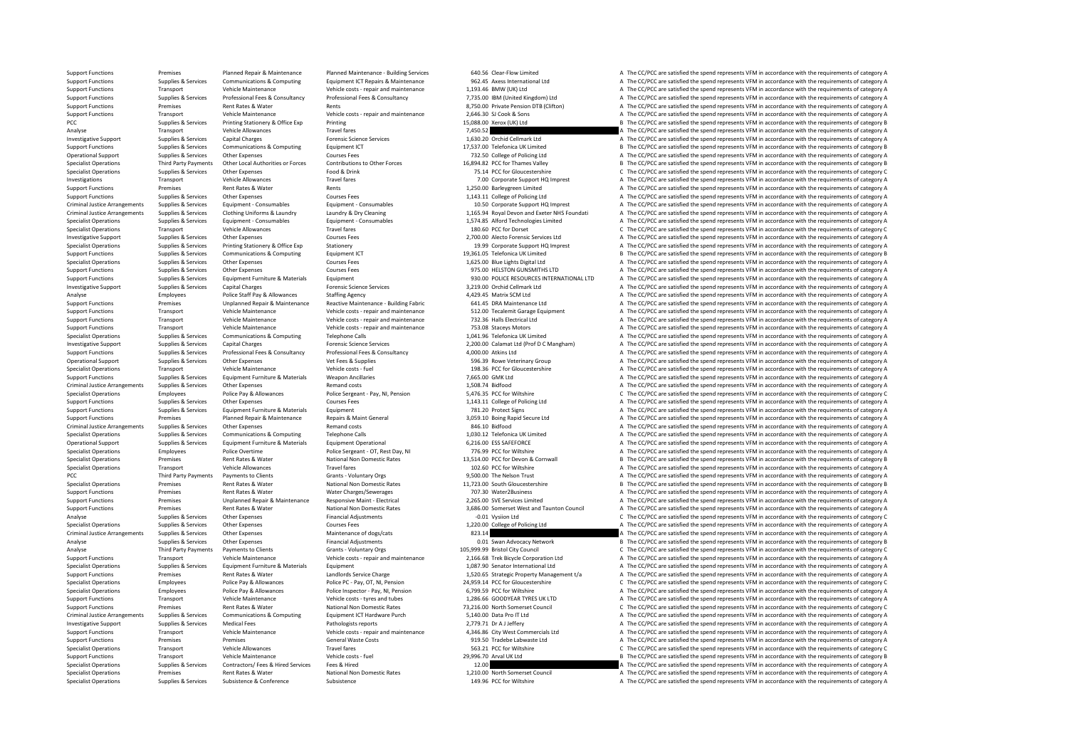| | | | | | | |
|---|---|---|---|---|---|---|
| Support Functions | Premises | Planned Repair & Maintenance | Planned Maintenance - Building Services | 640.56 | Clear-Flow Limited | A The CC/PCC are satisfied the spend represents VFM in accordance with the requirements of category A |
| Support Functions | Supplies & Services | Communications & Computing | Equipment ICT Repairs & Maintenance | 962.45 | Axess International Ltd | A The CC/PCC are satisfied the spend represents VFM in accordance with the requirements of category A |
| Support Functions | Transport | Vehicle Maintenance | Vehicle costs - repair and maintenance | 1,193.46 | BMW (UK) Ltd | A The CC/PCC are satisfied the spend represents VFM in accordance with the requirements of category A |
| Support Functions | Supplies & Services | Professional Fees & Consultancy | Professional Fees & Consultancy | 7,735.00 | IBM (United Kingdom) Ltd | A The CC/PCC are satisfied the spend represents VFM in accordance with the requirements of category A |
| Support Functions | Premises | Rent Rates & Water | Rents | 8,750.00 | Private Pension DTB (Clifton) | A The CC/PCC are satisfied the spend represents VFM in accordance with the requirements of category A |
| Support Functions | Transport | Vehicle Maintenance | Vehicle costs - repair and maintenance | 2,646.30 | SJ Cook & Sons | A The CC/PCC are satisfied the spend represents VFM in accordance with the requirements of category A |
| PCC | Supplies & Services | Printing Stationery & Office Exp | Printing | 15,088.00 | Xerox (UK) Ltd | B The CC/PCC are satisfied the spend represents VFM in accordance with the requirements of category B |
| Analyse | Transport | Vehicle Allowances | Travel fares | 7,450.52 | | A The CC/PCC are satisfied the spend represents VFM in accordance with the requirements of category A |
| Investigative Support | Supplies & Services | Capital Charges | Forensic Science Services | 1,630.20 | Orchid Cellmark Ltd | A The CC/PCC are satisfied the spend represents VFM in accordance with the requirements of category A |
| Support Functions | Supplies & Services | Communications & Computing | Equipment ICT | 17,537.00 | Telefonica UK Limited | B The CC/PCC are satisfied the spend represents VFM in accordance with the requirements of category B |
| Operational Support | Supplies & Services | Other Expenses | Courses Fees | 732.50 | College of Policing Ltd | A The CC/PCC are satisfied the spend represents VFM in accordance with the requirements of category A |
| Specialist Operations | Third Party Payments | Other Local Authorities or Forces | Contributions to Other Forces | 16,894.82 | PCC for Thames Valley | B The CC/PCC are satisfied the spend represents VFM in accordance with the requirements of category B |
| Specialist Operations | Supplies & Services | Other Expenses | Food & Drink | 75.14 | PCC for Gloucestershire | C The CC/PCC are satisfied the spend represents VFM in accordance with the requirements of category C |
| Investigations | Transport | Vehicle Allowances | Travel fares | 7.00 | Corporate Support HQ Imprest | A The CC/PCC are satisfied the spend represents VFM in accordance with the requirements of category A |
| Support Functions | Premises | Rent Rates & Water | Rents | 1,250.00 | Barleygreen Limited | A The CC/PCC are satisfied the spend represents VFM in accordance with the requirements of category A |
| Support Functions | Supplies & Services | Other Expenses | Courses Fees | 1,143.11 | College of Policing Ltd | A The CC/PCC are satisfied the spend represents VFM in accordance with the requirements of category A |
| Criminal Justice Arrangements | Supplies & Services | Equipment - Consumables | Equipment - Consumables | 10.50 | Corporate Support HQ Imprest | A The CC/PCC are satisfied the spend represents VFM in accordance with the requirements of category A |
| Criminal Justice Arrangements | Supplies & Services | Clothing Uniforms & Laundry | Laundry & Dry Cleaning | 1,165.94 | Royal Devon and Exeter NHS Foundati | A The CC/PCC are satisfied the spend represents VFM in accordance with the requirements of category A |
| Specialist Operations | Supplies & Services | Equipment - Consumables | Equipment - Consumables | 1,574.85 | Alford Technologies Limited | A The CC/PCC are satisfied the spend represents VFM in accordance with the requirements of category A |
| Specialist Operations | Transport | Vehicle Allowances | Travel fares | 180.60 | PCC for Dorset | C The CC/PCC are satisfied the spend represents VFM in accordance with the requirements of category C |
| Investigative Support | Supplies & Services | Other Expenses | Courses Fees | 2,700.00 | Alecto Forensic Services Ltd | A The CC/PCC are satisfied the spend represents VFM in accordance with the requirements of category A |
| Specialist Operations | Supplies & Services | Printing Stationery & Office Exp | Stationery | 19.99 | Corporate Support HQ Imprest | A The CC/PCC are satisfied the spend represents VFM in accordance with the requirements of category A |
| Support Functions | Supplies & Services | Communications & Computing | Equipment ICT | 19,361.05 | Telefonica UK Limited | B The CC/PCC are satisfied the spend represents VFM in accordance with the requirements of category B |
| Specialist Operations | Supplies & Services | Other Expenses | Courses Fees | 1,625.00 | Blue Lights Digital Ltd | A The CC/PCC are satisfied the spend represents VFM in accordance with the requirements of category A |
| Support Functions | Supplies & Services | Other Expenses | Courses Fees | 975.00 | HELSTON GUNSMITHS LTD | A The CC/PCC are satisfied the spend represents VFM in accordance with the requirements of category A |
| Support Functions | Supplies & Services | Equipment Furniture & Materials | Equipment | 930.00 | POLICE RESOURCES INTERNATIONAL LTD | A The CC/PCC are satisfied the spend represents VFM in accordance with the requirements of category A |
| Investigative Support | Supplies & Services | Capital Charges | Forensic Science Services | 3,219.00 | Orchid Cellmark Ltd | A The CC/PCC are satisfied the spend represents VFM in accordance with the requirements of category A |
| Analyse | Employees | Police Staff Pay & Allowances | Staffing Agency | 4,429.45 | Matrix SCM Ltd | A The CC/PCC are satisfied the spend represents VFM in accordance with the requirements of category A |
| Support Functions | Premises | Unplanned Repair & Maintenance | Reactive Maintenance - Building Fabric | 641.45 | DRA Maintenance Ltd | A The CC/PCC are satisfied the spend represents VFM in accordance with the requirements of category A |
| Support Functions | Transport | Vehicle Maintenance | Vehicle costs - repair and maintenance | 512.00 | Tecalemit Garage Equipment | A The CC/PCC are satisfied the spend represents VFM in accordance with the requirements of category A |
| Support Functions | Transport | Vehicle Maintenance | Vehicle costs - repair and maintenance | 732.36 | Halls Electrical Ltd | A The CC/PCC are satisfied the spend represents VFM in accordance with the requirements of category A |
| Support Functions | Transport | Vehicle Maintenance | Vehicle costs - repair and maintenance | 753.08 | Staceys Motors | A The CC/PCC are satisfied the spend represents VFM in accordance with the requirements of category A |
| Specialist Operations | Supplies & Services | Communications & Computing | Telephone Calls | 1,041.96 | Telefonica UK Limited | A The CC/PCC are satisfied the spend represents VFM in accordance with the requirements of category A |
| Investigative Support | Supplies & Services | Capital Charges | Forensic Science Services | 2,200.00 | Calamat Ltd (Prof D C Mangham) | A The CC/PCC are satisfied the spend represents VFM in accordance with the requirements of category A |
| Support Functions | Supplies & Services | Professional Fees & Consultancy | Professional Fees & Consultancy | 4,000.00 | Atkins Ltd | A The CC/PCC are satisfied the spend represents VFM in accordance with the requirements of category A |
| Operational Support | Supplies & Services | Other Expenses | Vet Fees & Supplies | 596.39 | Rowe Veterinary Group | A The CC/PCC are satisfied the spend represents VFM in accordance with the requirements of category A |
| Specialist Operations | Transport | Vehicle Maintenance | Vehicle costs - fuel | 198.36 | PCC for Gloucestershire | A The CC/PCC are satisfied the spend represents VFM in accordance with the requirements of category A |
| Support Functions | Supplies & Services | Equipment Furniture & Materials | Weapon Ancillaries | 7,665.00 | GMK Ltd | A The CC/PCC are satisfied the spend represents VFM in accordance with the requirements of category A |
| Criminal Justice Arrangements | Supplies & Services | Other Expenses | Remand costs | 1,508.74 | Bidfood | A The CC/PCC are satisfied the spend represents VFM in accordance with the requirements of category A |
| Specialist Operations | Employees | Police Pay & Allowances | Police Sergeant - Pay, NI, Pension | 5,476.35 | PCC for Wiltshire | C The CC/PCC are satisfied the spend represents VFM in accordance with the requirements of category C |
| Support Functions | Supplies & Services | Other Expenses | Courses Fees | 1,143.11 | College of Policing Ltd | A The CC/PCC are satisfied the spend represents VFM in accordance with the requirements of category A |
| Support Functions | Supplies & Services | Equipment Furniture & Materials | Equipment | 781.20 | Protect Signs | A The CC/PCC are satisfied the spend represents VFM in accordance with the requirements of category A |
| Support Functions | Premises | Planned Repair & Maintenance | Repairs & Maint General | 3,059.10 | Boing Rapid Secure Ltd | A The CC/PCC are satisfied the spend represents VFM in accordance with the requirements of category A |
| Criminal Justice Arrangements | Supplies & Services | Other Expenses | Remand costs | 846.10 | Bidfood | A The CC/PCC are satisfied the spend represents VFM in accordance with the requirements of category A |
| Specialist Operations | Supplies & Services | Communications & Computing | Telephone Calls | 1,030.12 | Telefonica UK Limited | A The CC/PCC are satisfied the spend represents VFM in accordance with the requirements of category A |
| Operational Support | Supplies & Services | Equipment Furniture & Materials | Equipment Operational | 6,216.00 | ESS SAFEFORCE | A The CC/PCC are satisfied the spend represents VFM in accordance with the requirements of category A |
| Specialist Operations | Employees | Police Overtime | Police Sergeant - OT, Rest Day, NI | 776.99 | PCC for Wiltshire | A The CC/PCC are satisfied the spend represents VFM in accordance with the requirements of category A |
| Specialist Operations | Premises | Rent Rates & Water | National Non Domestic Rates | 13,514.00 | PCC for Devon & Cornwall | B The CC/PCC are satisfied the spend represents VFM in accordance with the requirements of category B |
| Specialist Operations | Transport | Vehicle Allowances | Travel fares | 102.60 | PCC for Wiltshire | A The CC/PCC are satisfied the spend represents VFM in accordance with the requirements of category A |
| PCC | Third Party Payments | Payments to Clients | Grants - Voluntary Orgs | 9,500.00 | The Nelson Trust | A The CC/PCC are satisfied the spend represents VFM in accordance with the requirements of category A |
| Specialist Operations | Premises | Rent Rates & Water | National Non Domestic Rates | 11,723.00 | South Gloucestershire | B The CC/PCC are satisfied the spend represents VFM in accordance with the requirements of category B |
| Support Functions | Premises | Rent Rates & Water | Water Charges/Sewerages | 707.30 | Water2Business | A The CC/PCC are satisfied the spend represents VFM in accordance with the requirements of category A |
| Support Functions | Premises | Unplanned Repair & Maintenance | Responsive Maint - Electrical | 2,265.00 | SVE Services Limited | A The CC/PCC are satisfied the spend represents VFM in accordance with the requirements of category A |
| Support Functions | Premises | Rent Rates & Water | National Non Domestic Rates | 3,686.00 | Somerset West and Taunton Council | A The CC/PCC are satisfied the spend represents VFM in accordance with the requirements of category A |
| Analyse | Supplies & Services | Other Expenses | Financial Adjustments | -0.01 | Vysiion Ltd | C The CC/PCC are satisfied the spend represents VFM in accordance with the requirements of category C |
| Specialist Operations | Supplies & Services | Other Expenses | Courses Fees | 1,220.00 | College of Policing Ltd | A The CC/PCC are satisfied the spend represents VFM in accordance with the requirements of category A |
| Criminal Justice Arrangements | Supplies & Services | Other Expenses | Maintenance of dogs/cats | 823.14 | | A The CC/PCC are satisfied the spend represents VFM in accordance with the requirements of category A |
| Analyse | Supplies & Services | Other Expenses | Financial Adjustments | 0.01 | Swan Advocacy Network | B The CC/PCC are satisfied the spend represents VFM in accordance with the requirements of category B |
| Analyse | Third Party Payments | Payments to Clients | Grants - Voluntary Orgs | 105,999.99 | Bristol City Council | C The CC/PCC are satisfied the spend represents VFM in accordance with the requirements of category C |
| Support Functions | Transport | Vehicle Maintenance | Vehicle costs - repair and maintenance | 2,166.68 | Trek Bicycle Corporation Ltd | A The CC/PCC are satisfied the spend represents VFM in accordance with the requirements of category A |
| Specialist Operations | Supplies & Services | Equipment Furniture & Materials | Equipment | 1,087.90 | Senator International Ltd | A The CC/PCC are satisfied the spend represents VFM in accordance with the requirements of category A |
| Support Functions | Premises | Rent Rates & Water | Landlords Service Charge | 1,520.65 | Strategic Property Management t/a | A The CC/PCC are satisfied the spend represents VFM in accordance with the requirements of category A |
| Specialist Operations | Employees | Police Pay & Allowances | Police PC - Pay, OT, NI, Pension | 24,959.14 | PCC for Gloucestershire | C The CC/PCC are satisfied the spend represents VFM in accordance with the requirements of category C |
| Specialist Operations | Employees | Police Pay & Allowances | Police Inspector - Pay, NI, Pension | 6,799.59 | PCC for Wiltshire | A The CC/PCC are satisfied the spend represents VFM in accordance with the requirements of category A |
| Support Functions | Transport | Vehicle Maintenance | Vehicle costs - tyres and tubes | 1,286.66 | GOODYEAR TYRES UK LTD | A The CC/PCC are satisfied the spend represents VFM in accordance with the requirements of category A |
| Support Functions | Premises | Rent Rates & Water | National Non Domestic Rates | 73,216.00 | North Somerset Council | C The CC/PCC are satisfied the spend represents VFM in accordance with the requirements of category C |
| Criminal Justice Arrangements | Supplies & Services | Communications & Computing | Equipment ICT Hardware Purch | 5,140.00 | Data Pro IT Ltd | A The CC/PCC are satisfied the spend represents VFM in accordance with the requirements of category A |
| Investigative Support | Supplies & Services | Medical Fees | Pathologists reports | 2,779.71 | Dr A J Jeffery | A The CC/PCC are satisfied the spend represents VFM in accordance with the requirements of category A |
| Support Functions | Transport | Vehicle Maintenance | Vehicle costs - repair and maintenance | 4,346.86 | City West Commercials Ltd | A The CC/PCC are satisfied the spend represents VFM in accordance with the requirements of category A |
| Support Functions | Premises | Premises | General Waste Costs | 919.50 | Tradebe Labwaste Ltd | A The CC/PCC are satisfied the spend represents VFM in accordance with the requirements of category A |
| Specialist Operations | Transport | Vehicle Allowances | Travel fares | 563.21 | PCC for Wiltshire | C The CC/PCC are satisfied the spend represents VFM in accordance with the requirements of category C |
| Support Functions | Transport | Vehicle Maintenance | Vehicle costs - fuel | 29,996.70 | Arval UK Ltd | B The CC/PCC are satisfied the spend represents VFM in accordance with the requirements of category B |
| Specialist Operations | Supplies & Services | Contractors/ Fees & Hired Services | Fees & Hired | 12.00 | | A The CC/PCC are satisfied the spend represents VFM in accordance with the requirements of category A |
| Specialist Operations | Premises | Rent Rates & Water | National Non Domestic Rates | 1,210.00 | North Somerset Council | A The CC/PCC are satisfied the spend represents VFM in accordance with the requirements of category A |
| Specialist Operations | Supplies & Services | Subsistence & Conference | Subsistence | 149.96 | PCC for Wiltshire | A The CC/PCC are satisfied the spend represents VFM in accordance with the requirements of category A |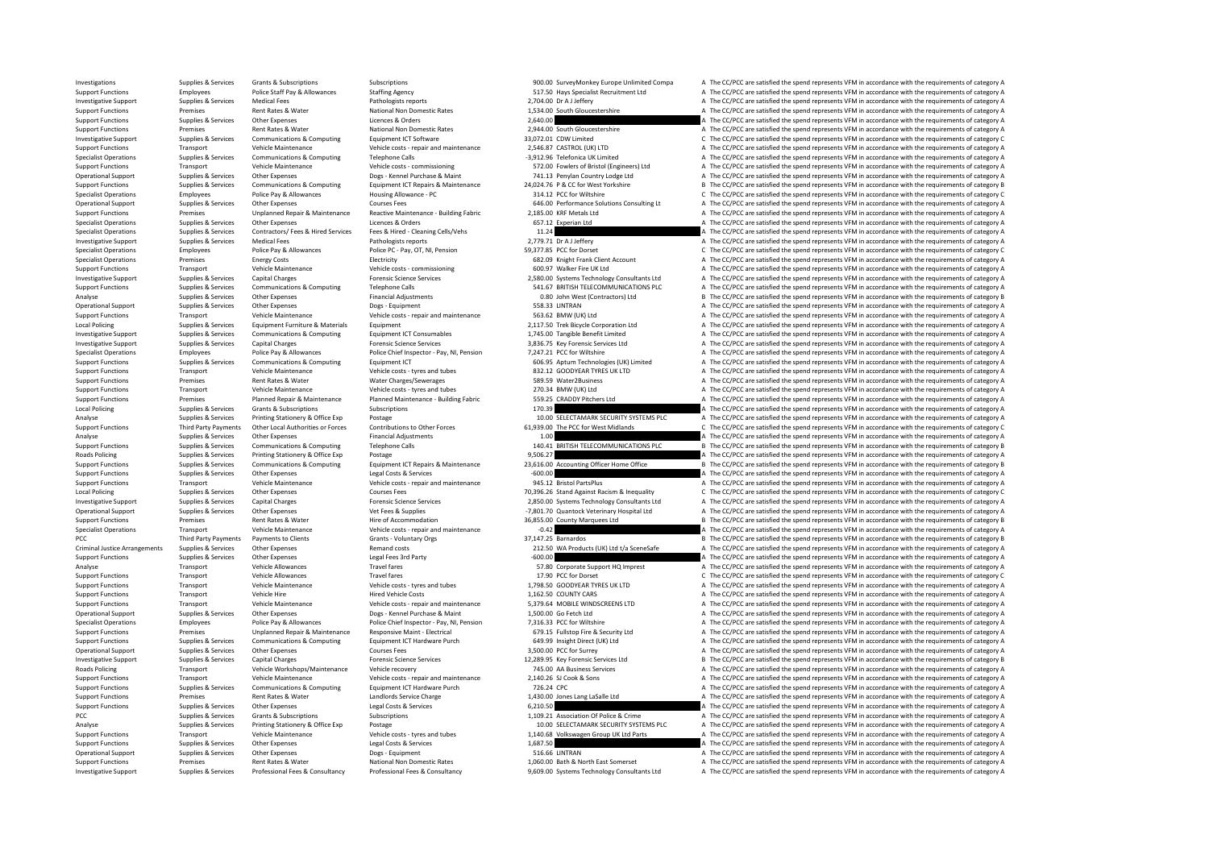| | | | | | | |
|---|---|---|---|---|---|---|
| Investigations | Supplies & Services | Grants & Subscriptions | Subscriptions | 900.00 | SurveyMonkey Europe Unlimited Compa | A The CC/PCC are satisfied the spend represents VFM in accordance with the requirements of category A |
| Support Functions | Employees | Police Staff Pay & Allowances | Staffing Agency | 517.50 | Hays Specialist Recruitment Ltd | A The CC/PCC are satisfied the spend represents VFM in accordance with the requirements of category A |
| Investigative Support | Supplies & Services | Medical Fees | Pathologists reports | 2,704.00 | Dr A J Jeffery | A The CC/PCC are satisfied the spend represents VFM in accordance with the requirements of category A |
| Support Functions | Premises | Rent Rates & Water | National Non Domestic Rates | 1,534.00 | South Gloucestershire | A The CC/PCC are satisfied the spend represents VFM in accordance with the requirements of category A |
| Support Functions | Supplies & Services | Other Expenses | Licences & Orders | 2,640.00 | | A The CC/PCC are satisfied the spend represents VFM in accordance with the requirements of category A |
| Support Functions | Premises | Rent Rates & Water | National Non Domestic Rates | 2,944.00 | South Gloucestershire | A The CC/PCC are satisfied the spend represents VFM in accordance with the requirements of category A |
| Investigative Support | Supplies & Services | Communications & Computing | Equipment ICT Software | 33,072.01 | CDW Limited | C The CC/PCC are satisfied the spend represents VFM in accordance with the requirements of category C |
| Support Functions | Transport | Vehicle Maintenance | Vehicle costs - repair and maintenance | 2,546.87 | CASTROL (UK) LTD | A The CC/PCC are satisfied the spend represents VFM in accordance with the requirements of category A |
| Specialist Operations | Supplies & Services | Communications & Computing | Telephone Calls | -3,912.96 | Telefonica UK Limited | A The CC/PCC are satisfied the spend represents VFM in accordance with the requirements of category A |
| Support Functions | Transport | Vehicle Maintenance | Vehicle costs - commissioning | 572.00 | Fowlers of Bristol (Engineers) Ltd | A The CC/PCC are satisfied the spend represents VFM in accordance with the requirements of category A |
| Operational Support | Supplies & Services | Other Expenses | Dogs - Kennel Purchase & Maint | 741.13 | Penylan Country Lodge Ltd | A The CC/PCC are satisfied the spend represents VFM in accordance with the requirements of category A |
| Support Functions | Supplies & Services | Communications & Computing | Equipment ICT Repairs & Maintenance | 24,024.76 | P & CC for West Yorkshire | B The CC/PCC are satisfied the spend represents VFM in accordance with the requirements of category B |
| Specialist Operations | Employees | Police Pay & Allowances | Housing Allowance - PC | 314.12 | PCC for Wiltshire | C The CC/PCC are satisfied the spend represents VFM in accordance with the requirements of category C |
| Operational Support | Supplies & Services | Other Expenses | Courses Fees | 646.00 | Performance Solutions Consulting Lt | A The CC/PCC are satisfied the spend represents VFM in accordance with the requirements of category A |
| Support Functions | Premises | Unplanned Repair & Maintenance | Reactive Maintenance - Building Fabric | 2,185.00 | KRF Metals Ltd | A The CC/PCC are satisfied the spend represents VFM in accordance with the requirements of category A |
| Specialist Operations | Supplies & Services | Other Expenses | Licences & Orders | 657.12 | Experian Ltd | A The CC/PCC are satisfied the spend represents VFM in accordance with the requirements of category A |
| Specialist Operations | Supplies & Services | Contractors/ Fees & Hired Services | Fees & Hired - Cleaning Cells/Vehs | 11.24 | | A The CC/PCC are satisfied the spend represents VFM in accordance with the requirements of category A |
| Investigative Support | Supplies & Services | Medical Fees | Pathologists reports | 2,779.71 | Dr A J Jeffery | A The CC/PCC are satisfied the spend represents VFM in accordance with the requirements of category A |
| Specialist Operations | Employees | Police Pay & Allowances | Police PC - Pay, OT, NI, Pension | 59,377.85 | PCC for Dorset | C The CC/PCC are satisfied the spend represents VFM in accordance with the requirements of category C |
| Specialist Operations | Premises | Energy Costs | Electricity | 682.09 | Knight Frank Client Account | A The CC/PCC are satisfied the spend represents VFM in accordance with the requirements of category A |
| Support Functions | Transport | Vehicle Maintenance | Vehicle costs - commissioning | 600.97 | Walker Fire UK Ltd | A The CC/PCC are satisfied the spend represents VFM in accordance with the requirements of category A |
| Investigative Support | Supplies & Services | Capital Charges | Forensic Science Services | 2,580.00 | Systems Technology Consultants Ltd | A The CC/PCC are satisfied the spend represents VFM in accordance with the requirements of category A |
| Support Functions | Supplies & Services | Communications & Computing | Telephone Calls | 541.67 | BRITISH TELECOMMUNICATIONS PLC | A The CC/PCC are satisfied the spend represents VFM in accordance with the requirements of category A |
| Analyse | Supplies & Services | Other Expenses | Financial Adjustments | 0.80 | John West (Contractors) Ltd | B The CC/PCC are satisfied the spend represents VFM in accordance with the requirements of category B |
| Operational Support | Supplies & Services | Other Expenses | Dogs - Equipment | 558.33 | LINTRAN | A The CC/PCC are satisfied the spend represents VFM in accordance with the requirements of category A |
| Support Functions | Transport | Vehicle Maintenance | Vehicle costs - repair and maintenance | 563.62 | BMW (UK) Ltd | A The CC/PCC are satisfied the spend represents VFM in accordance with the requirements of category A |
| Local Policing | Supplies & Services | Equipment Furniture & Materials | Equipment | 2,117.50 | Trek Bicycle Corporation Ltd | A The CC/PCC are satisfied the spend represents VFM in accordance with the requirements of category A |
| Investigative Support | Supplies & Services | Communications & Computing | Equipment ICT Consumables | 1,745.00 | Tangible Benefit Limited | A The CC/PCC are satisfied the spend represents VFM in accordance with the requirements of category A |
| Investigative Support | Supplies & Services | Capital Charges | Forensic Science Services | 3,836.75 | Key Forensic Services Ltd | A The CC/PCC are satisfied the spend represents VFM in accordance with the requirements of category A |
| Specialist Operations | Employees | Police Pay & Allowances | Police Chief Inspector - Pay, NI, Pension | 7,247.21 | PCC for Wiltshire | A The CC/PCC are satisfied the spend represents VFM in accordance with the requirements of category A |
| Support Functions | Supplies & Services | Communications & Computing | Equipment ICT | 606.95 | Aptum Technologies (UK) Limited | A The CC/PCC are satisfied the spend represents VFM in accordance with the requirements of category A |
| Support Functions | Transport | Vehicle Maintenance | Vehicle costs - tyres and tubes | 832.12 | GOODYEAR TYRES UK LTD | A The CC/PCC are satisfied the spend represents VFM in accordance with the requirements of category A |
| Support Functions | Premises | Rent Rates & Water | Water Charges/Sewerages | 589.59 | Water2Business | A The CC/PCC are satisfied the spend represents VFM in accordance with the requirements of category A |
| Support Functions | Transport | Vehicle Maintenance | Vehicle costs - tyres and tubes | 270.34 | BMW (UK) Ltd | A The CC/PCC are satisfied the spend represents VFM in accordance with the requirements of category A |
| Support Functions | Premises | Planned Repair & Maintenance | Planned Maintenance - Building Fabric | 559.25 | CRADDY Pitchers Ltd | A The CC/PCC are satisfied the spend represents VFM in accordance with the requirements of category A |
| Local Policing | Supplies & Services | Grants & Subscriptions | Subscriptions | 170.39 | | A The CC/PCC are satisfied the spend represents VFM in accordance with the requirements of category A |
| Analyse | Supplies & Services | Printing Stationery & Office Exp | Postage | 10.00 | SELECTAMARK SECURITY SYSTEMS PLC | A The CC/PCC are satisfied the spend represents VFM in accordance with the requirements of category A |
| Support Functions | Third Party Payments | Other Local Authorities or Forces | Contributions to Other Forces | 61,939.00 | The PCC for West Midlands | C The CC/PCC are satisfied the spend represents VFM in accordance with the requirements of category C |
| Analyse | Supplies & Services | Other Expenses | Financial Adjustments | 1.00 | | A The CC/PCC are satisfied the spend represents VFM in accordance with the requirements of category A |
| Support Functions | Supplies & Services | Communications & Computing | Telephone Calls | 140.41 | BRITISH TELECOMMUNICATIONS PLC | B The CC/PCC are satisfied the spend represents VFM in accordance with the requirements of category B |
| Roads Policing | Supplies & Services | Printing Stationery & Office Exp | Postage | 9,506.27 | | A The CC/PCC are satisfied the spend represents VFM in accordance with the requirements of category A |
| Support Functions | Supplies & Services | Communications & Computing | Equipment ICT Repairs & Maintenance | 23,616.00 | Accounting Officer Home Office | B The CC/PCC are satisfied the spend represents VFM in accordance with the requirements of category B |
| Support Functions | Supplies & Services | Other Expenses | Legal Costs & Services | -600.00 | | A The CC/PCC are satisfied the spend represents VFM in accordance with the requirements of category A |
| Support Functions | Transport | Vehicle Maintenance | Vehicle costs - repair and maintenance | 945.12 | Bristol PartsPlus | A The CC/PCC are satisfied the spend represents VFM in accordance with the requirements of category A |
| Local Policing | Supplies & Services | Other Expenses | Courses Fees | 70,396.26 | Stand Against Racism & Inequality | C The CC/PCC are satisfied the spend represents VFM in accordance with the requirements of category C |
| Investigative Support | Supplies & Services | Capital Charges | Forensic Science Services | 2,850.00 | Systems Technology Consultants Ltd | A The CC/PCC are satisfied the spend represents VFM in accordance with the requirements of category A |
| Operational Support | Supplies & Services | Other Expenses | Vet Fees & Supplies | -7,801.70 | Quantock Veterinary Hospital Ltd | A The CC/PCC are satisfied the spend represents VFM in accordance with the requirements of category A |
| Support Functions | Premises | Rent Rates & Water | Hire of Accommodation | 36,855.00 | County Marquees Ltd | B The CC/PCC are satisfied the spend represents VFM in accordance with the requirements of category B |
| Specialist Operations | Transport | Vehicle Maintenance | Vehicle costs - repair and maintenance | -0.42 | | A The CC/PCC are satisfied the spend represents VFM in accordance with the requirements of category A |
| PCC | Third Party Payments | Payments to Clients | Grants - Voluntary Orgs | 37,147.25 | Barnardos | B The CC/PCC are satisfied the spend represents VFM in accordance with the requirements of category B |
| Criminal Justice Arrangements | Supplies & Services | Other Expenses | Remand costs | 212.50 | WA Products (UK) Ltd t/a SceneSafe | A The CC/PCC are satisfied the spend represents VFM in accordance with the requirements of category A |
| Support Functions | Supplies & Services | Other Expenses | Legal Fees 3rd Party | -600.00 | | A The CC/PCC are satisfied the spend represents VFM in accordance with the requirements of category A |
| Analyse | Transport | Vehicle Allowances | Travel fares | 57.80 | Corporate Support HQ Imprest | A The CC/PCC are satisfied the spend represents VFM in accordance with the requirements of category A |
| Support Functions | Transport | Vehicle Allowances | Travel fares | 17.90 | PCC for Dorset | C The CC/PCC are satisfied the spend represents VFM in accordance with the requirements of category C |
| Support Functions | Transport | Vehicle Maintenance | Vehicle costs - tyres and tubes | 1,798.50 | GOODYEAR TYRES UK LTD | A The CC/PCC are satisfied the spend represents VFM in accordance with the requirements of category A |
| Support Functions | Transport | Vehicle Hire | Hired Vehicle Costs | 1,162.50 | COUNTY CARS | A The CC/PCC are satisfied the spend represents VFM in accordance with the requirements of category A |
| Support Functions | Transport | Vehicle Maintenance | Vehicle costs - repair and maintenance | 5,379.64 | MOBILE WINDSCREENS LTD | A The CC/PCC are satisfied the spend represents VFM in accordance with the requirements of category A |
| Operational Support | Supplies & Services | Other Expenses | Dogs - Kennel Purchase & Maint | 1,500.00 | Go Fetch Ltd | A The CC/PCC are satisfied the spend represents VFM in accordance with the requirements of category A |
| Specialist Operations | Employees | Police Pay & Allowances | Police Chief Inspector - Pay, NI, Pension | 7,316.33 | PCC for Wiltshire | A The CC/PCC are satisfied the spend represents VFM in accordance with the requirements of category A |
| Support Functions | Premises | Unplanned Repair & Maintenance | Responsive Maint - Electrical | 679.15 | Fullstop Fire & Security Ltd | A The CC/PCC are satisfied the spend represents VFM in accordance with the requirements of category A |
| Support Functions | Supplies & Services | Communications & Computing | Equipment ICT Hardware Purch | 649.99 | Insight Direct (UK) Ltd | A The CC/PCC are satisfied the spend represents VFM in accordance with the requirements of category A |
| Operational Support | Supplies & Services | Other Expenses | Courses Fees | 3,500.00 | PCC for Surrey | A The CC/PCC are satisfied the spend represents VFM in accordance with the requirements of category A |
| Investigative Support | Supplies & Services | Capital Charges | Forensic Science Services | 12,289.95 | Key Forensic Services Ltd | B The CC/PCC are satisfied the spend represents VFM in accordance with the requirements of category B |
| Roads Policing | Transport | Vehicle Workshops/Maintenance | Vehicle recovery | 745.00 | AA Business Services | A The CC/PCC are satisfied the spend represents VFM in accordance with the requirements of category A |
| Support Functions | Transport | Vehicle Maintenance | Vehicle costs - repair and maintenance | 2,140.26 | SJ Cook & Sons | A The CC/PCC are satisfied the spend represents VFM in accordance with the requirements of category A |
| Support Functions | Supplies & Services | Communications & Computing | Equipment ICT Hardware Purch | 726.24 | CPC | A The CC/PCC are satisfied the spend represents VFM in accordance with the requirements of category A |
| Support Functions | Premises | Rent Rates & Water | Landlords Service Charge | 1,430.00 | Jones Lang LaSalle Ltd | A The CC/PCC are satisfied the spend represents VFM in accordance with the requirements of category A |
| Support Functions | Supplies & Services | Other Expenses | Legal Costs & Services | 6,210.50 | | A The CC/PCC are satisfied the spend represents VFM in accordance with the requirements of category A |
| PCC | Supplies & Services | Grants & Subscriptions | Subscriptions | 1,109.21 | Association Of Police & Crime | A The CC/PCC are satisfied the spend represents VFM in accordance with the requirements of category A |
| Analyse | Supplies & Services | Printing Stationery & Office Exp | Postage | 10.00 | SELECTAMARK SECURITY SYSTEMS PLC | A The CC/PCC are satisfied the spend represents VFM in accordance with the requirements of category A |
| Support Functions | Transport | Vehicle Maintenance | Vehicle costs - tyres and tubes | 1,140.68 | Volkswagen Group UK Ltd Parts | A The CC/PCC are satisfied the spend represents VFM in accordance with the requirements of category A |
| Support Functions | Supplies & Services | Other Expenses | Legal Costs & Services | 1,687.50 | | A The CC/PCC are satisfied the spend represents VFM in accordance with the requirements of category A |
| Operational Support | Supplies & Services | Other Expenses | Dogs - Equipment | 516.66 | LINTRAN | A The CC/PCC are satisfied the spend represents VFM in accordance with the requirements of category A |
| Support Functions | Premises | Rent Rates & Water | National Non Domestic Rates | 1,060.00 | Bath & North East Somerset | A The CC/PCC are satisfied the spend represents VFM in accordance with the requirements of category A |
| Investigative Support | Supplies & Services | Professional Fees & Consultancy | Professional Fees & Consultancy | 9,609.00 | Systems Technology Consultants Ltd | A The CC/PCC are satisfied the spend represents VFM in accordance with the requirements of category A |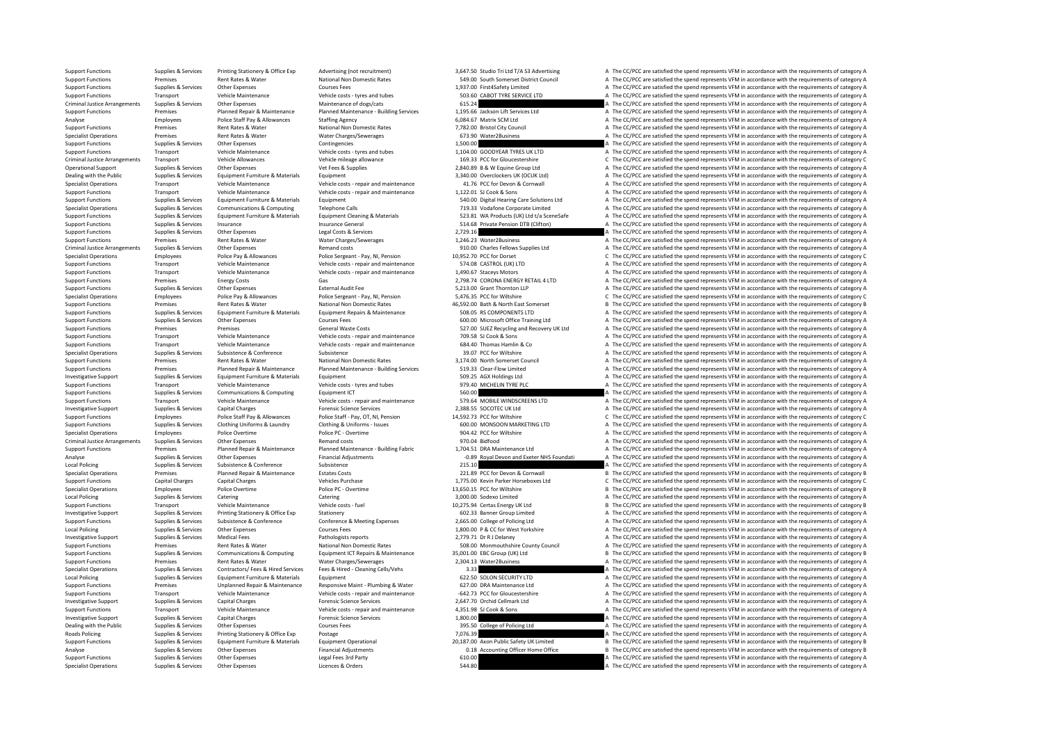| | | | | | | | |
|---|---|---|---|---|---|---|---|
| Support Functions | Supplies & Services | Printing Stationery & Office Exp | Advertising (not recruitment) | 3,647.50 | Studio Tri Ltd T/A S3 Advertising | A | The CC/PCC are satisfied the spend represents VFM in accordance with the requirements of category A |
| Support Functions | Premises | Rent Rates & Water | National Non Domestic Rates | 549.00 | South Somerset District Council | A | The CC/PCC are satisfied the spend represents VFM in accordance with the requirements of category A |
| Support Functions | Supplies & Services | Other Expenses | Courses Fees | 1,937.00 | First4Safety Limited | A | The CC/PCC are satisfied the spend represents VFM in accordance with the requirements of category A |
| Support Functions | Transport | Vehicle Maintenance | Vehicle costs - tyres and tubes | 503.60 | CABOT TYRE SERVICE LTD | A | The CC/PCC are satisfied the spend represents VFM in accordance with the requirements of category A |
| Criminal Justice Arrangements | Supplies & Services | Other Expenses | Maintenance of dogs/cats | 615.24 | | A | The CC/PCC are satisfied the spend represents VFM in accordance with the requirements of category A |
| Support Functions | Premises | Planned Repair & Maintenance | Planned Maintenance - Building Services | 1,195.66 | Jackson Lift Services Ltd | A | The CC/PCC are satisfied the spend represents VFM in accordance with the requirements of category A |
| Analyse | Employees | Police Staff Pay & Allowances | Staffing Agency | 6,084.67 | Matrix SCM Ltd | A | The CC/PCC are satisfied the spend represents VFM in accordance with the requirements of category A |
| Support Functions | Premises | Rent Rates & Water | National Non Domestic Rates | 7,782.00 | Bristol City Council | A | The CC/PCC are satisfied the spend represents VFM in accordance with the requirements of category A |
| Specialist Operations | Premises | Rent Rates & Water | Water Charges/Sewerages | 673.90 | Water2Business | A | The CC/PCC are satisfied the spend represents VFM in accordance with the requirements of category A |
| Support Functions | Supplies & Services | Other Expenses | Contingencies | 1,500.00 | | A | The CC/PCC are satisfied the spend represents VFM in accordance with the requirements of category A |
| Support Functions | Transport | Vehicle Maintenance | Vehicle costs - tyres and tubes | 1,104.00 | GOODYEAR TYRES UK LTD | A | The CC/PCC are satisfied the spend represents VFM in accordance with the requirements of category A |
| Criminal Justice Arrangements | Transport | Vehicle Allowances | Vehicle mileage allowance | 169.33 | PCC for Gloucestershire | C | The CC/PCC are satisfied the spend represents VFM in accordance with the requirements of category C |
| Operational Support | Supplies & Services | Other Expenses | Vet Fees & Supplies | 2,840.89 | B & W Equine Group Ltd | A | The CC/PCC are satisfied the spend represents VFM in accordance with the requirements of category A |
| Dealing with the Public | Supplies & Services | Equipment Furniture & Materials | Equipment | 3,340.00 | Overclockers UK (OCUK Ltd) | A | The CC/PCC are satisfied the spend represents VFM in accordance with the requirements of category A |
| Specialist Operations | Transport | Vehicle Maintenance | Vehicle costs - repair and maintenance | 41.76 | PCC for Devon & Cornwall | A | The CC/PCC are satisfied the spend represents VFM in accordance with the requirements of category A |
| Support Functions | Transport | Vehicle Maintenance | Vehicle costs - repair and maintenance | 1,122.01 | SJ Cook & Sons | A | The CC/PCC are satisfied the spend represents VFM in accordance with the requirements of category A |
| Support Functions | Supplies & Services | Equipment Furniture & Materials | Equipment | 540.00 | Digital Hearing Care Solutions Ltd | A | The CC/PCC are satisfied the spend represents VFM in accordance with the requirements of category A |
| Specialist Operations | Supplies & Services | Communications & Computing | Telephone Calls | 719.33 | Vodafone Corporate Limited | A | The CC/PCC are satisfied the spend represents VFM in accordance with the requirements of category A |
| Support Functions | Supplies & Services | Equipment Furniture & Materials | Equipment Cleaning & Materials | 523.81 | WA Products (UK) Ltd t/a SceneSafe | A | The CC/PCC are satisfied the spend represents VFM in accordance with the requirements of category A |
| Support Functions | Supplies & Services | Insurance | Insurance General | 514.68 | Private Pension DTB (Clifton) | A | The CC/PCC are satisfied the spend represents VFM in accordance with the requirements of category A |
| Support Functions | Supplies & Services | Other Expenses | Legal Costs & Services | 2,729.16 | | A | The CC/PCC are satisfied the spend represents VFM in accordance with the requirements of category A |
| Support Functions | Premises | Rent Rates & Water | Water Charges/Sewerages | 1,246.23 | Water2Business | A | The CC/PCC are satisfied the spend represents VFM in accordance with the requirements of category A |
| Criminal Justice Arrangements | Supplies & Services | Other Expenses | Remand costs | 910.00 | Charles Fellows Supplies Ltd | A | The CC/PCC are satisfied the spend represents VFM in accordance with the requirements of category A |
| Specialist Operations | Employees | Police Pay & Allowances | Police Sergeant - Pay, NI, Pension | 10,952.70 | PCC for Dorset | C | The CC/PCC are satisfied the spend represents VFM in accordance with the requirements of category C |
| Support Functions | Transport | Vehicle Maintenance | Vehicle costs - repair and maintenance | 574.08 | CASTROL (UK) LTD | A | The CC/PCC are satisfied the spend represents VFM in accordance with the requirements of category A |
| Support Functions | Transport | Vehicle Maintenance | Vehicle costs - repair and maintenance | 1,490.67 | Staceys Motors | A | The CC/PCC are satisfied the spend represents VFM in accordance with the requirements of category A |
| Support Functions | Premises | Energy Costs | Gas | 2,798.74 | CORONA ENERGY RETAIL 4 LTD | A | The CC/PCC are satisfied the spend represents VFM in accordance with the requirements of category A |
| Support Functions | Supplies & Services | Other Expenses | External Audit Fee | 5,213.00 | Grant Thornton LLP | A | The CC/PCC are satisfied the spend represents VFM in accordance with the requirements of category A |
| Specialist Operations | Employees | Police Pay & Allowances | Police Sergeant - Pay, NI, Pension | 5,476.35 | PCC for Wiltshire | C | The CC/PCC are satisfied the spend represents VFM in accordance with the requirements of category C |
| Support Functions | Premises | Rent Rates & Water | National Non Domestic Rates | 46,592.00 | Bath & North East Somerset | B | The CC/PCC are satisfied the spend represents VFM in accordance with the requirements of category B |
| Support Functions | Supplies & Services | Equipment Furniture & Materials | Equipment Repairs & Maintenance | 508.05 | RS COMPONENTS LTD | A | The CC/PCC are satisfied the spend represents VFM in accordance with the requirements of category A |
| Support Functions | Supplies & Services | Other Expenses | Courses Fees | 600.00 | Microsoft Office Training Ltd | A | The CC/PCC are satisfied the spend represents VFM in accordance with the requirements of category A |
| Support Functions | Premises | Premises | General Waste Costs | 527.00 | SUEZ Recycling and Recovery UK Ltd | A | The CC/PCC are satisfied the spend represents VFM in accordance with the requirements of category A |
| Support Functions | Transport | Vehicle Maintenance | Vehicle costs - repair and maintenance | 709.58 | SJ Cook & Sons | A | The CC/PCC are satisfied the spend represents VFM in accordance with the requirements of category A |
| Support Functions | Transport | Vehicle Maintenance | Vehicle costs - repair and maintenance | 684.40 | Thomas Hamlin & Co | A | The CC/PCC are satisfied the spend represents VFM in accordance with the requirements of category A |
| Specialist Operations | Supplies & Services | Subsistence & Conference | Subsistence | 39.07 | PCC for Wiltshire | A | The CC/PCC are satisfied the spend represents VFM in accordance with the requirements of category A |
| Support Functions | Premises | Rent Rates & Water | National Non Domestic Rates | 3,174.00 | North Somerset Council | A | The CC/PCC are satisfied the spend represents VFM in accordance with the requirements of category A |
| Support Functions | Premises | Planned Repair & Maintenance | Planned Maintenance - Building Services | 519.33 | Clear-Flow Limited | A | The CC/PCC are satisfied the spend represents VFM in accordance with the requirements of category A |
| Investigative Support | Supplies & Services | Equipment Furniture & Materials | Equipment | 509.25 | AGX Holdings Ltd | A | The CC/PCC are satisfied the spend represents VFM in accordance with the requirements of category A |
| Support Functions | Transport | Vehicle Maintenance | Vehicle costs - tyres and tubes | 979.40 | MICHELIN TYRE PLC | A | The CC/PCC are satisfied the spend represents VFM in accordance with the requirements of category A |
| Support Functions | Supplies & Services | Communications & Computing | Equipment ICT | 560.00 | | A | The CC/PCC are satisfied the spend represents VFM in accordance with the requirements of category A |
| Support Functions | Transport | Vehicle Maintenance | Vehicle costs - repair and maintenance | 579.64 | MOBILE WINDSCREENS LTD | A | The CC/PCC are satisfied the spend represents VFM in accordance with the requirements of category A |
| Investigative Support | Supplies & Services | Capital Charges | Forensic Science Services | 2,388.55 | SOCOTEC UK Ltd | A | The CC/PCC are satisfied the spend represents VFM in accordance with the requirements of category A |
| Support Functions | Employees | Police Staff Pay & Allowances | Police Staff - Pay, OT, NI, Pension | 14,592.73 | PCC for Wiltshire | C | The CC/PCC are satisfied the spend represents VFM in accordance with the requirements of category C |
| Support Functions | Supplies & Services | Clothing Uniforms & Laundry | Clothing & Uniforms - Issues | 600.00 | MONSOON MARKETING LTD | A | The CC/PCC are satisfied the spend represents VFM in accordance with the requirements of category A |
| Specialist Operations | Employees | Police Overtime | Police PC - Overtime | 904.42 | PCC for Wiltshire | A | The CC/PCC are satisfied the spend represents VFM in accordance with the requirements of category A |
| Criminal Justice Arrangements | Supplies & Services | Other Expenses | Remand costs | 970.04 | Bidfood | A | The CC/PCC are satisfied the spend represents VFM in accordance with the requirements of category A |
| Support Functions | Premises | Planned Repair & Maintenance | Planned Maintenance - Building Fabric | 1,704.51 | DRA Maintenance Ltd | A | The CC/PCC are satisfied the spend represents VFM in accordance with the requirements of category A |
| Analyse | Supplies & Services | Other Expenses | Financial Adjustments | -0.89 | Royal Devon and Exeter NHS Foundati | A | The CC/PCC are satisfied the spend represents VFM in accordance with the requirements of category A |
| Local Policing | Supplies & Services | Subsistence & Conference | Subsistence | 215.10 | | A | The CC/PCC are satisfied the spend represents VFM in accordance with the requirements of category A |
| Specialist Operations | Premises | Planned Repair & Maintenance | Estates Costs | 221.89 | PCC for Devon & Cornwall | B | The CC/PCC are satisfied the spend represents VFM in accordance with the requirements of category B |
| Support Functions | Capital Charges | Capital Charges | Vehicles Purchase | 1,775.00 | Kevin Parker Horseboxes Ltd | C | The CC/PCC are satisfied the spend represents VFM in accordance with the requirements of category C |
| Specialist Operations | Employees | Police Overtime | Police PC - Overtime | 13,650.15 | PCC for Wiltshire | B | The CC/PCC are satisfied the spend represents VFM in accordance with the requirements of category B |
| Local Policing | Supplies & Services | Catering | Catering | 3,000.00 | Sodexo Limited | A | The CC/PCC are satisfied the spend represents VFM in accordance with the requirements of category A |
| Support Functions | Transport | Vehicle Maintenance | Vehicle costs - fuel | 10,275.94 | Certas Energy UK Ltd | B | The CC/PCC are satisfied the spend represents VFM in accordance with the requirements of category B |
| Investigative Support | Supplies & Services | Printing Stationery & Office Exp | Stationery | 602.33 | Banner Group Limited | A | The CC/PCC are satisfied the spend represents VFM in accordance with the requirements of category A |
| Support Functions | Supplies & Services | Subsistence & Conference | Conference & Meeting Expenses | 2,665.00 | College of Policing Ltd | A | The CC/PCC are satisfied the spend represents VFM in accordance with the requirements of category A |
| Local Policing | Supplies & Services | Other Expenses | Courses Fees | 1,800.00 | P & CC for West Yorkshire | A | The CC/PCC are satisfied the spend represents VFM in accordance with the requirements of category A |
| Investigative Support | Supplies & Services | Medical Fees | Pathologists reports | 2,779.71 | Dr R J Delaney | A | The CC/PCC are satisfied the spend represents VFM in accordance with the requirements of category A |
| Support Functions | Premises | Rent Rates & Water | National Non Domestic Rates | 508.00 | Monmouthshire County Council | A | The CC/PCC are satisfied the spend represents VFM in accordance with the requirements of category A |
| Support Functions | Supplies & Services | Communications & Computing | Equipment ICT Repairs & Maintenance | 35,001.00 | EBC Group (UK) Ltd | B | The CC/PCC are satisfied the spend represents VFM in accordance with the requirements of category B |
| Support Functions | Premises | Rent Rates & Water | Water Charges/Sewerages | 2,304.13 | Water2Business | A | The CC/PCC are satisfied the spend represents VFM in accordance with the requirements of category A |
| Specialist Operations | Supplies & Services | Contractors/ Fees & Hired Services | Fees & Hired - Cleaning Cells/Vehs | 3.33 | | A | The CC/PCC are satisfied the spend represents VFM in accordance with the requirements of category A |
| Local Policing | Supplies & Services | Equipment Furniture & Materials | Equipment | 622.50 | SOLON SECURITY LTD | A | The CC/PCC are satisfied the spend represents VFM in accordance with the requirements of category A |
| Support Functions | Premises | Unplanned Repair & Maintenance | Responsive Maint - Plumbing & Water | 627.00 | DRA Maintenance Ltd | A | The CC/PCC are satisfied the spend represents VFM in accordance with the requirements of category A |
| Support Functions | Transport | Vehicle Maintenance | Vehicle costs - repair and maintenance | -642.73 | PCC for Gloucestershire | A | The CC/PCC are satisfied the spend represents VFM in accordance with the requirements of category A |
| Investigative Support | Supplies & Services | Capital Charges | Forensic Science Services | 2,647.70 | Orchid Cellmark Ltd | A | The CC/PCC are satisfied the spend represents VFM in accordance with the requirements of category A |
| Support Functions | Transport | Vehicle Maintenance | Vehicle costs - repair and maintenance | 4,351.98 | SJ Cook & Sons | A | The CC/PCC are satisfied the spend represents VFM in accordance with the requirements of category A |
| Investigative Support | Supplies & Services | Capital Charges | Forensic Science Services | 1,800.00 | | A | The CC/PCC are satisfied the spend represents VFM in accordance with the requirements of category A |
| Dealing with the Public | Supplies & Services | Other Expenses | Courses Fees | 395.50 | College of Policing Ltd | A | The CC/PCC are satisfied the spend represents VFM in accordance with the requirements of category A |
| Roads Policing | Supplies & Services | Printing Stationery & Office Exp | Postage | 7,076.39 | | A | The CC/PCC are satisfied the spend represents VFM in accordance with the requirements of category A |
| Support Functions | Supplies & Services | Equipment Furniture & Materials | Equipment Operational | 20,187.00 | Axon Public Safety UK Limited | B | The CC/PCC are satisfied the spend represents VFM in accordance with the requirements of category B |
| Analyse | Supplies & Services | Other Expenses | Financial Adjustments | 0.18 | Accounting Officer Home Office | B | The CC/PCC are satisfied the spend represents VFM in accordance with the requirements of category B |
| Support Functions | Supplies & Services | Other Expenses | Legal Fees 3rd Party | 610.00 | | A | The CC/PCC are satisfied the spend represents VFM in accordance with the requirements of category A |
| Specialist Operations | Supplies & Services | Other Expenses | Licences & Orders | 544.80 | | A | The CC/PCC are satisfied the spend represents VFM in accordance with the requirements of category A |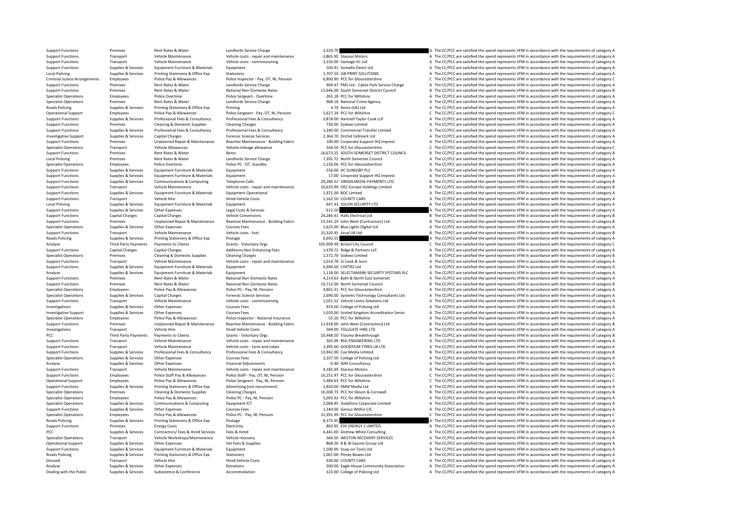| | | | | | | | |
|---|---|---|---|---|---|---|---|
| Support Functions | Premises | Rent Rates & Water | Landlords Service Charge | 3,329.79 | | A | The CC/PCC are satisfied the spend represents VFM in accordance with the requirements of category A |
| Support Functions | Transport | Vehicle Maintenance | Vehicle costs - repair and maintenance | 3,865.95 | Staceys Motors | A | The CC/PCC are satisfied the spend represents VFM in accordance with the requirements of category A |
| Support Functions | Transport | Vehicle Maintenance | Vehicle costs - commissioning | 3,150.00 | Vantage VC Ltd | A | The CC/PCC are satisfied the spend represents VFM in accordance with the requirements of category A |
| Support Functions | Supplies & Services | Equipment Furniture & Materials | Equipment | 504.91 | Screwfix Direct Ltd | A | The CC/PCC are satisfied the spend represents VFM in accordance with the requirements of category A |
| Local Policing | Supplies & Services | Printing Stationery & Office Exp | Stationery | 1,707.50 | JSB PRINT SOLUTIONS | A | The CC/PCC are satisfied the spend represents VFM in accordance with the requirements of category A |
| Criminal Justice Arrangements | Employees | Police Pay & Allowances | Police Inspector - Pay, OT, NI, Pension | 6,800.90 | PCC for Gloucestershire | C | The CC/PCC are satisfied the spend represents VFM in accordance with the requirements of category C |
| Support Functions | Premises | Rent Rates & Water | Landlords Service Charge | 969.47 | FMS Ltd - Cabot Park Service Charge | A | The CC/PCC are satisfied the spend represents VFM in accordance with the requirements of category A |
| Support Functions | Premises | Rent Rates & Water | National Non Domestic Rates | 12,646.00 | South Somerset District Council | B | The CC/PCC are satisfied the spend represents VFM in accordance with the requirements of category B |
| Specialist Operations | Employees | Police Overtime | Police Sergeant - Overtime | 265.18 | PCC for Wiltshire | A | The CC/PCC are satisfied the spend represents VFM in accordance with the requirements of category A |
| Specialist Operations | Premises | Rent Rates & Water | Landlords Service Charge | 968.18 | National Crime Agency | A | The CC/PCC are satisfied the spend represents VFM in accordance with the requirements of category A |
| Roads Policing | Supplies & Services | Printing Stationery & Office Exp | Printing | 4.79 | Xerox (UK) Ltd | A | The CC/PCC are satisfied the spend represents VFM in accordance with the requirements of category A |
| Operational Support | Employees | Police Pay & Allowances | Police Sergeant - Pay, OT, NI, Pension | 5,627.24 | PCC for Wiltshire | C | The CC/PCC are satisfied the spend represents VFM in accordance with the requirements of category C |
| Support Functions | Supplies & Services | Professional Fees & Consultancy | Professional Fees & Consultancy | 3,878.00 | Hartnell Taylor Cook LLP | A | The CC/PCC are satisfied the spend represents VFM in accordance with the requirements of category A |
| Support Functions | Premises | Cleaning & Domestic Supplies | Cleaning Charges | 730.00 | Sodexo Limited | A | The CC/PCC are satisfied the spend represents VFM in accordance with the requirements of category A |
| Support Functions | Supplies & Services | Professional Fees & Consultancy | Professional Fees & Consultancy | 1,340.00 | Commercial Transfer Limited | A | The CC/PCC are satisfied the spend represents VFM in accordance with the requirements of category A |
| Investigative Support | Supplies & Services | Capital Charges | Forensic Science Services | 2,364.70 | Orchid Cellmark Ltd | A | The CC/PCC are satisfied the spend represents VFM in accordance with the requirements of category A |
| Support Functions | Premises | Unplanned Repair & Maintenance | Reactive Maintenance - Building Fabric | 100.00 | Corporate Support HQ Imprest | A | The CC/PCC are satisfied the spend represents VFM in accordance with the requirements of category A |
| Specialist Operations | Transport | Vehicle Allowances | Vehicle mileage allowance | 544.50 | PCC for Gloucestershire | C | The CC/PCC are satisfied the spend represents VFM in accordance with the requirements of category C |
| Support Functions | Premises | Rent Rates & Water | Rents | 16,673.25 | SOUTH SOMERSET DISTRICT COUNCIL | B | The CC/PCC are satisfied the spend represents VFM in accordance with the requirements of category B |
| Local Policing | Premises | Rent Rates & Water | Landlords Service Charge | 7,391.71 | North Somerset Council | A | The CC/PCC are satisfied the spend represents VFM in accordance with the requirements of category A |
| Specialist Operations | Employees | Police Overtime | Police PC - OT, Standby | 1,150.06 | PCC for Gloucestershire | A | The CC/PCC are satisfied the spend represents VFM in accordance with the requirements of category A |
| Support Functions | Supplies & Services | Equipment Furniture & Materials | Equipment | 556.00 | HC SLINGSBY PLC | A | The CC/PCC are satisfied the spend represents VFM in accordance with the requirements of category A |
| Support Functions | Supplies & Services | Equipment Furniture & Materials | Equipment | 17.00 | Corporate Support HQ Imprest | A | The CC/PCC are satisfied the spend represents VFM in accordance with the requirements of category A |
| Support Functions | Supplies & Services | Communications & Computing | Telephone Calls | 29,280.52 | VIRGIN MEDIA PAYMENTS LTD | B | The CC/PCC are satisfied the spend represents VFM in accordance with the requirements of category B |
| Support Functions | Transport | Vehicle Maintenance | Vehicle costs - repair and maintenance | 10,633.99 | OEC Europe Holdings Limited | B | The CC/PCC are satisfied the spend represents VFM in accordance with the requirements of category B |
| Support Functions | Supplies & Services | Equipment Furniture & Materials | Equipment Operational | 1,971.00 | BOC Limited | A | The CC/PCC are satisfied the spend represents VFM in accordance with the requirements of category A |
| Support Functions | Transport | Vehicle Hire | Hired Vehicle Costs | 1,162.50 | COUNTY CARS | A | The CC/PCC are satisfied the spend represents VFM in accordance with the requirements of category A |
| Local Policing | Supplies & Services | Equipment Furniture & Materials | Equipment | 647.43 | SOLON SECURITY LTD | A | The CC/PCC are satisfied the spend represents VFM in accordance with the requirements of category A |
| Support Functions | Supplies & Services | Other Expenses | Legal Costs & Services | 612.50 | | A | The CC/PCC are satisfied the spend represents VFM in accordance with the requirements of category A |
| Support Functions | Capital Charges | Capital Charges | Vehicle Conversions | 24,284.41 | Halls Electrical Ltd | B | The CC/PCC are satisfied the spend represents VFM in accordance with the requirements of category B |
| Support Functions | Premises | Unplanned Repair & Maintenance | Reactive Maintenance - Building Fabric | 15,541.19 | John West (Contractors) Ltd | B | The CC/PCC are satisfied the spend represents VFM in accordance with the requirements of category B |
| Specialist Operations | Supplies & Services | Other Expenses | Courses Fees | 1,625.00 | Blue Lights Digital Ltd | A | The CC/PCC are satisfied the spend represents VFM in accordance with the requirements of category A |
| Support Functions | Transport | Vehicle Maintenance | Vehicle costs - fuel | 31,320.95 | Arval UK Ltd | B | The CC/PCC are satisfied the spend represents VFM in accordance with the requirements of category B |
| Roads Policing | Supplies & Services | Printing Stationery & Office Exp | Postage | 6,692.55 | | A | The CC/PCC are satisfied the spend represents VFM in accordance with the requirements of category A |
| Analyse | Third Party Payments | Payments to Clients | Grants - Voluntary Orgs | 105,999.99 | Bristol City Council | C | The CC/PCC are satisfied the spend represents VFM in accordance with the requirements of category C |
| Support Functions | Capital Charges | Capital Charges | Additions:Non Enhancing Fees | 1,478.72 | Ridge & Partners LLP | A | The CC/PCC are satisfied the spend represents VFM in accordance with the requirements of category A |
| Specialist Operations | Premises | Cleaning & Domestic Supplies | Cleaning Charges | 1,572.70 | Sodexo Limited | B | The CC/PCC are satisfied the spend represents VFM in accordance with the requirements of category B |
| Support Functions | Transport | Vehicle Maintenance | Vehicle costs - repair and maintenance | 1,014.78 | SJ Cook & Sons | A | The CC/PCC are satisfied the spend represents VFM in accordance with the requirements of category A |
| Support Functions | Supplies & Services | Equipment Furniture & Materials | Equipment | 6,990.00 | COPTRZ Ltd | A | The CC/PCC are satisfied the spend represents VFM in accordance with the requirements of category A |
| Analyse | Supplies & Services | Equipment Furniture & Materials | Equipment | 1,118.00 | SELECTAMARK SECURITY SYSTEMS PLC | A | The CC/PCC are satisfied the spend represents VFM in accordance with the requirements of category A |
| Support Functions | Premises | Rent Rates & Water | National Non Domestic Rates | 4,214.63 | Bath & North East Somerset | A | The CC/PCC are satisfied the spend represents VFM in accordance with the requirements of category A |
| Support Functions | Premises | Rent Rates & Water | National Non Domestic Rates | 19,712.00 | North Somerset Council | B | The CC/PCC are satisfied the spend represents VFM in accordance with the requirements of category B |
| Specialist Operations | Employees | Police Pay & Allowances | Police PC - Pay, NI, Pension | 4,861.31 | PCC for Gloucestershire | A | The CC/PCC are satisfied the spend represents VFM in accordance with the requirements of category A |
| Specialist Operations | Supplies & Services | Capital Charges | Forensic Science Services | 2,690.00 | Systems Technology Consultants Ltd | A | The CC/PCC are satisfied the spend represents VFM in accordance with the requirements of category A |
| Support Functions | Transport | Vehicle Maintenance | Vehicle costs - commissioning | 1,051.52 | Vehicle Livery Solutions Ltd | A | The CC/PCC are satisfied the spend represents VFM in accordance with the requirements of category A |
| Investigations | Supplies & Services | Other Expenses | Courses Fees | 919.00 | College of Policing Ltd | A | The CC/PCC are satisfied the spend represents VFM in accordance with the requirements of category A |
| Investigative Support | Supplies & Services | Other Expenses | Courses Fees | 1,020.00 | United Kingdom Accreditation Servic | A | The CC/PCC are satisfied the spend represents VFM in accordance with the requirements of category A |
| Specialist Operations | Employees | Police Pay & Allowances | Police Inspector - National Insurance | 55.20 | PCC for Wiltshire | A | The CC/PCC are satisfied the spend represents VFM in accordance with the requirements of category A |
| Support Functions | Premises | Unplanned Repair & Maintenance | Reactive Maintenance - Building Fabric | 11,918.00 | John West (Contractors) Ltd | B | The CC/PCC are satisfied the spend represents VFM in accordance with the requirements of category B |
| Investigations | Transport | Vehicle Hire | Hired Vehicle Costs | 594.00 | TOLLGATE HIRE LTD | A | The CC/PCC are satisfied the spend represents VFM in accordance with the requirements of category A |
| PCC | Third Party Payments | Payments to Clients | Grants - Voluntary Orgs | 10,448.50 | Trauma Breakthrough | B | The CC/PCC are satisfied the spend represents VFM in accordance with the requirements of category B |
| Support Functions | Transport | Vehicle Maintenance | Vehicle costs - repair and maintenance | 565.09 | RSG ENGINEERING LTD | A | The CC/PCC are satisfied the spend represents VFM in accordance with the requirements of category A |
| Support Functions | Transport | Vehicle Maintenance | Vehicle costs - tyres and tubes | 1,395.00 | GOODYEAR TYRES UK LTD | A | The CC/PCC are satisfied the spend represents VFM in accordance with the requirements of category A |
| Support Functions | Supplies & Services | Professional Fees & Consultancy | Professional Fees & Consultancy | 13,942.00 | Cue Media Limited | B | The CC/PCC are satisfied the spend represents VFM in accordance with the requirements of category B |
| Specialist Operations | Supplies & Services | Other Expenses | Courses Fees | 3,107.50 | College of Policing Ltd | A | The CC/PCC are satisfied the spend represents VFM in accordance with the requirements of category A |
| Analyse | Supplies & Services | Other Expenses | Financial Adjustments | -0.40 | IGM Consultancy | A | The CC/PCC are satisfied the spend represents VFM in accordance with the requirements of category A |
| Support Functions | Transport | Vehicle Maintenance | Vehicle costs - repair and maintenance | 4,182.49 | Staceys Motors | A | The CC/PCC are satisfied the spend represents VFM in accordance with the requirements of category A |
| Support Functions | Employees | Police Staff Pay & Allowances | Police Staff - Pay, OT, NI, Pension | 16,251.97 | PCC for Gloucestershire | C | The CC/PCC are satisfied the spend represents VFM in accordance with the requirements of category C |
| Operational Support | Employees | Police Pay & Allowances | Police Sergeant - Pay, NI, Pension | 5,484.63 | PCC for Wiltshire | C | The CC/PCC are satisfied the spend represents VFM in accordance with the requirements of category C |
| Support Functions | Supplies & Services | Printing Stationery & Office Exp | Advertising (not recruitment) | 1,850.00 | SMM Media Ltd | A | The CC/PCC are satisfied the spend represents VFM in accordance with the requirements of category A |
| Specialist Operations | Premises | Cleaning & Domestic Supplies | Cleaning Charges | 10,308.73 | PCC for Devon & Cornwall | B | The CC/PCC are satisfied the spend represents VFM in accordance with the requirements of category B |
| Specialist Operations | Employees | Police Pay & Allowances | Police PC - Pay, NI, Pension | 5,093.92 | PCC for Wiltshire | A | The CC/PCC are satisfied the spend represents VFM in accordance with the requirements of category A |
| Specialist Operations | Supplies & Services | Communications & Computing | Equipment ICT | 2,068.85 | Vodafone Corporate Limited | A | The CC/PCC are satisfied the spend represents VFM in accordance with the requirements of category A |
| Support Functions | Supplies & Services | Other Expenses | Courses Fees | 1,344.00 | Genius Within CIC | A | The CC/PCC are satisfied the spend represents VFM in accordance with the requirements of category A |
| Specialist Operations | Employees | Police Pay & Allowances | Police PC - Pay, NI, Pension | 31,391.99 | PCC for Gloucestershire | C | The CC/PCC are satisfied the spend represents VFM in accordance with the requirements of category C |
| Roads Policing | Supplies & Services | Printing Stationery & Office Exp | Postage | 8,375.45 | | A | The CC/PCC are satisfied the spend represents VFM in accordance with the requirements of category A |
| Support Functions | Premises | Energy Costs | Electricity | 863.95 | EDF ENERGY 1 LIMITED | A | The CC/PCC are satisfied the spend represents VFM in accordance with the requirements of category A |
| PCC | Supplies & Services | Contractors/ Fees & Hired Services | Fees & Hired | 4,441.00 | Andrew White Consulting | A | The CC/PCC are satisfied the spend represents VFM in accordance with the requirements of category A |
| Specialist Operations | Transport | Vehicle Workshops/Maintenance | Vehicle recovery | 584.50 | WESTON RECOVERY SERVICES | A | The CC/PCC are satisfied the spend represents VFM in accordance with the requirements of category A |
| Operational Support | Supplies & Services | Other Expenses | Vet Fees & Supplies | 868.56 | B & W Equine Group Ltd | A | The CC/PCC are satisfied the spend represents VFM in accordance with the requirements of category A |
| Support Functions | Supplies & Services | Equipment Furniture & Materials | Equipment | 1,500.00 | Snap-on Tools Ltd | A | The CC/PCC are satisfied the spend represents VFM in accordance with the requirements of category A |
| Roads Policing | Supplies & Services | Printing Stationery & Office Exp | Stationery | 1,067.00 | Pitney Bowes Ltd | A | The CC/PCC are satisfied the spend represents VFM in accordance with the requirements of category A |
| Disused | Transport | Vehicle Hire | Hired Vehicle Costs | 930.00 | COUNTY CARS | A | The CC/PCC are satisfied the spend represents VFM in accordance with the requirements of category A |
| Analyse | Supplies & Services | Other Expenses | Donations | 500.00 | Eagle House Community Association | A | The CC/PCC are satisfied the spend represents VFM in accordance with the requirements of category A |
| Dealing with the Public | Supplies & Services | Subsistence & Conference | Accommodation | 323.00 | College of Policing Ltd | A | The CC/PCC are satisfied the spend represents VFM in accordance with the requirements of category A |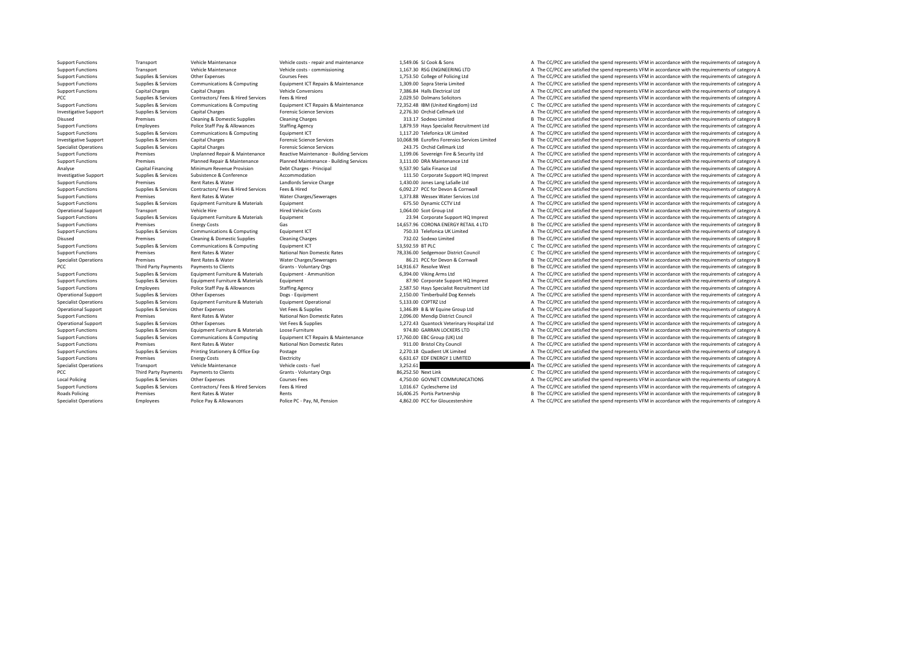| | | | | | | | |
|---|---|---|---|---|---|---|---|
| Support Functions | Transport | Vehicle Maintenance | Vehicle costs - repair and maintenance | 1,549.06 | SJ Cook & Sons | A | The CC/PCC are satisfied the spend represents VFM in accordance with the requirements of category A |
| Support Functions | Transport | Vehicle Maintenance | Vehicle costs - commissioning | 1,167.30 | RSG ENGINEERING LTD | A | The CC/PCC are satisfied the spend represents VFM in accordance with the requirements of category A |
| Support Functions | Supplies & Services | Other Expenses | Courses Fees | 1,753.50 | College of Policing Ltd | A | The CC/PCC are satisfied the spend represents VFM in accordance with the requirements of category A |
| Support Functions | Supplies & Services | Communications & Computing | Equipment ICT Repairs & Maintenance | 1,309.00 | Sopra Steria Limited | A | The CC/PCC are satisfied the spend represents VFM in accordance with the requirements of category A |
| Support Functions | Capital Charges | Capital Charges | Vehicle Conversions | 7,386.84 | Halls Electrical Ltd | A | The CC/PCC are satisfied the spend represents VFM in accordance with the requirements of category A |
| PCC | Supplies & Services | Contractors/ Fees & Hired Services | Fees & Hired | 2,029.50 | Dolmans Solicitors | A | The CC/PCC are satisfied the spend represents VFM in accordance with the requirements of category A |
| Support Functions | Supplies & Services | Communications & Computing | Equipment ICT Repairs & Maintenance | 72,352.48 | IBM (United Kingdom) Ltd | C | The CC/PCC are satisfied the spend represents VFM in accordance with the requirements of category C |
| Investigative Support | Supplies & Services | Capital Charges | Forensic Science Services | 2,276.30 | Orchid Cellmark Ltd | A | The CC/PCC are satisfied the spend represents VFM in accordance with the requirements of category A |
| Disused | Premises | Cleaning & Domestic Supplies | Cleaning Charges | 313.17 | Sodexo Limited | B | The CC/PCC are satisfied the spend represents VFM in accordance with the requirements of category B |
| Support Functions | Employees | Police Staff Pay & Allowances | Staffing Agency | 1,879.59 | Hays Specialist Recruitment Ltd | A | The CC/PCC are satisfied the spend represents VFM in accordance with the requirements of category A |
| Support Functions | Supplies & Services | Communications & Computing | Equipment ICT | 1,117.20 | Telefonica UK Limited | A | The CC/PCC are satisfied the spend represents VFM in accordance with the requirements of category A |
| Investigative Support | Supplies & Services | Capital Charges | Forensic Science Services | 10,068.98 | Eurofins Forensics Services Limited | B | The CC/PCC are satisfied the spend represents VFM in accordance with the requirements of category B |
| Specialist Operations | Supplies & Services | Capital Charges | Forensic Science Services | 243.75 | Orchid Cellmark Ltd | A | The CC/PCC are satisfied the spend represents VFM in accordance with the requirements of category A |
| Support Functions | Premises | Unplanned Repair & Maintenance | Reactive Maintenance - Building Services | 1,199.06 | Sovereign Fire & Security Ltd | A | The CC/PCC are satisfied the spend represents VFM in accordance with the requirements of category A |
| Support Functions | Premises | Planned Repair & Maintenance | Planned Maintenance - Building Services | 3,111.00 | DRA Maintenance Ltd | A | The CC/PCC are satisfied the spend represents VFM in accordance with the requirements of category A |
| Analyse | Capital Financing | Minimum Revenue Provision | Debt Charges - Principal | 9,537.90 | Salix Finance Ltd | A | The CC/PCC are satisfied the spend represents VFM in accordance with the requirements of category A |
| Investigative Support | Supplies & Services | Subsistence & Conference | Accommodation | 111.50 | Corporate Support HQ Imprest | A | The CC/PCC are satisfied the spend represents VFM in accordance with the requirements of category A |
| Support Functions | Premises | Rent Rates & Water | Landlords Service Charge | 1,430.00 | Jones Lang LaSalle Ltd | A | The CC/PCC are satisfied the spend represents VFM in accordance with the requirements of category A |
| Support Functions | Supplies & Services | Contractors/ Fees & Hired Services | Fees & Hired | 6,092.27 | PCC for Devon & Cornwall | A | The CC/PCC are satisfied the spend represents VFM in accordance with the requirements of category A |
| Support Functions | Premises | Rent Rates & Water | Water Charges/Sewerages | 1,373.88 | Wessex Water Services Ltd | A | The CC/PCC are satisfied the spend represents VFM in accordance with the requirements of category A |
| Support Functions | Supplies & Services | Equipment Furniture & Materials | Equipment | 675.50 | Dynamic CCTV Ltd | A | The CC/PCC are satisfied the spend represents VFM in accordance with the requirements of category A |
| Operational Support | Transport | Vehicle Hire | Hired Vehicle Costs | 1,064.00 | Scot Group Ltd | A | The CC/PCC are satisfied the spend represents VFM in accordance with the requirements of category A |
| Support Functions | Supplies & Services | Equipment Furniture & Materials | Equipment | 23.94 | Corporate Support HQ Imprest | A | The CC/PCC are satisfied the spend represents VFM in accordance with the requirements of category A |
| Support Functions | Premises | Energy Costs | Gas | 14,657.96 | CORONA ENERGY RETAIL 4 LTD | B | The CC/PCC are satisfied the spend represents VFM in accordance with the requirements of category B |
| Support Functions | Supplies & Services | Communications & Computing | Equipment ICT | 750.33 | Telefonica UK Limited | A | The CC/PCC are satisfied the spend represents VFM in accordance with the requirements of category A |
| Disused | Premises | Cleaning & Domestic Supplies | Cleaning Charges | 732.02 | Sodexo Limited | B | The CC/PCC are satisfied the spend represents VFM in accordance with the requirements of category B |
| Support Functions | Supplies & Services | Communications & Computing | Equipment ICT | 53,592.59 | BT PLC | C | The CC/PCC are satisfied the spend represents VFM in accordance with the requirements of category C |
| Support Functions | Premises | Rent Rates & Water | National Non Domestic Rates | 78,336.00 | Sedgemoor District Council | C | The CC/PCC are satisfied the spend represents VFM in accordance with the requirements of category C |
| Specialist Operations | Premises | Rent Rates & Water | Water Charges/Sewerages | 86.21 | PCC for Devon & Cornwall | B | The CC/PCC are satisfied the spend represents VFM in accordance with the requirements of category B |
| PCC | Third Party Payments | Payments to Clients | Grants - Voluntary Orgs | 14,916.67 | Resolve West | B | The CC/PCC are satisfied the spend represents VFM in accordance with the requirements of category B |
| Support Functions | Supplies & Services | Equipment Furniture & Materials | Equipment - Ammunition | 6,394.00 | Viking Arms Ltd | A | The CC/PCC are satisfied the spend represents VFM in accordance with the requirements of category A |
| Support Functions | Supplies & Services | Equipment Furniture & Materials | Equipment | 87.90 | Corporate Support HQ Imprest | A | The CC/PCC are satisfied the spend represents VFM in accordance with the requirements of category A |
| Support Functions | Employees | Police Staff Pay & Allowances | Staffing Agency | 2,587.50 | Hays Specialist Recruitment Ltd | A | The CC/PCC are satisfied the spend represents VFM in accordance with the requirements of category A |
| Operational Support | Supplies & Services | Other Expenses | Dogs - Equipment | 2,150.00 | Timberbuild Dog Kennels | A | The CC/PCC are satisfied the spend represents VFM in accordance with the requirements of category A |
| Specialist Operations | Supplies & Services | Equipment Furniture & Materials | Equipment Operational | 5,133.00 | COPTRZ Ltd | A | The CC/PCC are satisfied the spend represents VFM in accordance with the requirements of category A |
| Operational Support | Supplies & Services | Other Expenses | Vet Fees & Supplies | 1,346.89 | B & W Equine Group Ltd | A | The CC/PCC are satisfied the spend represents VFM in accordance with the requirements of category A |
| Support Functions | Premises | Rent Rates & Water | National Non Domestic Rates | 2,096.00 | Mendip District Council | A | The CC/PCC are satisfied the spend represents VFM in accordance with the requirements of category A |
| Operational Support | Supplies & Services | Other Expenses | Vet Fees & Supplies | 1,272.43 | Quantock Veterinary Hospital Ltd | A | The CC/PCC are satisfied the spend represents VFM in accordance with the requirements of category A |
| Support Functions | Supplies & Services | Equipment Furniture & Materials | Loose Furniture | 974.80 | GARRAN LOCKERS LTD | A | The CC/PCC are satisfied the spend represents VFM in accordance with the requirements of category A |
| Support Functions | Supplies & Services | Communications & Computing | Equipment ICT Repairs & Maintenance | 17,760.00 | EBC Group (UK) Ltd | B | The CC/PCC are satisfied the spend represents VFM in accordance with the requirements of category B |
| Support Functions | Premises | Rent Rates & Water | National Non Domestic Rates | 911.00 | Bristol City Council | A | The CC/PCC are satisfied the spend represents VFM in accordance with the requirements of category A |
| Support Functions | Supplies & Services | Printing Stationery & Office Exp | Postage | 2,270.18 | Quadient UK Limited | A | The CC/PCC are satisfied the spend represents VFM in accordance with the requirements of category A |
| Support Functions | Premises | Energy Costs | Electricity | 6,631.67 | EDF ENERGY 1 LIMITED | A | The CC/PCC are satisfied the spend represents VFM in accordance with the requirements of category A |
| Specialist Operations | Transport | Vehicle Maintenance | Vehicle costs - fuel | 3,252.61 | | A | The CC/PCC are satisfied the spend represents VFM in accordance with the requirements of category A |
| PCC | Third Party Payments | Payments to Clients | Grants - Voluntary Orgs | 86,252.50 | Next Link | C | The CC/PCC are satisfied the spend represents VFM in accordance with the requirements of category C |
| Local Policing | Supplies & Services | Other Expenses | Courses Fees | 4,750.00 | GOVNET COMMUNICATIONS | A | The CC/PCC are satisfied the spend represents VFM in accordance with the requirements of category A |
| Support Functions | Supplies & Services | Contractors/ Fees & Hired Services | Fees & Hired | 1,016.67 | Cyclescheme Ltd | A | The CC/PCC are satisfied the spend represents VFM in accordance with the requirements of category A |
| Roads Policing | Premises | Rent Rates & Water | Rents | 16,406.25 | Portis Partnership | B | The CC/PCC are satisfied the spend represents VFM in accordance with the requirements of category B |
| Specialist Operations | Employees | Police Pay & Allowances | Police PC - Pay, NI, Pension | 4,862.00 | PCC for Gloucestershire | A | The CC/PCC are satisfied the spend represents VFM in accordance with the requirements of category A |